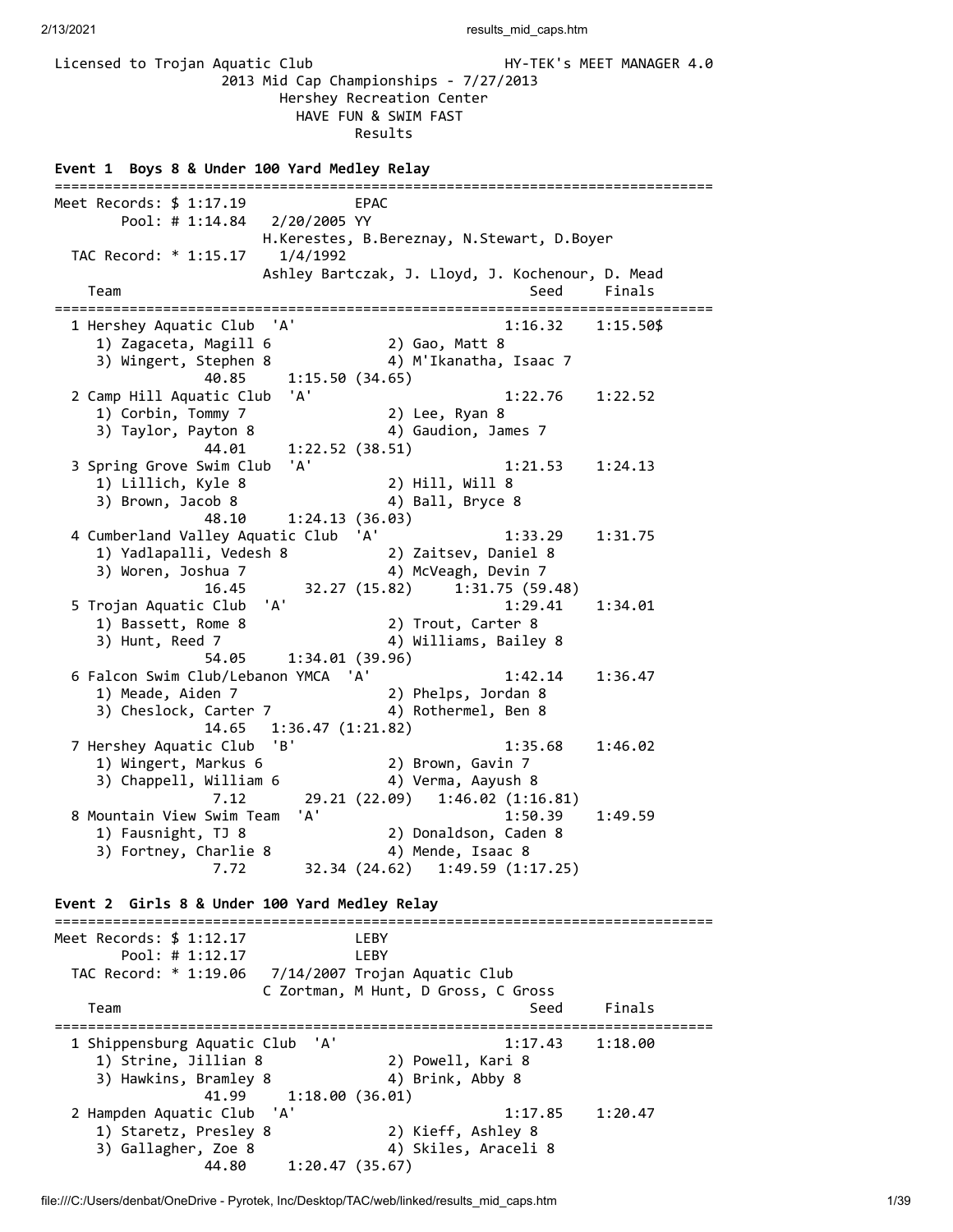Licensed to Trojan Aquatic Club HY-TEK's MEET MANAGER 4.0

2013 Mid Cap Championships - 7/27/2013

Hershey Recreation Center

HAVE FUN & SWIM FAST

Results

**Event 1 Boys 8 & Under 100 Yard Medley Relay**

```
===============================================================================
Meet Records: $ 1:17.19              EPAC
        Pool: # 1:14.84   2/20/2005 YY
                          H.Kerestes, B.Bereznay, N.Stewart, D.Boyer
  TAC Record: * 1:15.17    1/4/1992
                          Ashley Bartczak, J. Lloyd, J. Kochenour, D. Mead
    Team                                            Seed     Finals
===============================================================================
  1 Hershey Aquatic Club  'A'                     1:16.32    1:15.50$
     1) Zagaceta, Magill 6            2) Gao, Matt 8
     3) Wingert, Stephen 8            4) M'Ikanatha, Isaac 7
              40.85     1:15.50 (34.65)
  2 Camp Hill Aquatic Club  'A'                   1:22.76    1:22.52
     1) Corbin, Tommy 7               2) Lee, Ryan 8
     3) Taylor, Payton 8              4) Gaudion, James 7
              44.01     1:22.52 (38.51)
  3 Spring Grove Swim Club  'A'                   1:21.53    1:24.13
     1) Lillich, Kyle 8               2) Hill, Will 8
     3) Brown, Jacob 8                4) Ball, Bryce 8
              48.10     1:24.13 (36.03)
  4 Cumberland Valley Aquatic Club  'A'           1:33.29    1:31.75
     1) Yadlapalli, Vedesh 8          2) Zaitsev, Daniel 8
     3) Woren, Joshua 7               4) McVeagh, Devin 7
              16.45       32.27 (15.82)     1:31.75 (59.48)
  5 Trojan Aquatic Club  'A'                      1:29.41    1:34.01
     1) Bassett, Rome 8               2) Trout, Carter 8
     3) Hunt, Reed 7                  4) Williams, Bailey 8
              54.05     1:34.01 (39.96)
  6 Falcon Swim Club/Lebanon YMCA  'A'            1:42.14    1:36.47
     1) Meade, Aiden 7                2) Phelps, Jordan 8
     3) Cheslock, Carter 7            4) Rothermel, Ben 8
              14.65   1:36.47 (1:21.82)
  7 Hershey Aquatic Club  'B'                     1:35.68    1:46.02
     1) Wingert, Markus 6             2) Brown, Gavin 7
     3) Chappell, William 6           4) Verma, Aayush 8
               7.12       29.21 (22.09)   1:46.02 (1:16.81)
  8 Mountain View Swim Team  'A'                  1:50.39    1:49.59
     1) Fausnight, TJ 8               2) Donaldson, Caden 8
     3) Fortney, Charlie 8            4) Mende, Isaac 8
               7.72       32.34 (24.62)   1:49.59 (1:17.25)
```

**Event 2 Girls 8 & Under 100 Yard Medley Relay**

```
===============================================================================
Meet Records: $ 1:12.17              LEBY
        Pool: # 1:12.17              LEBY
  TAC Record: * 1:19.06   7/14/2007 Trojan Aquatic Club
                          C Zortman, M Hunt, D Gross, C Gross
    Team                                            Seed     Finals
===============================================================================
  1 Shippensburg Aquatic Club  'A'                1:17.43    1:18.00
     1) Strine, Jillian 8             2) Powell, Kari 8
     3) Hawkins, Bramley 8            4) Brink, Abby 8
              41.99     1:18.00 (36.01)
  2 Hampden Aquatic Club  'A'                     1:17.85    1:20.47
     1) Staretz, Presley 8            2) Kieff, Ashley 8
     3) Gallagher, Zoe 8              4) Skiles, Araceli 8
              44.80     1:20.47 (35.67)
```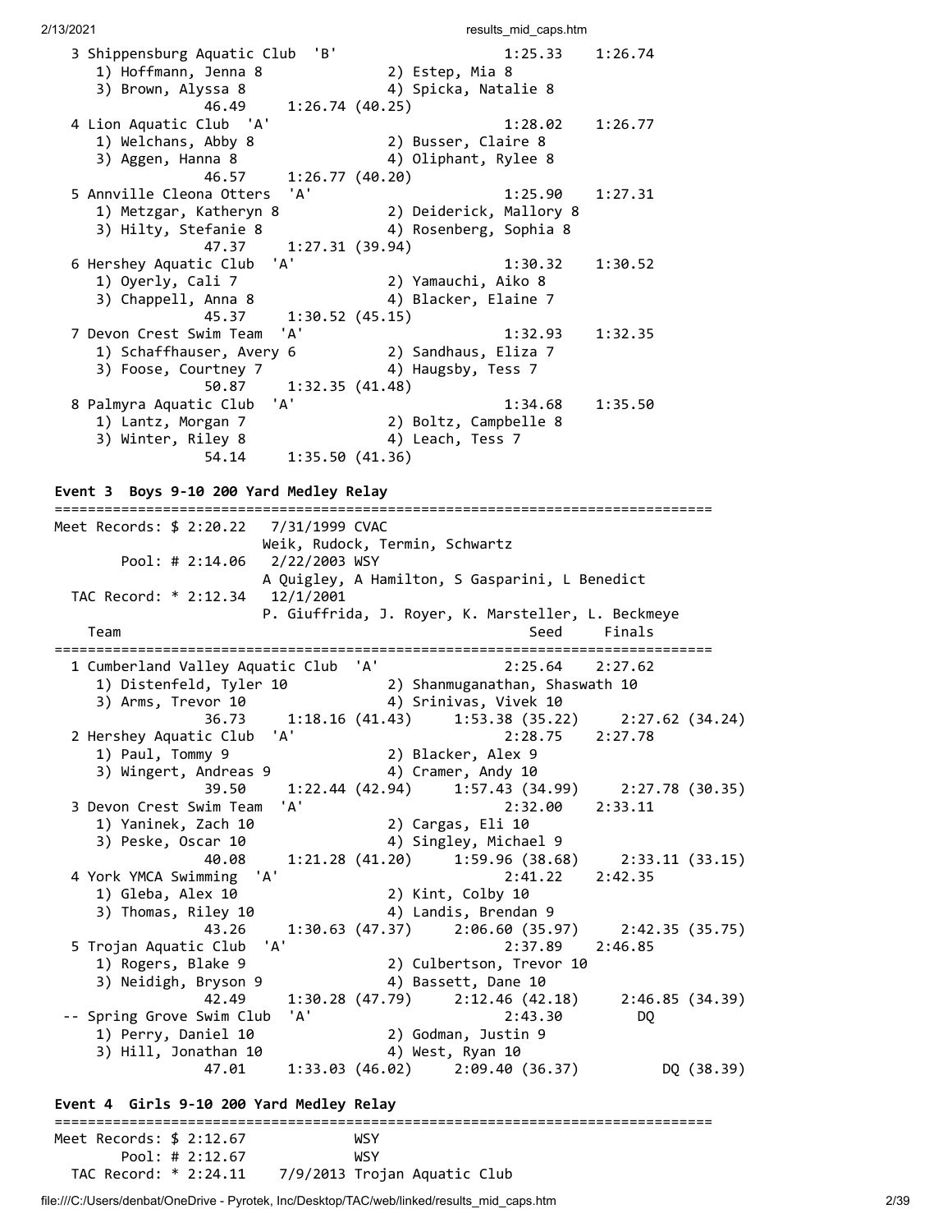```
  3 Shippensburg Aquatic Club  'B'                    1:25.33    1:26.74
     1) Hoffmann, Jenna 8              2) Estep, Mia 8
     3) Brown, Alyssa 8                4) Spicka, Natalie 8
               46.49     1:26.74 (40.25)
  4 Lion Aquatic Club  'A'                            1:28.02    1:26.77
     1) Welchans, Abby 8               2) Busser, Claire 8
     3) Aggen, Hanna 8                 4) Oliphant, Rylee 8
               46.57     1:26.77 (40.20)
  5 Annville Cleona Otters  'A'                       1:25.90    1:27.31
     1) Metzgar, Katheryn 8            2) Deiderick, Mallory 8
     3) Hilty, Stefanie 8              4) Rosenberg, Sophia 8
               47.37     1:27.31 (39.94)
  6 Hershey Aquatic Club  'A'                         1:30.32    1:30.52
     1) Oyerly, Cali 7                 2) Yamauchi, Aiko 8
     3) Chappell, Anna 8               4) Blacker, Elaine 7
               45.37     1:30.52 (45.15)
  7 Devon Crest Swim Team  'A'                        1:32.93    1:32.35
     1) Schaffhauser, Avery 6          2) Sandhaus, Eliza 7
     3) Foose, Courtney 7              4) Haugsby, Tess 7
               50.87     1:32.35 (41.48)
  8 Palmyra Aquatic Club  'A'                         1:34.68    1:35.50
     1) Lantz, Morgan 7                2) Boltz, Campbelle 8
     3) Winter, Riley 8                4) Leach, Tess 7
               54.14     1:35.50 (41.36)
```

**Event 3  Boys 9-10 200 Yard Medley Relay**

```
===============================================================================
Meet Records: $ 2:20.22   7/31/1999 CVAC
                          Weik, Rudock, Termin, Schwartz
        Pool: # 2:14.06   2/22/2003 WSY
                          A Quigley, A Hamilton, S Gasparini, L Benedict
  TAC Record: * 2:12.34   12/1/2001
                          P. Giuffrida, J. Royer, K. Marsteller, L. Beckmeye
    Team                                               Seed     Finals
===============================================================================
  1 Cumberland Valley Aquatic Club  'A'               2:25.64    2:27.62
     1) Distenfeld, Tyler 10           2) Shanmuganathan, Shaswath 10
     3) Arms, Trevor 10                4) Srinivas, Vivek 10
               36.73     1:18.16 (41.43)     1:53.38 (35.22)     2:27.62 (34.24)
  2 Hershey Aquatic Club  'A'                         2:28.75    2:27.78
     1) Paul, Tommy 9                  2) Blacker, Alex 9
     3) Wingert, Andreas 9             4) Cramer, Andy 10
               39.50     1:22.44 (42.94)     1:57.43 (34.99)     2:27.78 (30.35)
  3 Devon Crest Swim Team  'A'                        2:32.00    2:33.11
     1) Yaninek, Zach 10               2) Cargas, Eli 10
     3) Peske, Oscar 10                4) Singley, Michael 9
               40.08     1:21.28 (41.20)     1:59.96 (38.68)     2:33.11 (33.15)
  4 York YMCA Swimming  'A'                           2:41.22    2:42.35
     1) Gleba, Alex 10                 2) Kint, Colby 10
     3) Thomas, Riley 10               4) Landis, Brendan 9
               43.26     1:30.63 (47.37)     2:06.60 (35.97)     2:42.35 (35.75)
  5 Trojan Aquatic Club  'A'                          2:37.89    2:46.85
     1) Rogers, Blake 9                2) Culbertson, Trevor 10
     3) Neidigh, Bryson 9              4) Bassett, Dane 10
               42.49     1:30.28 (47.79)     2:12.46 (42.18)     2:46.85 (34.39)
 -- Spring Grove Swim Club  'A'                       2:43.30        DQ
     1) Perry, Daniel 10               2) Godman, Justin 9
     3) Hill, Jonathan 10              4) West, Ryan 10
               47.01     1:33.03 (46.02)     2:09.40 (36.37)          DQ (38.39)
```

**Event 4  Girls 9-10 200 Yard Medley Relay**

```
===============================================================================
Meet Records: $ 2:12.67             WSY
        Pool: # 2:12.67             WSY
  TAC Record: * 2:24.11    7/9/2013 Trojan Aquatic Club
```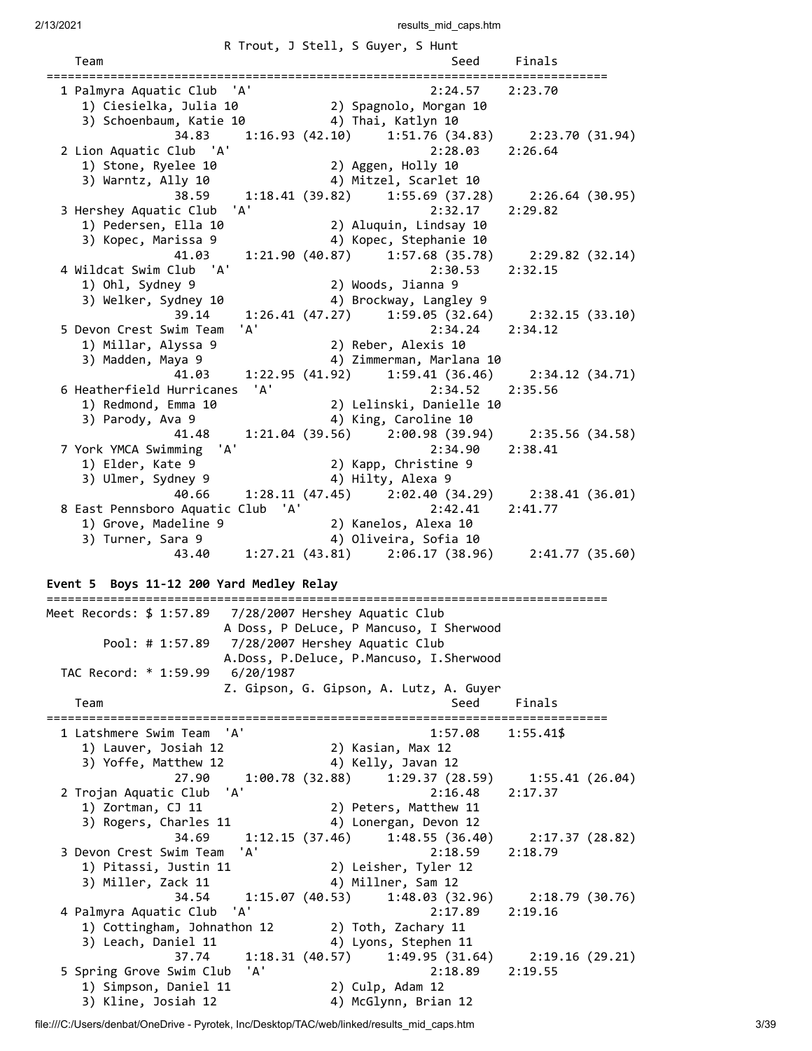```
                     R Trout, J Stell, S Guyer, S Hunt
   Team                                               Seed     Finals
=============================================================================
  1 Palmyra Aquatic Club  'A'                        2:24.57    2:23.70
     1) Ciesielka, Julia 10            2) Spagnolo, Morgan 10
     3) Schoenbaum, Katie 10           4) Thai, Katlyn 10
             34.83     1:16.93 (42.10)     1:51.76 (34.83)     2:23.70 (31.94)
  2 Lion Aquatic Club  'A'                           2:28.03    2:26.64
     1) Stone, Ryelee 10               2) Aggen, Holly 10
     3) Warntz, Ally 10                4) Mitzel, Scarlet 10
             38.59     1:18.41 (39.82)     1:55.69 (37.28)     2:26.64 (30.95)
  3 Hershey Aquatic Club  'A'                        2:32.17    2:29.82
     1) Pedersen, Ella 10              2) Aluquin, Lindsay 10
     3) Kopec, Marissa 9               4) Kopec, Stephanie 10
             41.03     1:21.90 (40.87)     1:57.68 (35.78)     2:29.82 (32.14)
  4 Wildcat Swim Club  'A'                           2:30.53    2:32.15
     1) Ohl, Sydney 9                  2) Woods, Jianna 9
     3) Welker, Sydney 10              4) Brockway, Langley 9
             39.14     1:26.41 (47.27)     1:59.05 (32.64)     2:32.15 (33.10)
  5 Devon Crest Swim Team  'A'                       2:34.24    2:34.12
     1) Millar, Alyssa 9               2) Reber, Alexis 10
     3) Madden, Maya 9                 4) Zimmerman, Marlana 10
             41.03     1:22.95 (41.92)     1:59.41 (36.46)     2:34.12 (34.71)
  6 Heatherfield Hurricanes  'A'                     2:34.52    2:35.56
     1) Redmond, Emma 10               2) Lelinski, Danielle 10
     3) Parody, Ava 9                  4) King, Caroline 10
             41.48     1:21.04 (39.56)     2:00.98 (39.94)     2:35.56 (34.58)
  7 York YMCA Swimming  'A'                          2:34.90    2:38.41
     1) Elder, Kate 9                  2) Kapp, Christine 9
     3) Ulmer, Sydney 9                4) Hilty, Alexa 9
             40.66     1:28.11 (47.45)     2:02.40 (34.29)     2:38.41 (36.01)
  8 East Pennsboro Aquatic Club  'A'                 2:42.41    2:41.77
     1) Grove, Madeline 9              2) Kanelos, Alexa 10
     3) Turner, Sara 9                 4) Oliveira, Sofia 10
             43.40     1:27.21 (43.81)     2:06.17 (38.96)     2:41.77 (35.60)
```

**Event 5  Boys 11-12 200 Yard Medley Relay**

```
=============================================================================
Meet Records: $ 1:57.89   7/28/2007 Hershey Aquatic Club
                     A Doss, P DeLuce, P Mancuso, I Sherwood
        Pool: # 1:57.89   7/28/2007 Hershey Aquatic Club
                     A.Doss, P.Deluce, P.Mancuso, I.Sherwood
  TAC Record: * 1:59.99   6/20/1987
                     Z. Gipson, G. Gipson, A. Lutz, A. Guyer
   Team                                               Seed     Finals
=============================================================================
  1 Latshmere Swim Team  'A'                         1:57.08    1:55.41$
     1) Lauver, Josiah 12              2) Kasian, Max 12
     3) Yoffe, Matthew 12              4) Kelly, Javan 12
             27.90     1:00.78 (32.88)     1:29.37 (28.59)     1:55.41 (26.04)
  2 Trojan Aquatic Club  'A'                         2:16.48    2:17.37
     1) Zortman, CJ 11                 2) Peters, Matthew 11
     3) Rogers, Charles 11             4) Lonergan, Devon 12
             34.69     1:12.15 (37.46)     1:48.55 (36.40)     2:17.37 (28.82)
  3 Devon Crest Swim Team  'A'                       2:18.59    2:18.79
     1) Pitassi, Justin 11             2) Leisher, Tyler 12
     3) Miller, Zack 11                4) Millner, Sam 12
             34.54     1:15.07 (40.53)     1:48.03 (32.96)     2:18.79 (30.76)
  4 Palmyra Aquatic Club  'A'                        2:17.89    2:19.16
     1) Cottingham, Johnathon 12       2) Toth, Zachary 11
     3) Leach, Daniel 11               4) Lyons, Stephen 11
             37.74     1:18.31 (40.57)     1:49.95 (31.64)     2:19.16 (29.21)
  5 Spring Grove Swim Club  'A'                      2:18.89    2:19.55
     1) Simpson, Daniel 11             2) Culp, Adam 12
     3) Kline, Josiah 12               4) McGlynn, Brian 12
```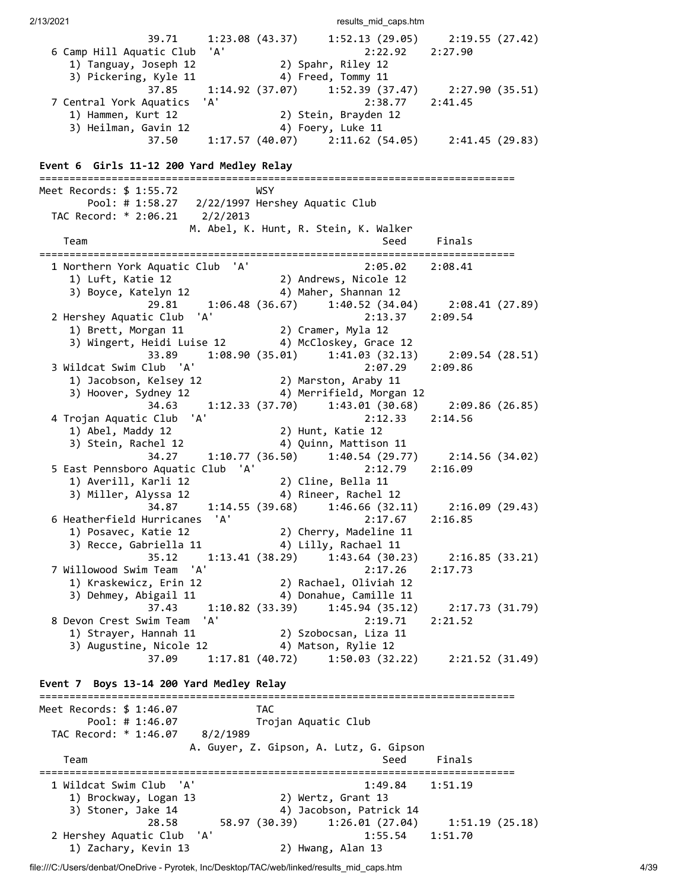```
              39.71     1:23.08 (43.37)     1:52.13 (29.05)     2:19.55 (27.42)
  6 Camp Hill Aquatic Club  'A'                        2:22.92    2:27.90
     1) Tanguay, Joseph 12             2) Spahr, Riley 12
     3) Pickering, Kyle 11             4) Freed, Tommy 11
              37.85     1:14.92 (37.07)     1:52.39 (37.47)     2:27.90 (35.51)
  7 Central York Aquatics  'A'                         2:38.77    2:41.45
     1) Hammen, Kurt 12                2) Stein, Brayden 12
     3) Heilman, Gavin 12              4) Foery, Luke 11
              37.50     1:17.57 (40.07)     2:11.62 (54.05)     2:41.45 (29.83)
```

**Event 6  Girls 11-12 200 Yard Medley Relay**

```
===============================================================================
Meet Records: $ 1:55.72             WSY
       Pool: # 1:58.27   2/22/1997 Hershey Aquatic Club
  TAC Record: * 2:06.21    2/2/2013
                       M. Abel, K. Hunt, R. Stein, K. Walker
    Team                                               Seed     Finals
===============================================================================
  1 Northern York Aquatic Club  'A'                    2:05.02    2:08.41
     1) Luft, Katie 12                 2) Andrews, Nicole 12
     3) Boyce, Katelyn 12              4) Maher, Shannan 12
              29.81     1:06.48 (36.67)     1:40.52 (34.04)     2:08.41 (27.89)
  2 Hershey Aquatic Club  'A'                          2:13.37    2:09.54
     1) Brett, Morgan 11               2) Cramer, Myla 12
     3) Wingert, Heidi Luise 12        4) McCloskey, Grace 12
              33.89     1:08.90 (35.01)     1:41.03 (32.13)     2:09.54 (28.51)
  3 Wildcat Swim Club  'A'                             2:07.29    2:09.86
     1) Jacobson, Kelsey 12            2) Marston, Araby 11
     3) Hoover, Sydney 12              4) Merrifield, Morgan 12
              34.63     1:12.33 (37.70)     1:43.01 (30.68)     2:09.86 (26.85)
  4 Trojan Aquatic Club  'A'                           2:12.33    2:14.56
     1) Abel, Maddy 12                 2) Hunt, Katie 12
     3) Stein, Rachel 12               4) Quinn, Mattison 11
              34.27     1:10.77 (36.50)     1:40.54 (29.77)     2:14.56 (34.02)
  5 East Pennsboro Aquatic Club  'A'                   2:12.79    2:16.09
     1) Averill, Karli 12              2) Cline, Bella 11
     3) Miller, Alyssa 12              4) Rineer, Rachel 12
              34.87     1:14.55 (39.68)     1:46.66 (32.11)     2:16.09 (29.43)
  6 Heatherfield Hurricanes  'A'                       2:17.67    2:16.85
     1) Posavec, Katie 12              2) Cherry, Madeline 11
     3) Recce, Gabriella 11            4) Lilly, Rachael 11
              35.12     1:13.41 (38.29)     1:43.64 (30.23)     2:16.85 (33.21)
  7 Willowood Swim Team  'A'                           2:17.26    2:17.73
     1) Kraskewicz, Erin 12            2) Rachael, Oliviah 12
     3) Dehmey, Abigail 11             4) Donahue, Camille 11
              37.43     1:10.82 (33.39)     1:45.94 (35.12)     2:17.73 (31.79)
  8 Devon Crest Swim Team  'A'                         2:19.71    2:21.52
     1) Strayer, Hannah 11             2) Szobocsan, Liza 11
     3) Augustine, Nicole 12           4) Matson, Rylie 12
              37.09     1:17.81 (40.72)     1:50.03 (32.22)     2:21.52 (31.49)
```

**Event 7  Boys 13-14 200 Yard Medley Relay**

```
===============================================================================
Meet Records: $ 1:46.07             TAC
       Pool: # 1:46.07             Trojan Aquatic Club
  TAC Record: * 1:46.07    8/2/1989
                       A. Guyer, Z. Gipson, A. Lutz, G. Gipson
    Team                                               Seed     Finals
===============================================================================
  1 Wildcat Swim Club  'A'                             1:49.84    1:51.19
     1) Brockway, Logan 13             2) Wertz, Grant 13
     3) Stoner, Jake 14                4) Jacobson, Patrick 14
              28.58       58.97 (30.39)     1:26.01 (27.04)     1:51.19 (25.18)
  2 Hershey Aquatic Club  'A'                          1:55.54    1:51.70
     1) Zachary, Kevin 13              2) Hwang, Alan 13
```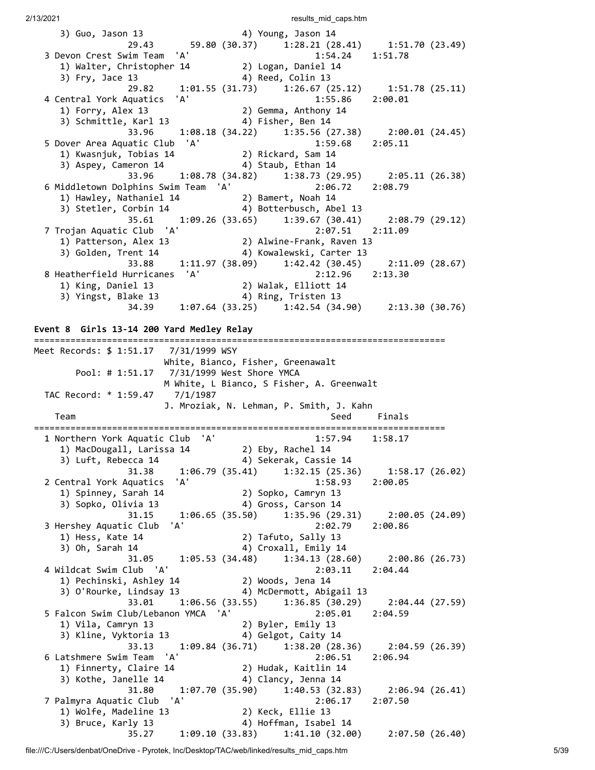```
    3) Guo, Jason 13                  4) Young, Jason 14
               29.43       59.80 (30.37)     1:28.21 (28.41)     1:51.70 (23.49)
  3 Devon Crest Swim Team  'A'                         1:54.24    1:51.78
    1) Walter, Christopher 14         2) Logan, Daniel 14
    3) Fry, Jace 13                   4) Reed, Colin 13
               29.82     1:01.55 (31.73)     1:26.67 (25.12)     1:51.78 (25.11)
  4 Central York Aquatics  'A'                         1:55.86    2:00.01
    1) Forry, Alex 13                 2) Gemma, Anthony 14
    3) Schmittle, Karl 13             4) Fisher, Ben 14
               33.96     1:08.18 (34.22)     1:35.56 (27.38)     2:00.01 (24.45)
  5 Dover Area Aquatic Club  'A'                       1:59.68    2:05.11
    1) Kwasnjuk, Tobias 14            2) Rickard, Sam 14
    3) Aspey, Cameron 14              4) Staub, Ethan 14
               33.96     1:08.78 (34.82)     1:38.73 (29.95)     2:05.11 (26.38)
  6 Middletown Dolphins Swim Team  'A'                 2:06.72    2:08.79
    1) Hawley, Nathaniel 14           2) Bamert, Noah 14
    3) Stetler, Corbin 14             4) Botterbusch, Abel 13
               35.61     1:09.26 (33.65)     1:39.67 (30.41)     2:08.79 (29.12)
  7 Trojan Aquatic Club  'A'                           2:07.51    2:11.09
    1) Patterson, Alex 13             2) Alwine-Frank, Raven 13
    3) Golden, Trent 14               4) Kowalewski, Carter 13
               33.88     1:11.97 (38.09)     1:42.42 (30.45)     2:11.09 (28.67)
  8 Heatherfield Hurricanes  'A'                       2:12.96    2:13.30
    1) King, Daniel 13                2) Walak, Elliott 14
    3) Yingst, Blake 13               4) Ring, Tristen 13
               34.39     1:07.64 (33.25)     1:42.54 (34.90)     2:13.30 (30.76)
```

**Event 8  Girls 13-14 200 Yard Medley Relay**

```
===============================================================================
Meet Records: $ 1:51.17   7/31/1999 WSY
                      White, Bianco, Fisher, Greenawalt
       Pool: # 1:51.17   7/31/1999 West Shore YMCA
                      M White, L Bianco, S Fisher, A. Greenwalt
  TAC Record: * 1:59.47    7/1/1987
                      J. Mroziak, N. Lehman, P. Smith, J. Kahn
    Team                                                  Seed     Finals
===============================================================================
  1 Northern York Aquatic Club  'A'                    1:57.94    1:58.17
    1) MacDougall, Larissa 14         2) Eby, Rachel 14
    3) Luft, Rebecca 14               4) Sekerak, Cassie 14
               31.38     1:06.79 (35.41)     1:32.15 (25.36)     1:58.17 (26.02)
  2 Central York Aquatics  'A'                         1:58.93    2:00.05
    1) Spinney, Sarah 14              2) Sopko, Camryn 13
    3) Sopko, Olivia 13               4) Gross, Carson 14
               31.15     1:06.65 (35.50)     1:35.96 (29.31)     2:00.05 (24.09)
  3 Hershey Aquatic Club  'A'                          2:02.79    2:00.86
    1) Hess, Kate 14                  2) Tafuto, Sally 13
    3) Oh, Sarah 14                   4) Croxall, Emily 14
               31.05     1:05.53 (34.48)     1:34.13 (28.60)     2:00.86 (26.73)
  4 Wildcat Swim Club  'A'                             2:03.11    2:04.44
    1) Pechinski, Ashley 14           2) Woods, Jena 14
    3) O'Rourke, Lindsay 13           4) McDermott, Abigail 13
               33.01     1:06.56 (33.55)     1:36.85 (30.29)     2:04.44 (27.59)
  5 Falcon Swim Club/Lebanon YMCA  'A'                 2:05.01    2:04.59
    1) Vila, Camryn 13                2) Byler, Emily 13
    3) Kline, Vyktoria 13             4) Gelgot, Caity 14
               33.13     1:09.84 (36.71)     1:38.20 (28.36)     2:04.59 (26.39)
  6 Latshmere Swim Team  'A'                           2:06.51    2:06.94
    1) Finnerty, Claire 14            2) Hudak, Kaitlin 14
    3) Kothe, Janelle 14              4) Clancy, Jenna 14
               31.80     1:07.70 (35.90)     1:40.53 (32.83)     2:06.94 (26.41)
  7 Palmyra Aquatic Club  'A'                          2:06.17    2:07.50
    1) Wolfe, Madeline 13             2) Keck, Ellie 13
    3) Bruce, Karly 13                4) Hoffman, Isabel 14
               35.27     1:09.10 (33.83)     1:41.10 (32.00)     2:07.50 (26.40)
```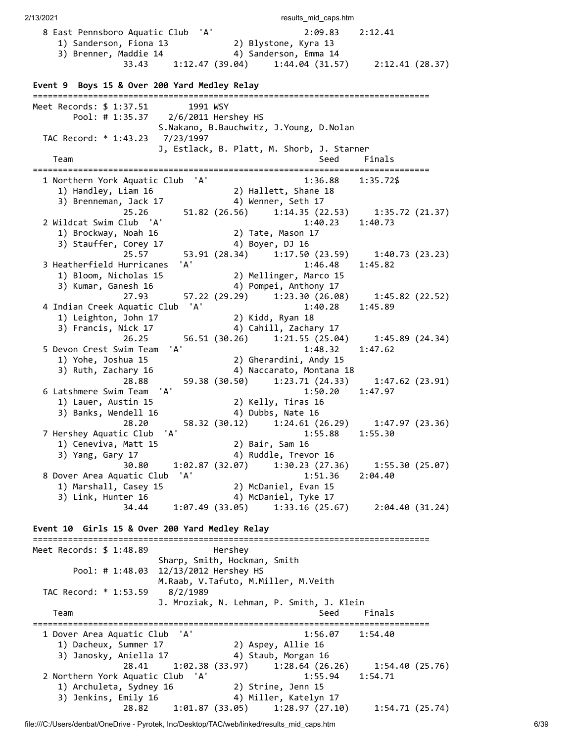```
  8 East Pennsboro Aquatic Club  'A'                  2:09.83    2:12.41
     1) Sanderson, Fiona 13           2) Blystone, Kyra 13
     3) Brenner, Maddie 14            4) Sanderson, Emma 14
               33.43     1:12.47 (39.04)     1:44.04 (31.57)     2:12.41 (28.37)
```

**Event 9  Boys 15 & Over 200 Yard Medley Relay**

```
===============================================================================
Meet Records: $ 1:37.51        1991 WSY
        Pool: # 1:35.37    2/6/2011 Hershey HS
                       S.Nakano, B.Bauchwitz, J.Young, D.Nolan
  TAC Record: * 1:43.23   7/23/1997
                       J, Estlack, B. Platt, M. Shorb, J. Starner
    Team                                              Seed     Finals
===============================================================================
  1 Northern York Aquatic Club  'A'                   1:36.88    1:35.72$
     1) Handley, Liam 16              2) Hallett, Shane 18
     3) Brenneman, Jack 17            4) Wenner, Seth 17
               25.26       51.82 (26.56)     1:14.35 (22.53)     1:35.72 (21.37)
  2 Wildcat Swim Club  'A'                            1:40.23    1:40.73
     1) Brockway, Noah 16             2) Tate, Mason 17
     3) Stauffer, Corey 17            4) Boyer, DJ 16
               25.57       53.91 (28.34)     1:17.50 (23.59)     1:40.73 (23.23)
  3 Heatherfield Hurricanes  'A'                      1:46.48    1:45.82
     1) Bloom, Nicholas 15            2) Mellinger, Marco 15
     3) Kumar, Ganesh 16              4) Pompei, Anthony 17
               27.93       57.22 (29.29)     1:23.30 (26.08)     1:45.82 (22.52)
  4 Indian Creek Aquatic Club  'A'                    1:40.28    1:45.89
     1) Leighton, John 17             2) Kidd, Ryan 18
     3) Francis, Nick 17              4) Cahill, Zachary 17
               26.25       56.51 (30.26)     1:21.55 (25.04)     1:45.89 (24.34)
  5 Devon Crest Swim Team  'A'                        1:48.32    1:47.62
     1) Yohe, Joshua 15               2) Gherardini, Andy 15
     3) Ruth, Zachary 16              4) Naccarato, Montana 18
               28.88       59.38 (30.50)     1:23.71 (24.33)     1:47.62 (23.91)
  6 Latshmere Swim Team  'A'                          1:50.20    1:47.97
     1) Lauer, Austin 15              2) Kelly, Tiras 16
     3) Banks, Wendell 16             4) Dubbs, Nate 16
               28.20       58.32 (30.12)     1:24.61 (26.29)     1:47.97 (23.36)
  7 Hershey Aquatic Club  'A'                         1:55.88    1:55.30
     1) Ceneviva, Matt 15             2) Bair, Sam 16
     3) Yang, Gary 17                 4) Ruddle, Trevor 16
               30.80     1:02.87 (32.07)     1:30.23 (27.36)     1:55.30 (25.07)
  8 Dover Area Aquatic Club  'A'                      1:51.36    2:04.40
     1) Marshall, Casey 15            2) McDaniel, Evan 15
     3) Link, Hunter 16               4) McDaniel, Tyke 17
               34.44     1:07.49 (33.05)     1:33.16 (25.67)     2:04.40 (31.24)
```

**Event 10  Girls 15 & Over 200 Yard Medley Relay**

```
===============================================================================
Meet Records: $ 1:48.89             Hershey
                       Sharp, Smith, Hockman, Smith
        Pool: # 1:48.03  12/13/2012 Hershey HS
                       M.Raab, V.Tafuto, M.Miller, M.Veith
  TAC Record: * 1:53.59    8/2/1989
                       J. Mroziak, N. Lehman, P. Smith, J. Klein
    Team                                              Seed     Finals
===============================================================================
  1 Dover Area Aquatic Club  'A'                      1:56.07    1:54.40
     1) Dacheux, Summer 17            2) Aspey, Allie 16
     3) Janosky, Aniella 17           4) Staub, Morgan 16
               28.41     1:02.38 (33.97)     1:28.64 (26.26)     1:54.40 (25.76)
  2 Northern York Aquatic Club  'A'                   1:55.94    1:54.71
     1) Archuleta, Sydney 16          2) Strine, Jenn 15
     3) Jenkins, Emily 16             4) Miller, Katelyn 17
               28.82     1:01.87 (33.05)     1:28.97 (27.10)     1:54.71 (25.74)
```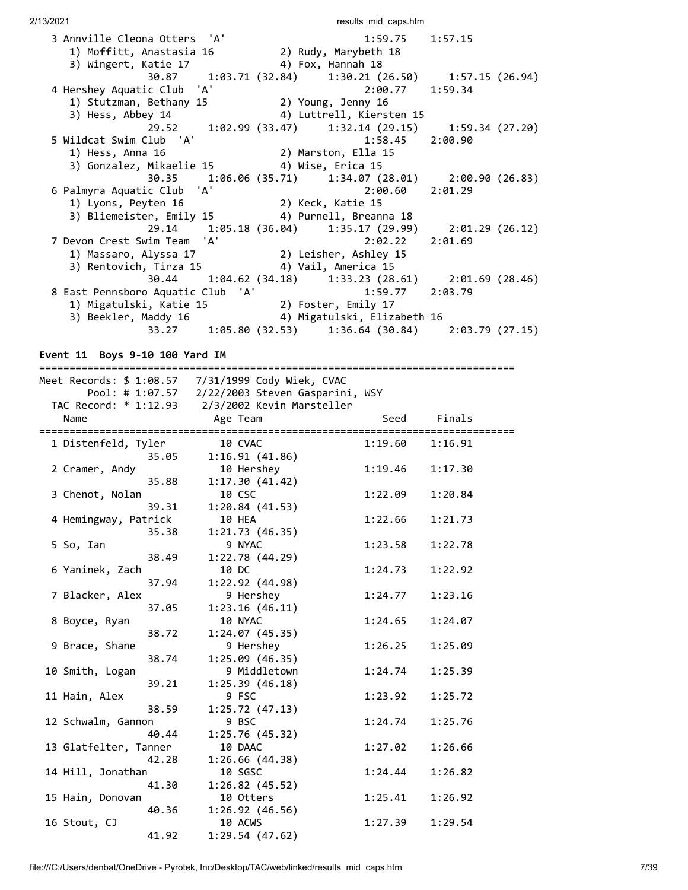```
  3 Annville Cleona Otters  'A'                      1:59.75    1:57.15
     1) Moffitt, Anastasia 16          2) Rudy, Marybeth 18
     3) Wingert, Katie 17              4) Fox, Hannah 18
               30.87     1:03.71 (32.84)     1:30.21 (26.50)     1:57.15 (26.94)
  4 Hershey Aquatic Club  'A'                        2:00.77    1:59.34
     1) Stutzman, Bethany 15           2) Young, Jenny 16
     3) Hess, Abbey 14                 4) Luttrell, Kiersten 15
               29.52     1:02.99 (33.47)     1:32.14 (29.15)     1:59.34 (27.20)
  5 Wildcat Swim Club  'A'                           1:58.45    2:00.90
     1) Hess, Anna 16                  2) Marston, Ella 15
     3) Gonzalez, Mikaelie 15          4) Wise, Erica 15
               30.35     1:06.06 (35.71)     1:34.07 (28.01)     2:00.90 (26.83)
  6 Palmyra Aquatic Club  'A'                        2:00.60    2:01.29
     1) Lyons, Peyten 16               2) Keck, Katie 15
     3) Bliemeister, Emily 15          4) Purnell, Breanna 18
               29.14     1:05.18 (36.04)     1:35.17 (29.99)     2:01.29 (26.12)
  7 Devon Crest Swim Team  'A'                       2:02.22    2:01.69
     1) Massaro, Alyssa 17             2) Leisher, Ashley 15
     3) Rentovich, Tirza 15            4) Vail, America 15
               30.44     1:04.62 (34.18)     1:33.23 (28.61)     2:01.69 (28.46)
  8 East Pennsboro Aquatic Club  'A'                 1:59.77    2:03.79
     1) Migatulski, Katie 15           2) Foster, Emily 17
     3) Beekler, Maddy 16              4) Migatulski, Elizabeth 16
               33.27     1:05.80 (32.53)     1:36.64 (30.84)     2:03.79 (27.15)
```

**Event 11  Boys 9-10 100 Yard IM**

```
===============================================================================
 Meet Records: $ 1:08.57  7/31/1999 Cody Wiek, CVAC
        Pool: # 1:07.57  2/22/2003 Steven Gasparini, WSY
   TAC Record: * 1:12.93  2/3/2002 Kevin Marsteller
    Name                    Age Team                    Seed    Finals
===============================================================================
  1 Distenfeld, Tyler        10 CVAC                 1:19.60    1:16.91
               35.05     1:16.91 (41.86)
  2 Cramer, Andy             10 Hershey              1:19.46    1:17.30
               35.88     1:17.30 (41.42)
  3 Chenot, Nolan            10 CSC                  1:22.09    1:20.84
               39.31     1:20.84 (41.53)
  4 Hemingway, Patrick       10 HEA                  1:22.66    1:21.73
               35.38     1:21.73 (46.35)
  5 So, Ian                   9 NYAC                 1:23.58    1:22.78
               38.49     1:22.78 (44.29)
  6 Yaninek, Zach            10 DC                   1:24.73    1:22.92
               37.94     1:22.92 (44.98)
  7 Blacker, Alex             9 Hershey              1:24.77    1:23.16
               37.05     1:23.16 (46.11)
  8 Boyce, Ryan              10 NYAC                 1:24.65    1:24.07
               38.72     1:24.07 (45.35)
  9 Brace, Shane              9 Hershey              1:26.25    1:25.09
               38.74     1:25.09 (46.35)
 10 Smith, Logan              9 Middletown           1:24.74    1:25.39
               39.21     1:25.39 (46.18)
 11 Hain, Alex                9 FSC                  1:23.92    1:25.72
               38.59     1:25.72 (47.13)
 12 Schwalm, Gannon           9 BSC                  1:24.74    1:25.76
               40.44     1:25.76 (45.32)
 13 Glatfelter, Tanner       10 DAAC                 1:27.02    1:26.66
               42.28     1:26.66 (44.38)
 14 Hill, Jonathan           10 SGSC                 1:24.44    1:26.82
               41.30     1:26.82 (45.52)
 15 Hain, Donovan            10 Otters               1:25.41    1:26.92
               40.36     1:26.92 (46.56)
 16 Stout, CJ                10 ACWS                 1:27.39    1:29.54
               41.92     1:29.54 (47.62)
```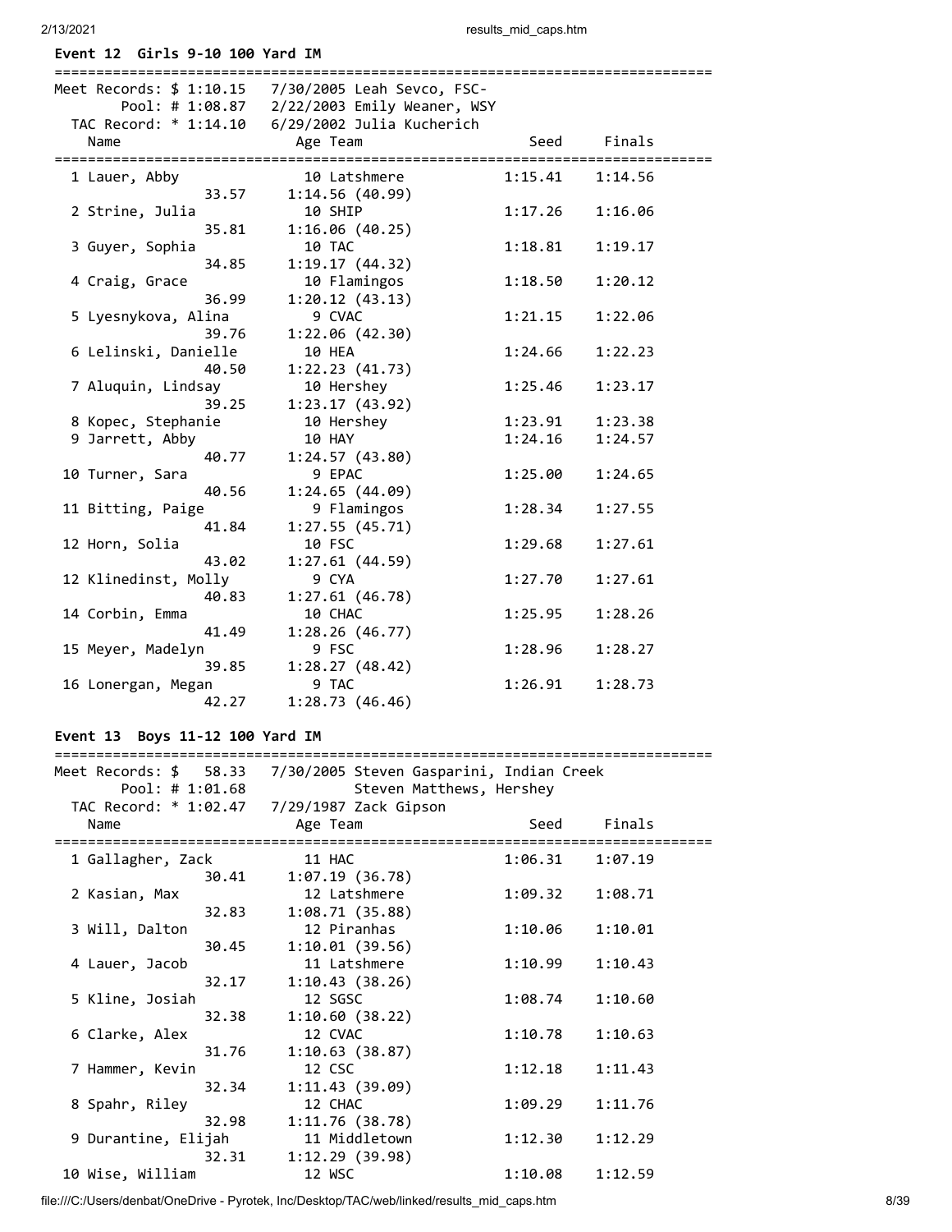### Event 12 Girls 9-10 100 Yard IM

Meet Records: $ 1:10.15 7/30/2005 Leah Sevco, FSC-
Pool: # 1:08.87 2/22/2003 Emily Weaner, WSY
TAC Record: * 1:14.10 6/29/2002 Julia Kucherich

| Place | Name | Age | Team | Seed | Finals | Split 50 | Split 100 |
|---|---|---|---|---|---|---|---|
| 1 | Lauer, Abby | 10 | Latshmere | 1:15.41 | 1:14.56 | 33.57 | 1:14.56 (40.99) |
| 2 | Strine, Julia | 10 | SHIP | 1:17.26 | 1:16.06 | 35.81 | 1:16.06 (40.25) |
| 3 | Guyer, Sophia | 10 | TAC | 1:18.81 | 1:19.17 | 34.85 | 1:19.17 (44.32) |
| 4 | Craig, Grace | 10 | Flamingos | 1:18.50 | 1:20.12 | 36.99 | 1:20.12 (43.13) |
| 5 | Lyesnykova, Alina | 9 | CVAC | 1:21.15 | 1:22.06 | 39.76 | 1:22.06 (42.30) |
| 6 | Lelinski, Danielle | 10 | HEA | 1:24.66 | 1:22.23 | 40.50 | 1:22.23 (41.73) |
| 7 | Aluquin, Lindsay | 10 | Hershey | 1:25.46 | 1:23.17 | 39.25 | 1:23.17 (43.92) |
| 8 | Kopec, Stephanie | 10 | Hershey | 1:23.91 | 1:23.38 | | |
| 9 | Jarrett, Abby | 10 | HAY | 1:24.16 | 1:24.57 | 40.77 | 1:24.57 (43.80) |
| 10 | Turner, Sara | 9 | EPAC | 1:25.00 | 1:24.65 | 40.56 | 1:24.65 (44.09) |
| 11 | Bitting, Paige | 9 | Flamingos | 1:28.34 | 1:27.55 | 41.84 | 1:27.55 (45.71) |
| 12 | Horn, Solia | 10 | FSC | 1:29.68 | 1:27.61 | 43.02 | 1:27.61 (44.59) |
| 12 | Klinedinst, Molly | 9 | CYA | 1:27.70 | 1:27.61 | 40.83 | 1:27.61 (46.78) |
| 14 | Corbin, Emma | 10 | CHAC | 1:25.95 | 1:28.26 | 41.49 | 1:28.26 (46.77) |
| 15 | Meyer, Madelyn | 9 | FSC | 1:28.96 | 1:28.27 | 39.85 | 1:28.27 (48.42) |
| 16 | Lonergan, Megan | 9 | TAC | 1:26.91 | 1:28.73 | 42.27 | 1:28.73 (46.46) |

### Event 13 Boys 11-12 100 Yard IM

Meet Records: $ 58.33 7/30/2005 Steven Gasparini, Indian Creek
Pool: # 1:01.68 Steven Matthews, Hershey
TAC Record: * 1:02.47 7/29/1987 Zack Gipson

| Place | Name | Age | Team | Seed | Finals | Split 50 | Split 100 |
|---|---|---|---|---|---|---|---|
| 1 | Gallagher, Zack | 11 | HAC | 1:06.31 | 1:07.19 | 30.41 | 1:07.19 (36.78) |
| 2 | Kasian, Max | 12 | Latshmere | 1:09.32 | 1:08.71 | 32.83 | 1:08.71 (35.88) |
| 3 | Will, Dalton | 12 | Piranhas | 1:10.06 | 1:10.01 | 30.45 | 1:10.01 (39.56) |
| 4 | Lauer, Jacob | 11 | Latshmere | 1:10.99 | 1:10.43 | 32.17 | 1:10.43 (38.26) |
| 5 | Kline, Josiah | 12 | SGSC | 1:08.74 | 1:10.60 | 32.38 | 1:10.60 (38.22) |
| 6 | Clarke, Alex | 12 | CVAC | 1:10.78 | 1:10.63 | 31.76 | 1:10.63 (38.87) |
| 7 | Hammer, Kevin | 12 | CSC | 1:12.18 | 1:11.43 | 32.34 | 1:11.43 (39.09) |
| 8 | Spahr, Riley | 12 | CHAC | 1:09.29 | 1:11.76 | 32.98 | 1:11.76 (38.78) |
| 9 | Durantine, Elijah | 11 | Middletown | 1:12.30 | 1:12.29 | 32.31 | 1:12.29 (39.98) |
| 10 | Wise, William | 12 | WSC | 1:10.08 | 1:12.59 | | |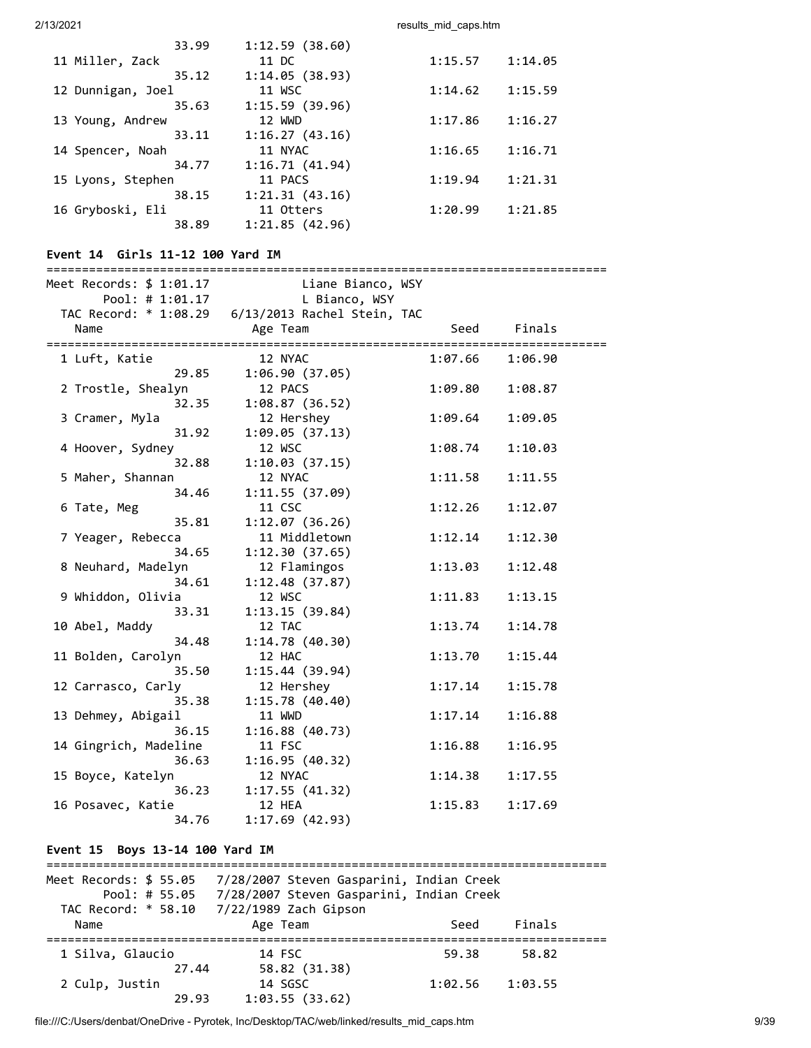| Name | Age | Team | Seed | Finals |
|---|---|---|---|---|
| | | | | |
| 33.99 1:12.59 (38.60) | | | | |
| 11 Miller, Zack | 11 | DC | 1:15.57 | 1:14.05 |
| 35.12 1:14.05 (38.93) | | | | |
| 12 Dunnigan, Joel | 11 | WSC | 1:14.62 | 1:15.59 |
| 35.63 1:15.59 (39.96) | | | | |
| 13 Young, Andrew | 12 | WWD | 1:17.86 | 1:16.27 |
| 33.11 1:16.27 (43.16) | | | | |
| 14 Spencer, Noah | 11 | NYAC | 1:16.65 | 1:16.71 |
| 34.77 1:16.71 (41.94) | | | | |
| 15 Lyons, Stephen | 11 | PACS | 1:19.94 | 1:21.31 |
| 38.15 1:21.31 (43.16) | | | | |
| 16 Gryboski, Eli | 11 | Otters | 1:20.99 | 1:21.85 |
| 38.89 1:21.85 (42.96) | | | | |

## Event 14 Girls 11-12 100 Yard IM

Meet Records: $ 1:01.17 Liane Bianco, WSY
Pool: # 1:01.17 L Bianco, WSY
TAC Record: * 1:08.29 6/13/2013 Rachel Stein, TAC

| Name | Age | Team | Seed | Finals |
|---|---|---|---|---|
| 1 Luft, Katie | 12 | NYAC | 1:07.66 | 1:06.90 |
| 29.85 1:06.90 (37.05) | | | | |
| 2 Trostle, Shealyn | 12 | PACS | 1:09.80 | 1:08.87 |
| 32.35 1:08.87 (36.52) | | | | |
| 3 Cramer, Myla | 12 | Hershey | 1:09.64 | 1:09.05 |
| 31.92 1:09.05 (37.13) | | | | |
| 4 Hoover, Sydney | 12 | WSC | 1:08.74 | 1:10.03 |
| 32.88 1:10.03 (37.15) | | | | |
| 5 Maher, Shannan | 12 | NYAC | 1:11.58 | 1:11.55 |
| 34.46 1:11.55 (37.09) | | | | |
| 6 Tate, Meg | 11 | CSC | 1:12.26 | 1:12.07 |
| 35.81 1:12.07 (36.26) | | | | |
| 7 Yeager, Rebecca | 11 | Middletown | 1:12.14 | 1:12.30 |
| 34.65 1:12.30 (37.65) | | | | |
| 8 Neuhard, Madelyn | 12 | Flamingos | 1:13.03 | 1:12.48 |
| 34.61 1:12.48 (37.87) | | | | |
| 9 Whiddon, Olivia | 12 | WSC | 1:11.83 | 1:13.15 |
| 33.31 1:13.15 (39.84) | | | | |
| 10 Abel, Maddy | 12 | TAC | 1:13.74 | 1:14.78 |
| 34.48 1:14.78 (40.30) | | | | |
| 11 Bolden, Carolyn | 12 | HAC | 1:13.70 | 1:15.44 |
| 35.50 1:15.44 (39.94) | | | | |
| 12 Carrasco, Carly | 12 | Hershey | 1:17.14 | 1:15.78 |
| 35.38 1:15.78 (40.40) | | | | |
| 13 Dehmey, Abigail | 11 | WWD | 1:17.14 | 1:16.88 |
| 36.15 1:16.88 (40.73) | | | | |
| 14 Gingrich, Madeline | 11 | FSC | 1:16.88 | 1:16.95 |
| 36.63 1:16.95 (40.32) | | | | |
| 15 Boyce, Katelyn | 12 | NYAC | 1:14.38 | 1:17.55 |
| 36.23 1:17.55 (41.32) | | | | |
| 16 Posavec, Katie | 12 | HEA | 1:15.83 | 1:17.69 |
| 34.76 1:17.69 (42.93) | | | | |

## Event 15 Boys 13-14 100 Yard IM

Meet Records: $ 55.05 7/28/2007 Steven Gasparini, Indian Creek
Pool: # 55.05 7/28/2007 Steven Gasparini, Indian Creek
TAC Record: * 58.10 7/22/1989 Zach Gipson

| Name | Age | Team | Seed | Finals |
|---|---|---|---|---|
| 1 Silva, Glaucio | 14 | FSC | 59.38 | 58.82 |
| 27.44 58.82 (31.38) | | | | |
| 2 Culp, Justin | 14 | SGSC | 1:02.56 | 1:03.55 |
| 29.93 1:03.55 (33.62) | | | | |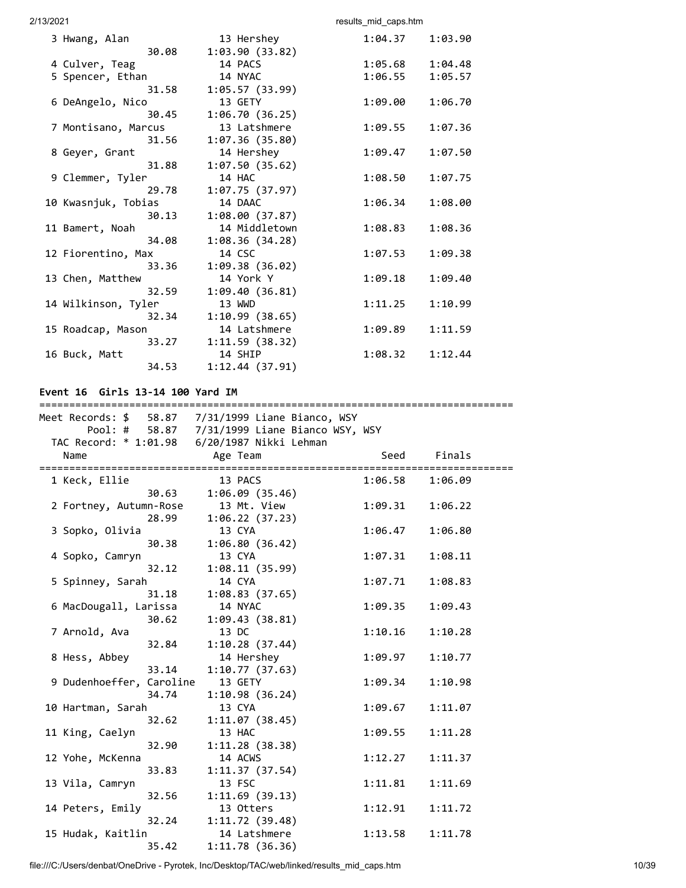```
  3 Hwang, Alan              13 Hershey              1:04.37    1:03.90  
                 30.08     1:03.90 (33.82)
  4 Culver, Teag             14 PACS                 1:05.68    1:04.48  
  5 Spencer, Ethan           14 NYAC                 1:06.55    1:05.57  
                 31.58     1:05.57 (33.99)
  6 DeAngelo, Nico           13 GETY                 1:09.00    1:06.70  
                 30.45     1:06.70 (36.25)
  7 Montisano, Marcus        13 Latshmere            1:09.55    1:07.36  
                 31.56     1:07.36 (35.80)
  8 Geyer, Grant             14 Hershey              1:09.47    1:07.50  
                 31.88     1:07.50 (35.62)
  9 Clemmer, Tyler           14 HAC                  1:08.50    1:07.75  
                 29.78     1:07.75 (37.97)
 10 Kwasnjuk, Tobias         14 DAAC                 1:06.34    1:08.00  
                 30.13     1:08.00 (37.87)
 11 Bamert, Noah             14 Middletown           1:08.83    1:08.36  
                 34.08     1:08.36 (34.28)
 12 Fiorentino, Max          14 CSC                  1:07.53    1:09.38  
                 33.36     1:09.38 (36.02)
 13 Chen, Matthew            14 York Y               1:09.18    1:09.40  
                 32.59     1:09.40 (36.81)
 14 Wilkinson, Tyler         13 WWD                  1:11.25    1:10.99  
                 32.34     1:10.99 (38.65)
 15 Roadcap, Mason           14 Latshmere            1:09.89    1:11.59  
                 33.27     1:11.59 (38.32)
 16 Buck, Matt               14 SHIP                 1:08.32    1:12.44  
                 34.53     1:12.44 (37.91)
```

**Event 16  Girls 13-14 100 Yard IM**

```
===============================================================================
Meet Records: $    58.87  7/31/1999 Liane Bianco, WSY
       Pool: #    58.87  7/31/1999 Liane Bianco WSY, WSY
  TAC Record: * 1:01.98  6/20/1987 Nikki Lehman
    Name                    Age Team                    Seed     Finals  
===============================================================================
  1 Keck, Ellie              13 PACS                 1:06.58    1:06.09  
                 30.63     1:06.09 (35.46)
  2 Fortney, Autumn-Rose     13 Mt. View             1:09.31    1:06.22  
                 28.99     1:06.22 (37.23)
  3 Sopko, Olivia            13 CYA                  1:06.47    1:06.80  
                 30.38     1:06.80 (36.42)
  4 Sopko, Camryn            13 CYA                  1:07.31    1:08.11  
                 32.12     1:08.11 (35.99)
  5 Spinney, Sarah           14 CYA                  1:07.71    1:08.83  
                 31.18     1:08.83 (37.65)
  6 MacDougall, Larissa      14 NYAC                 1:09.35    1:09.43  
                 30.62     1:09.43 (38.81)
  7 Arnold, Ava              13 DC                   1:10.16    1:10.28  
                 32.84     1:10.28 (37.44)
  8 Hess, Abbey              14 Hershey              1:09.97    1:10.77  
                 33.14     1:10.77 (37.63)
  9 Dudenhoeffer, Caroline   13 GETY                 1:09.34    1:10.98  
                 34.74     1:10.98 (36.24)
 10 Hartman, Sarah           13 CYA                  1:09.67    1:11.07  
                 32.62     1:11.07 (38.45)
 11 King, Caelyn             13 HAC                  1:09.55    1:11.28  
                 32.90     1:11.28 (38.38)
 12 Yohe, McKenna            14 ACWS                 1:12.27    1:11.37  
                 33.83     1:11.37 (37.54)
 13 Vila, Camryn             13 FSC                  1:11.81    1:11.69  
                 32.56     1:11.69 (39.13)
 14 Peters, Emily            13 Otters               1:12.91    1:11.72  
                 32.24     1:11.72 (39.48)
 15 Hudak, Kaitlin           14 Latshmere            1:13.58    1:11.78  
                 35.42     1:11.78 (36.36)
```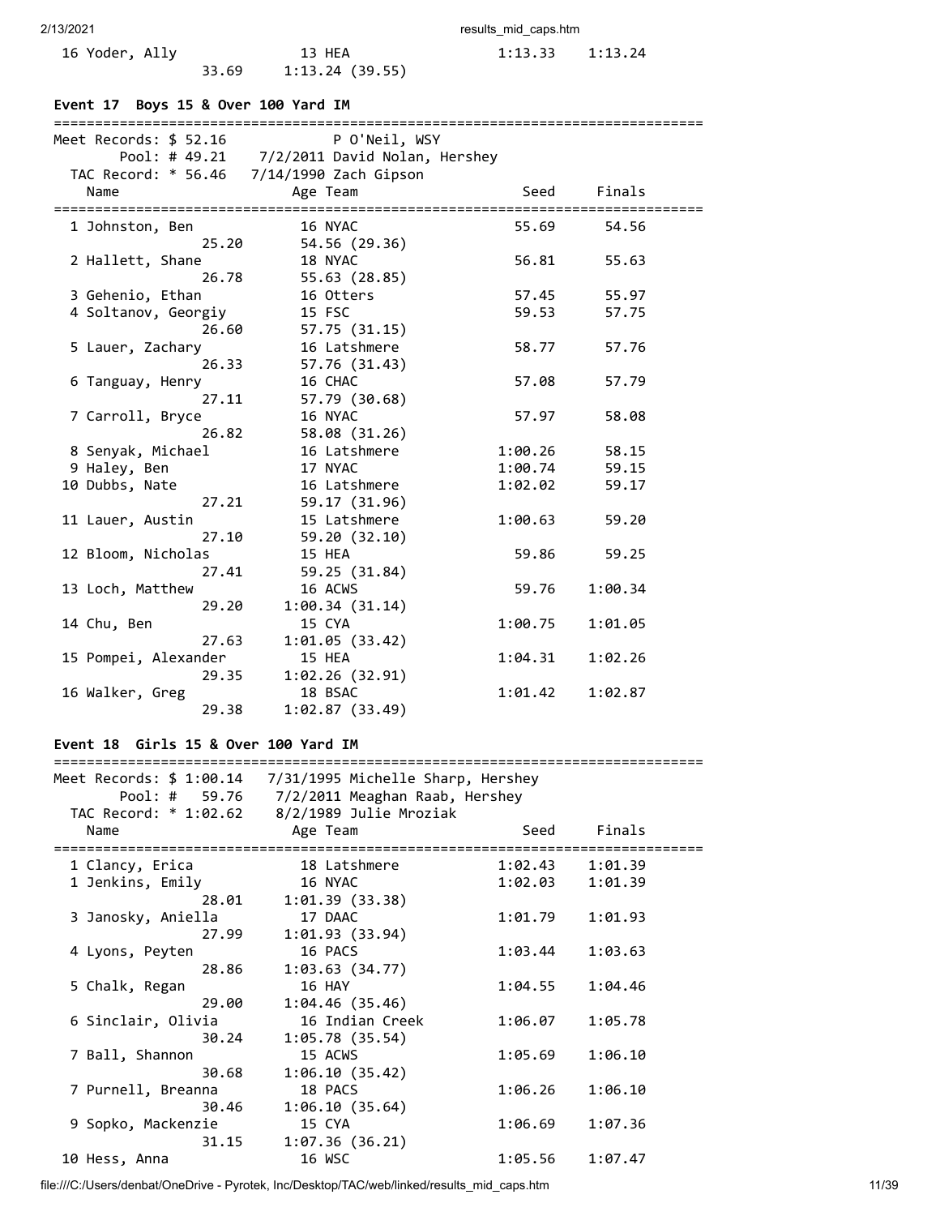| Name | Age | Team | Seed | Finals |
|---|---|---|---|---|
| 16 Yoder, Ally | 13 | HEA | 1:13.33 | 1:13.24 |
| 33.69 | | 1:13.24 (39.55) | | |

### Event 17 Boys 15 & Over 100 Yard IM

Meet Records: $ 52.16 P O'Neil, WSY
Pool: # 49.21 7/2/2011 David Nolan, Hershey
TAC Record: * 56.46 7/14/1990 Zach Gipson

| Name | Age | Team | Seed | Finals |
|---|---|---|---|---|
| 1 Johnston, Ben | 16 | NYAC | 55.69 | 54.56 |
| 25.20 | | 54.56 (29.36) | | |
| 2 Hallett, Shane | 18 | NYAC | 56.81 | 55.63 |
| 26.78 | | 55.63 (28.85) | | |
| 3 Gehenio, Ethan | 16 | Otters | 57.45 | 55.97 |
| 4 Soltanov, Georgiy | 15 | FSC | 59.53 | 57.75 |
| 26.60 | | 57.75 (31.15) | | |
| 5 Lauer, Zachary | 16 | Latshmere | 58.77 | 57.76 |
| 26.33 | | 57.76 (31.43) | | |
| 6 Tanguay, Henry | 16 | CHAC | 57.08 | 57.79 |
| 27.11 | | 57.79 (30.68) | | |
| 7 Carroll, Bryce | 16 | NYAC | 57.97 | 58.08 |
| 26.82 | | 58.08 (31.26) | | |
| 8 Senyak, Michael | 16 | Latshmere | 1:00.26 | 58.15 |
| 9 Haley, Ben | 17 | NYAC | 1:00.74 | 59.15 |
| 10 Dubbs, Nate | 16 | Latshmere | 1:02.02 | 59.17 |
| 27.21 | | 59.17 (31.96) | | |
| 11 Lauer, Austin | 15 | Latshmere | 1:00.63 | 59.20 |
| 27.10 | | 59.20 (32.10) | | |
| 12 Bloom, Nicholas | 15 | HEA | 59.86 | 59.25 |
| 27.41 | | 59.25 (31.84) | | |
| 13 Loch, Matthew | 16 | ACWS | 59.76 | 1:00.34 |
| 29.20 | | 1:00.34 (31.14) | | |
| 14 Chu, Ben | 15 | CYA | 1:00.75 | 1:01.05 |
| 27.63 | | 1:01.05 (33.42) | | |
| 15 Pompei, Alexander | 15 | HEA | 1:04.31 | 1:02.26 |
| 29.35 | | 1:02.26 (32.91) | | |
| 16 Walker, Greg | 18 | BSAC | 1:01.42 | 1:02.87 |
| 29.38 | | 1:02.87 (33.49) | | |

### Event 18 Girls 15 & Over 100 Yard IM

Meet Records: $ 1:00.14 7/31/1995 Michelle Sharp, Hershey
Pool: # 59.76 7/2/2011 Meaghan Raab, Hershey
TAC Record: * 1:02.62 8/2/1989 Julie Mroziak

| Name | Age | Team | Seed | Finals |
|---|---|---|---|---|
| 1 Clancy, Erica | 18 | Latshmere | 1:02.43 | 1:01.39 |
| 1 Jenkins, Emily | 16 | NYAC | 1:02.03 | 1:01.39 |
| 28.01 | | 1:01.39 (33.38) | | |
| 3 Janosky, Aniella | 17 | DAAC | 1:01.79 | 1:01.93 |
| 27.99 | | 1:01.93 (33.94) | | |
| 4 Lyons, Peyten | 16 | PACS | 1:03.44 | 1:03.63 |
| 28.86 | | 1:03.63 (34.77) | | |
| 5 Chalk, Regan | 16 | HAY | 1:04.55 | 1:04.46 |
| 29.00 | | 1:04.46 (35.46) | | |
| 6 Sinclair, Olivia | 16 | Indian Creek | 1:06.07 | 1:05.78 |
| 30.24 | | 1:05.78 (35.54) | | |
| 7 Ball, Shannon | 15 | ACWS | 1:05.69 | 1:06.10 |
| 30.68 | | 1:06.10 (35.42) | | |
| 7 Purnell, Breanna | 18 | PACS | 1:06.26 | 1:06.10 |
| 30.46 | | 1:06.10 (35.64) | | |
| 9 Sopko, Mackenzie | 15 | CYA | 1:06.69 | 1:07.36 |
| 31.15 | | 1:07.36 (36.21) | | |
| 10 Hess, Anna | 16 | WSC | 1:05.56 | 1:07.47 |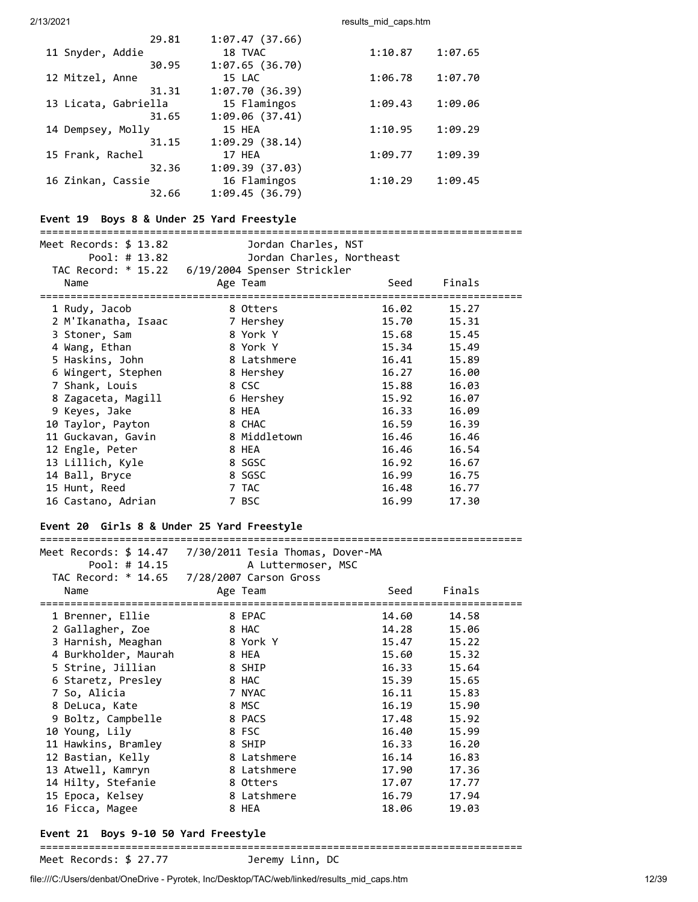| Name | Age Team | Seed | Finals |
|---|---|---|---|
| | 29.81 1:07.47 (37.66) | | |
| 11 Snyder, Addie | 18 TVAC | 1:10.87 | 1:07.65 |
| | 30.95 1:07.65 (36.70) | | |
| 12 Mitzel, Anne | 15 LAC | 1:06.78 | 1:07.70 |
| | 31.31 1:07.70 (36.39) | | |
| 13 Licata, Gabriella | 15 Flamingos | 1:09.43 | 1:09.06 |
| | 31.65 1:09.06 (37.41) | | |
| 14 Dempsey, Molly | 15 HEA | 1:10.95 | 1:09.29 |
| | 31.15 1:09.29 (38.14) | | |
| 15 Frank, Rachel | 17 HEA | 1:09.77 | 1:09.39 |
| | 32.36 1:09.39 (37.03) | | |
| 16 Zinkan, Cassie | 16 Flamingos | 1:10.29 | 1:09.45 |
| | 32.66 1:09.45 (36.79) | | |

**Event 19 Boys 8 & Under 25 Yard Freestyle**

Meet Records: $ 13.82 Jordan Charles, NST
Pool: # 13.82 Jordan Charles, Northeast
TAC Record: * 15.22 6/19/2004 Spenser Strickler

| Name | Age | Team | Seed | Finals |
|---|---|---|---|---|
| 1 Rudy, Jacob | 8 | Otters | 16.02 | 15.27 |
| 2 M'Ikanatha, Isaac | 7 | Hershey | 15.70 | 15.31 |
| 3 Stoner, Sam | 8 | York Y | 15.68 | 15.45 |
| 4 Wang, Ethan | 8 | York Y | 15.34 | 15.49 |
| 5 Haskins, John | 8 | Latshmere | 16.41 | 15.89 |
| 6 Wingert, Stephen | 8 | Hershey | 16.27 | 16.00 |
| 7 Shank, Louis | 8 | CSC | 15.88 | 16.03 |
| 8 Zagaceta, Magill | 6 | Hershey | 15.92 | 16.07 |
| 9 Keyes, Jake | 8 | HEA | 16.33 | 16.09 |
| 10 Taylor, Payton | 8 | CHAC | 16.59 | 16.39 |
| 11 Guckavan, Gavin | 8 | Middletown | 16.46 | 16.46 |
| 12 Engle, Peter | 8 | HEA | 16.46 | 16.54 |
| 13 Lillich, Kyle | 8 | SGSC | 16.92 | 16.67 |
| 14 Ball, Bryce | 8 | SGSC | 16.99 | 16.75 |
| 15 Hunt, Reed | 7 | TAC | 16.48 | 16.77 |
| 16 Castano, Adrian | 7 | BSC | 16.99 | 17.30 |

**Event 20 Girls 8 & Under 25 Yard Freestyle**

Meet Records: $ 14.47 7/30/2011 Tesia Thomas, Dover-MA
Pool: # 14.15 A Luttermoser, MSC
TAC Record: * 14.65 7/28/2007 Carson Gross

| Name | Age | Team | Seed | Finals |
|---|---|---|---|---|
| 1 Brenner, Ellie | 8 | EPAC | 14.60 | 14.58 |
| 2 Gallagher, Zoe | 8 | HAC | 14.28 | 15.06 |
| 3 Harnish, Meaghan | 8 | York Y | 15.47 | 15.22 |
| 4 Burkholder, Maurah | 8 | HEA | 15.60 | 15.32 |
| 5 Strine, Jillian | 8 | SHIP | 16.33 | 15.64 |
| 6 Staretz, Presley | 8 | HAC | 15.39 | 15.65 |
| 7 So, Alicia | 7 | NYAC | 16.11 | 15.83 |
| 8 DeLuca, Kate | 8 | MSC | 16.19 | 15.90 |
| 9 Boltz, Campbelle | 8 | PACS | 17.48 | 15.92 |
| 10 Young, Lily | 8 | FSC | 16.40 | 15.99 |
| 11 Hawkins, Bramley | 8 | SHIP | 16.33 | 16.20 |
| 12 Bastian, Kelly | 8 | Latshmere | 16.14 | 16.83 |
| 13 Atwell, Kamryn | 8 | Latshmere | 17.90 | 17.36 |
| 14 Hilty, Stefanie | 8 | Otters | 17.07 | 17.77 |
| 15 Epoca, Kelsey | 8 | Latshmere | 16.79 | 17.94 |
| 16 Ficca, Magee | 8 | HEA | 18.06 | 19.03 |

**Event 21 Boys 9-10 50 Yard Freestyle**

Meet Records: $ 27.77 Jeremy Linn, DC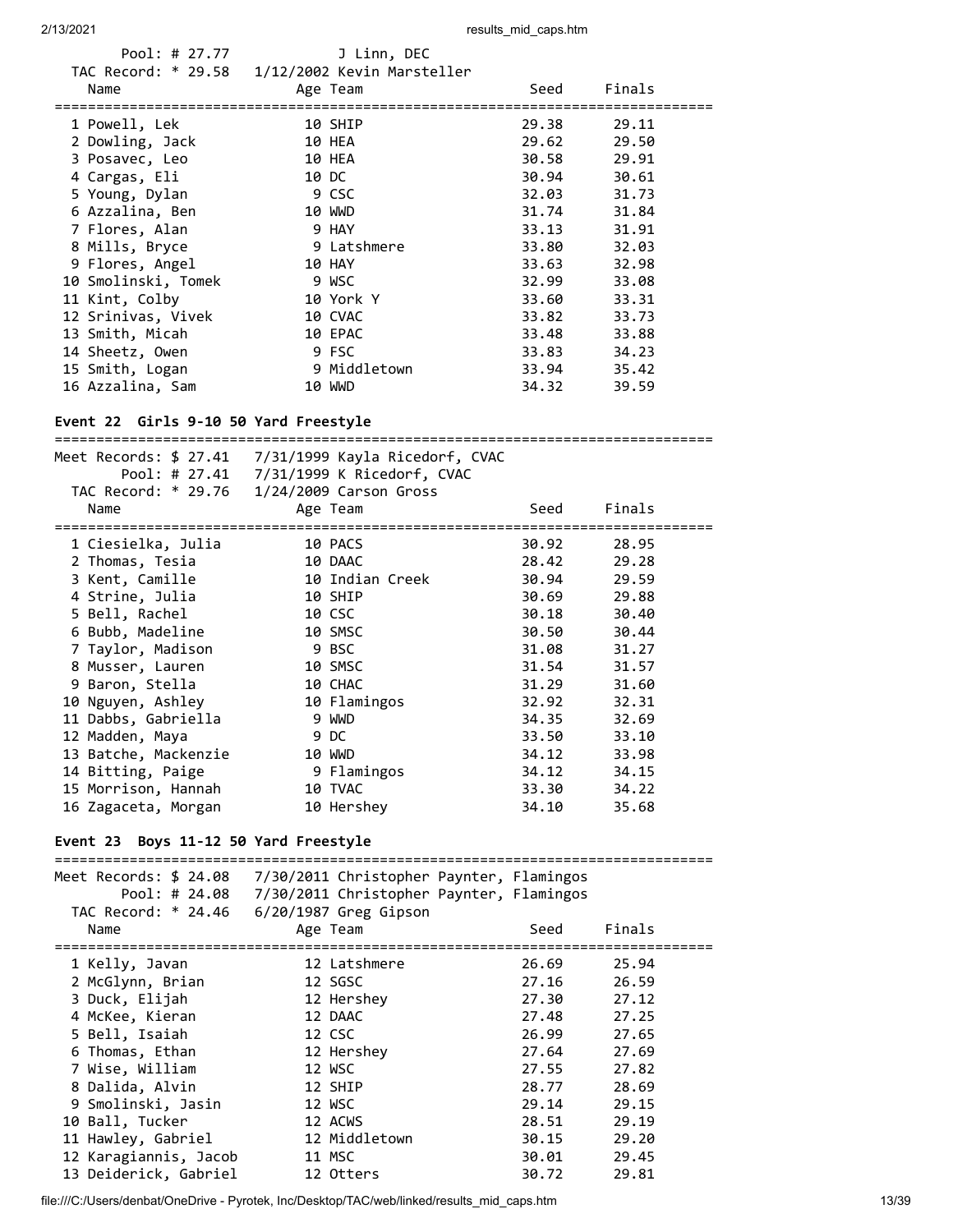Pool: # 27.77 J Linn, DEC
TAC Record: * 29.58 1/12/2002 Kevin Marsteller

| Name | Age | Team | Seed | Finals |
|---|---|---|---|---|
| 1 Powell, Lek | 10 | SHIP | 29.38 | 29.11 |
| 2 Dowling, Jack | 10 | HEA | 29.62 | 29.50 |
| 3 Posavec, Leo | 10 | HEA | 30.58 | 29.91 |
| 4 Cargas, Eli | 10 | DC | 30.94 | 30.61 |
| 5 Young, Dylan | 9 | CSC | 32.03 | 31.73 |
| 6 Azzalina, Ben | 10 | WWD | 31.74 | 31.84 |
| 7 Flores, Alan | 9 | HAY | 33.13 | 31.91 |
| 8 Mills, Bryce | 9 | Latshmere | 33.80 | 32.03 |
| 9 Flores, Angel | 10 | HAY | 33.63 | 32.98 |
| 10 Smolinski, Tomek | 9 | WSC | 32.99 | 33.08 |
| 11 Kint, Colby | 10 | York Y | 33.60 | 33.31 |
| 12 Srinivas, Vivek | 10 | CVAC | 33.82 | 33.73 |
| 13 Smith, Micah | 10 | EPAC | 33.48 | 33.88 |
| 14 Sheetz, Owen | 9 | FSC | 33.83 | 34.23 |
| 15 Smith, Logan | 9 | Middletown | 33.94 | 35.42 |
| 16 Azzalina, Sam | 10 | WWD | 34.32 | 39.59 |

### Event 22 Girls 9-10 50 Yard Freestyle

Meet Records: $ 27.41 7/31/1999 Kayla Ricedorf, CVAC
Pool: # 27.41 7/31/1999 K Ricedorf, CVAC
TAC Record: * 29.76 1/24/2009 Carson Gross

| Name | Age | Team | Seed | Finals |
|---|---|---|---|---|
| 1 Ciesielka, Julia | 10 | PACS | 30.92 | 28.95 |
| 2 Thomas, Tesia | 10 | DAAC | 28.42 | 29.28 |
| 3 Kent, Camille | 10 | Indian Creek | 30.94 | 29.59 |
| 4 Strine, Julia | 10 | SHIP | 30.69 | 29.88 |
| 5 Bell, Rachel | 10 | CSC | 30.18 | 30.40 |
| 6 Bubb, Madeline | 10 | SMSC | 30.50 | 30.44 |
| 7 Taylor, Madison | 9 | BSC | 31.08 | 31.27 |
| 8 Musser, Lauren | 10 | SMSC | 31.54 | 31.57 |
| 9 Baron, Stella | 10 | CHAC | 31.29 | 31.60 |
| 10 Nguyen, Ashley | 10 | Flamingos | 32.92 | 32.31 |
| 11 Dabbs, Gabriella | 9 | WWD | 34.35 | 32.69 |
| 12 Madden, Maya | 9 | DC | 33.50 | 33.10 |
| 13 Batche, Mackenzie | 10 | WWD | 34.12 | 33.98 |
| 14 Bitting, Paige | 9 | Flamingos | 34.12 | 34.15 |
| 15 Morrison, Hannah | 10 | TVAC | 33.30 | 34.22 |
| 16 Zagaceta, Morgan | 10 | Hershey | 34.10 | 35.68 |

### Event 23 Boys 11-12 50 Yard Freestyle

Meet Records: $ 24.08 7/30/2011 Christopher Paynter, Flamingos
Pool: # 24.08 7/30/2011 Christopher Paynter, Flamingos
TAC Record: * 24.46 6/20/1987 Greg Gipson

| Name | Age | Team | Seed | Finals |
|---|---|---|---|---|
| 1 Kelly, Javan | 12 | Latshmere | 26.69 | 25.94 |
| 2 McGlynn, Brian | 12 | SGSC | 27.16 | 26.59 |
| 3 Duck, Elijah | 12 | Hershey | 27.30 | 27.12 |
| 4 McKee, Kieran | 12 | DAAC | 27.48 | 27.25 |
| 5 Bell, Isaiah | 12 | CSC | 26.99 | 27.65 |
| 6 Thomas, Ethan | 12 | Hershey | 27.64 | 27.69 |
| 7 Wise, William | 12 | WSC | 27.55 | 27.82 |
| 8 Dalida, Alvin | 12 | SHIP | 28.77 | 28.69 |
| 9 Smolinski, Jasin | 12 | WSC | 29.14 | 29.15 |
| 10 Ball, Tucker | 12 | ACWS | 28.51 | 29.19 |
| 11 Hawley, Gabriel | 12 | Middletown | 30.15 | 29.20 |
| 12 Karagiannis, Jacob | 11 | MSC | 30.01 | 29.45 |
| 13 Deiderick, Gabriel | 12 | Otters | 30.72 | 29.81 |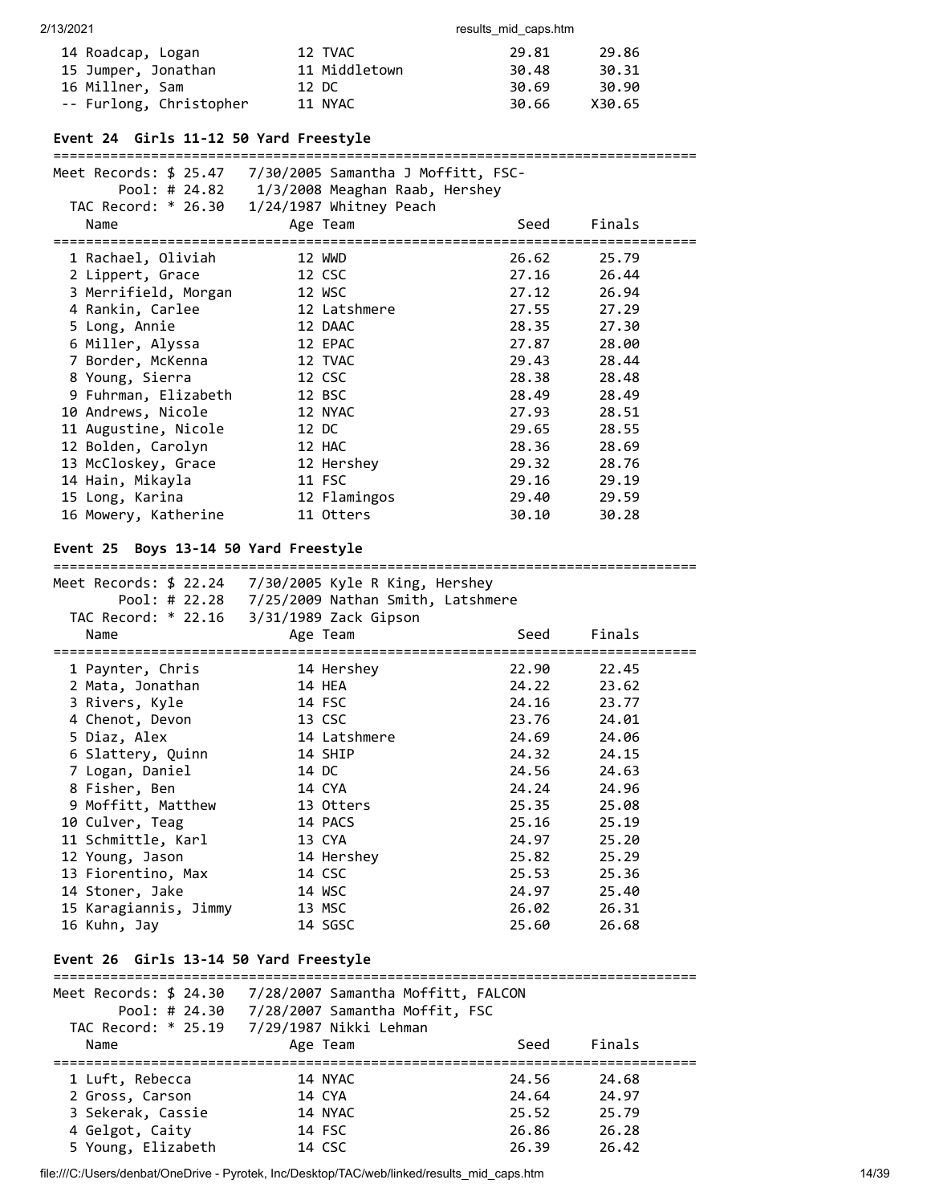| Name | Age | Team | Seed | Finals |
|---|---|---|---|---|
| 14 Roadcap, Logan | 12 | TVAC | 29.81 | 29.86 |
| 15 Jumper, Jonathan | 11 | Middletown | 30.48 | 30.31 |
| 16 Millner, Sam | 12 | DC | 30.69 | 30.90 |
| -- Furlong, Christopher | 11 | NYAC | 30.66 | X30.65 |

### Event 24 Girls 11-12 50 Yard Freestyle

Meet Records: $ 25.47 7/30/2005 Samantha J Moffitt, FSC-
Pool: # 24.82 1/3/2008 Meaghan Raab, Hershey
TAC Record: * 26.30 1/24/1987 Whitney Peach

| Name | Age | Team | Seed | Finals |
|---|---|---|---|---|
| 1 Rachael, Oliviah | 12 | WWD | 26.62 | 25.79 |
| 2 Lippert, Grace | 12 | CSC | 27.16 | 26.44 |
| 3 Merrifield, Morgan | 12 | WSC | 27.12 | 26.94 |
| 4 Rankin, Carlee | 12 | Latshmere | 27.55 | 27.29 |
| 5 Long, Annie | 12 | DAAC | 28.35 | 27.30 |
| 6 Miller, Alyssa | 12 | EPAC | 27.87 | 28.00 |
| 7 Border, McKenna | 12 | TVAC | 29.43 | 28.44 |
| 8 Young, Sierra | 12 | CSC | 28.38 | 28.48 |
| 9 Fuhrman, Elizabeth | 12 | BSC | 28.49 | 28.49 |
| 10 Andrews, Nicole | 12 | NYAC | 27.93 | 28.51 |
| 11 Augustine, Nicole | 12 | DC | 29.65 | 28.55 |
| 12 Bolden, Carolyn | 12 | HAC | 28.36 | 28.69 |
| 13 McCloskey, Grace | 12 | Hershey | 29.32 | 28.76 |
| 14 Hain, Mikayla | 11 | FSC | 29.16 | 29.19 |
| 15 Long, Karina | 12 | Flamingos | 29.40 | 29.59 |
| 16 Mowery, Katherine | 11 | Otters | 30.10 | 30.28 |

### Event 25 Boys 13-14 50 Yard Freestyle

Meet Records: $ 22.24 7/30/2005 Kyle R King, Hershey
Pool: # 22.28 7/25/2009 Nathan Smith, Latshmere
TAC Record: * 22.16 3/31/1989 Zack Gipson

| Name | Age | Team | Seed | Finals |
|---|---|---|---|---|
| 1 Paynter, Chris | 14 | Hershey | 22.90 | 22.45 |
| 2 Mata, Jonathan | 14 | HEA | 24.22 | 23.62 |
| 3 Rivers, Kyle | 14 | FSC | 24.16 | 23.77 |
| 4 Chenot, Devon | 13 | CSC | 23.76 | 24.01 |
| 5 Diaz, Alex | 14 | Latshmere | 24.69 | 24.06 |
| 6 Slattery, Quinn | 14 | SHIP | 24.32 | 24.15 |
| 7 Logan, Daniel | 14 | DC | 24.56 | 24.63 |
| 8 Fisher, Ben | 14 | CYA | 24.24 | 24.96 |
| 9 Moffitt, Matthew | 13 | Otters | 25.35 | 25.08 |
| 10 Culver, Teag | 14 | PACS | 25.16 | 25.19 |
| 11 Schmittle, Karl | 13 | CYA | 24.97 | 25.20 |
| 12 Young, Jason | 14 | Hershey | 25.82 | 25.29 |
| 13 Fiorentino, Max | 14 | CSC | 25.53 | 25.36 |
| 14 Stoner, Jake | 14 | WSC | 24.97 | 25.40 |
| 15 Karagiannis, Jimmy | 13 | MSC | 26.02 | 26.31 |
| 16 Kuhn, Jay | 14 | SGSC | 25.60 | 26.68 |

### Event 26 Girls 13-14 50 Yard Freestyle

Meet Records: $ 24.30 7/28/2007 Samantha Moffitt, FALCON
Pool: # 24.30 7/28/2007 Samantha Moffit, FSC
TAC Record: * 25.19 7/29/1987 Nikki Lehman

| Name | Age | Team | Seed | Finals |
|---|---|---|---|---|
| 1 Luft, Rebecca | 14 | NYAC | 24.56 | 24.68 |
| 2 Gross, Carson | 14 | CYA | 24.64 | 24.97 |
| 3 Sekerak, Cassie | 14 | NYAC | 25.52 | 25.79 |
| 4 Gelgot, Caity | 14 | FSC | 26.86 | 26.28 |
| 5 Young, Elizabeth | 14 | CSC | 26.39 | 26.42 |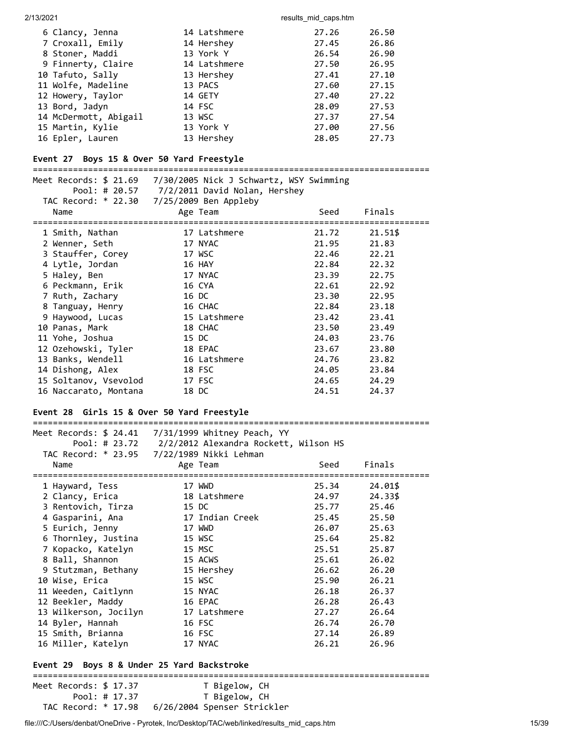| Place | Name | Age | Team | Seed | Finals |
|---|---|---|---|---|---|
| 6 | Clancy, Jenna | 14 | Latshmere | 27.26 | 26.50 |
| 7 | Croxall, Emily | 14 | Hershey | 27.45 | 26.86 |
| 8 | Stoner, Maddi | 13 | York Y | 26.54 | 26.90 |
| 9 | Finnerty, Claire | 14 | Latshmere | 27.50 | 26.95 |
| 10 | Tafuto, Sally | 13 | Hershey | 27.41 | 27.10 |
| 11 | Wolfe, Madeline | 13 | PACS | 27.60 | 27.15 |
| 12 | Howery, Taylor | 14 | GETY | 27.40 | 27.22 |
| 13 | Bord, Jadyn | 14 | FSC | 28.09 | 27.53 |
| 14 | McDermott, Abigail | 13 | WSC | 27.37 | 27.54 |
| 15 | Martin, Kylie | 13 | York Y | 27.00 | 27.56 |
| 16 | Epler, Lauren | 13 | Hershey | 28.05 | 27.73 |

## Event 27 Boys 15 & Over 50 Yard Freestyle

Meet Records: $ 21.69 7/30/2005 Nick J Schwartz, WSY Swimming
Pool: # 20.57 7/2/2011 David Nolan, Hershey
TAC Record: * 22.30 7/25/2009 Ben Appleby

| Place | Name | Age | Team | Seed | Finals |
|---|---|---|---|---|---|
| 1 | Smith, Nathan | 17 | Latshmere | 21.72 | 21.51$ |
| 2 | Wenner, Seth | 17 | NYAC | 21.95 | 21.83 |
| 3 | Stauffer, Corey | 17 | WSC | 22.46 | 22.21 |
| 4 | Lytle, Jordan | 16 | HAY | 22.84 | 22.32 |
| 5 | Haley, Ben | 17 | NYAC | 23.39 | 22.75 |
| 6 | Peckmann, Erik | 16 | CYA | 22.61 | 22.92 |
| 7 | Ruth, Zachary | 16 | DC | 23.30 | 22.95 |
| 8 | Tanguay, Henry | 16 | CHAC | 22.84 | 23.18 |
| 9 | Haywood, Lucas | 15 | Latshmere | 23.42 | 23.41 |
| 10 | Panas, Mark | 18 | CHAC | 23.50 | 23.49 |
| 11 | Yohe, Joshua | 15 | DC | 24.03 | 23.76 |
| 12 | Ozehowski, Tyler | 18 | EPAC | 23.67 | 23.80 |
| 13 | Banks, Wendell | 16 | Latshmere | 24.76 | 23.82 |
| 14 | Dishong, Alex | 18 | FSC | 24.05 | 23.84 |
| 15 | Soltanov, Vsevolod | 17 | FSC | 24.65 | 24.29 |
| 16 | Naccarato, Montana | 18 | DC | 24.51 | 24.37 |

## Event 28 Girls 15 & Over 50 Yard Freestyle

Meet Records: $ 24.41 7/31/1999 Whitney Peach, YY
Pool: # 23.72 2/2/2012 Alexandra Rockett, Wilson HS
TAC Record: * 23.95 7/22/1989 Nikki Lehman

| Place | Name | Age | Team | Seed | Finals |
|---|---|---|---|---|---|
| 1 | Hayward, Tess | 17 | WWD | 25.34 | 24.01$ |
| 2 | Clancy, Erica | 18 | Latshmere | 24.97 | 24.33$ |
| 3 | Rentovich, Tirza | 15 | DC | 25.77 | 25.46 |
| 4 | Gasparini, Ana | 17 | Indian Creek | 25.45 | 25.50 |
| 5 | Eurich, Jenny | 17 | WWD | 26.07 | 25.63 |
| 6 | Thornley, Justina | 15 | WSC | 25.64 | 25.82 |
| 7 | Kopacko, Katelyn | 15 | MSC | 25.51 | 25.87 |
| 8 | Ball, Shannon | 15 | ACWS | 25.61 | 26.02 |
| 9 | Stutzman, Bethany | 15 | Hershey | 26.62 | 26.20 |
| 10 | Wise, Erica | 15 | WSC | 25.90 | 26.21 |
| 11 | Weeden, Caitlynn | 15 | NYAC | 26.18 | 26.37 |
| 12 | Beekler, Maddy | 16 | EPAC | 26.28 | 26.43 |
| 13 | Wilkerson, Jocilyn | 17 | Latshmere | 27.27 | 26.64 |
| 14 | Byler, Hannah | 16 | FSC | 26.74 | 26.70 |
| 15 | Smith, Brianna | 16 | FSC | 27.14 | 26.89 |
| 16 | Miller, Katelyn | 17 | NYAC | 26.21 | 26.96 |

## Event 29 Boys 8 & Under 25 Yard Backstroke

Meet Records: $ 17.37 T Bigelow, CH
Pool: # 17.37 T Bigelow, CH
TAC Record: * 17.98 6/26/2004 Spenser Strickler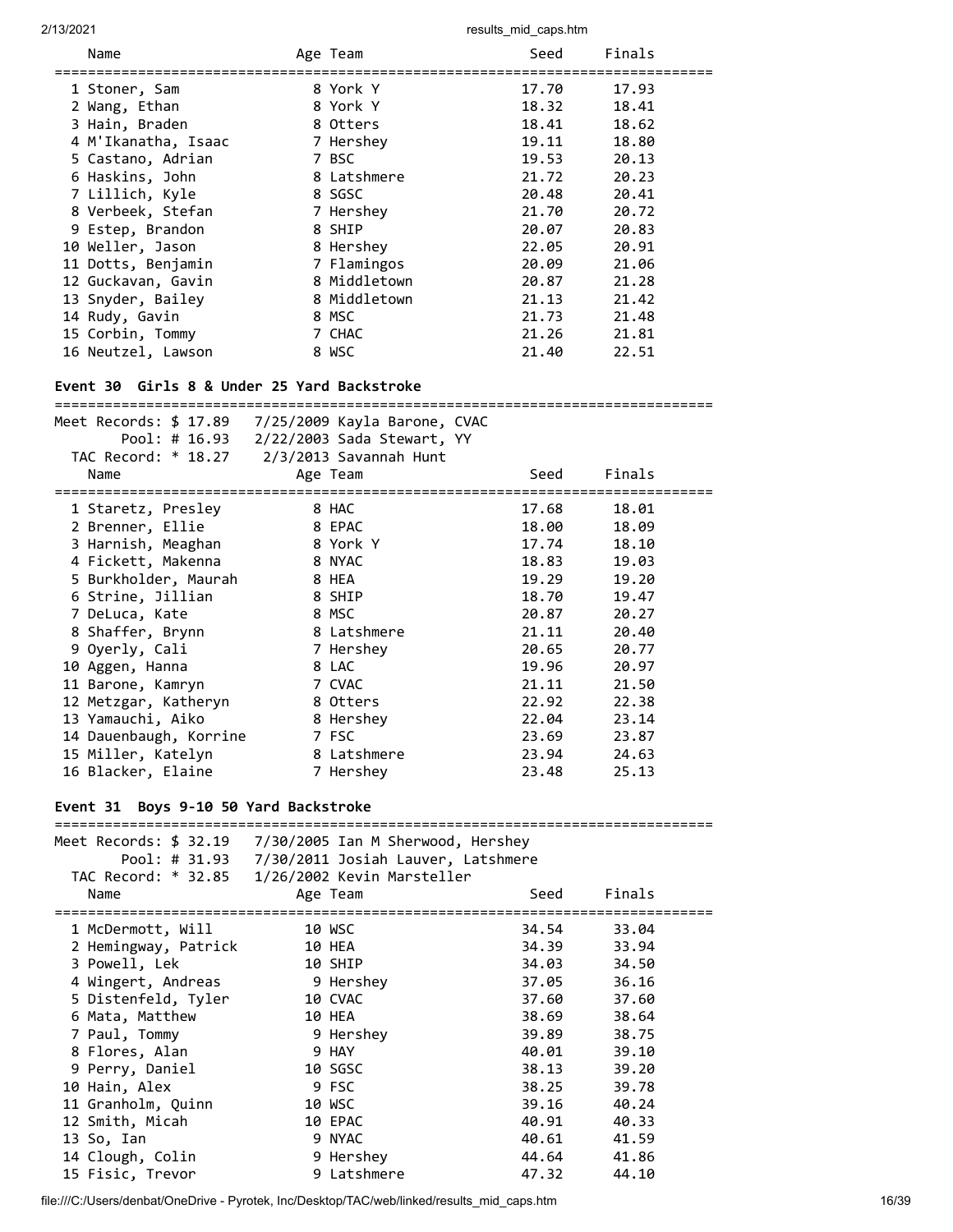| Name | Age | Team | Seed | Finals |
|---|---|---|---|---|
| 1 Stoner, Sam | 8 | York Y | 17.70 | 17.93 |
| 2 Wang, Ethan | 8 | York Y | 18.32 | 18.41 |
| 3 Hain, Braden | 8 | Otters | 18.41 | 18.62 |
| 4 M'Ikanatha, Isaac | 7 | Hershey | 19.11 | 18.80 |
| 5 Castano, Adrian | 7 | BSC | 19.53 | 20.13 |
| 6 Haskins, John | 8 | Latshmere | 21.72 | 20.23 |
| 7 Lillich, Kyle | 8 | SGSC | 20.48 | 20.41 |
| 8 Verbeek, Stefan | 7 | Hershey | 21.70 | 20.72 |
| 9 Estep, Brandon | 8 | SHIP | 20.07 | 20.83 |
| 10 Weller, Jason | 8 | Hershey | 22.05 | 20.91 |
| 11 Dotts, Benjamin | 7 | Flamingos | 20.09 | 21.06 |
| 12 Guckavan, Gavin | 8 | Middletown | 20.87 | 21.28 |
| 13 Snyder, Bailey | 8 | Middletown | 21.13 | 21.42 |
| 14 Rudy, Gavin | 8 | MSC | 21.73 | 21.48 |
| 15 Corbin, Tommy | 7 | CHAC | 21.26 | 21.81 |
| 16 Neutzel, Lawson | 8 | WSC | 21.40 | 22.51 |

## Event 30 Girls 8 & Under 25 Yard Backstroke

Meet Records: $ 17.89 7/25/2009 Kayla Barone, CVAC
Pool: # 16.93 2/22/2003 Sada Stewart, YY
TAC Record: * 18.27 2/3/2013 Savannah Hunt

| Name | Age | Team | Seed | Finals |
|---|---|---|---|---|
| 1 Staretz, Presley | 8 | HAC | 17.68 | 18.01 |
| 2 Brenner, Ellie | 8 | EPAC | 18.00 | 18.09 |
| 3 Harnish, Meaghan | 8 | York Y | 17.74 | 18.10 |
| 4 Fickett, Makenna | 8 | NYAC | 18.83 | 19.03 |
| 5 Burkholder, Maurah | 8 | HEA | 19.29 | 19.20 |
| 6 Strine, Jillian | 8 | SHIP | 18.70 | 19.47 |
| 7 DeLuca, Kate | 8 | MSC | 20.87 | 20.27 |
| 8 Shaffer, Brynn | 8 | Latshmere | 21.11 | 20.40 |
| 9 Oyerly, Cali | 7 | Hershey | 20.65 | 20.77 |
| 10 Aggen, Hanna | 8 | LAC | 19.96 | 20.97 |
| 11 Barone, Kamryn | 7 | CVAC | 21.11 | 21.50 |
| 12 Metzgar, Katheryn | 8 | Otters | 22.92 | 22.38 |
| 13 Yamauchi, Aiko | 8 | Hershey | 22.04 | 23.14 |
| 14 Dauenbaugh, Korrine | 7 | FSC | 23.69 | 23.87 |
| 15 Miller, Katelyn | 8 | Latshmere | 23.94 | 24.63 |
| 16 Blacker, Elaine | 7 | Hershey | 23.48 | 25.13 |

## Event 31 Boys 9-10 50 Yard Backstroke

Meet Records: $ 32.19 7/30/2005 Ian M Sherwood, Hershey
Pool: # 31.93 7/30/2011 Josiah Lauver, Latshmere
TAC Record: * 32.85 1/26/2002 Kevin Marsteller

| Name | Age | Team | Seed | Finals |
|---|---|---|---|---|
| 1 McDermott, Will | 10 | WSC | 34.54 | 33.04 |
| 2 Hemingway, Patrick | 10 | HEA | 34.39 | 33.94 |
| 3 Powell, Lek | 10 | SHIP | 34.03 | 34.50 |
| 4 Wingert, Andreas | 9 | Hershey | 37.05 | 36.16 |
| 5 Distenfeld, Tyler | 10 | CVAC | 37.60 | 37.60 |
| 6 Mata, Matthew | 10 | HEA | 38.69 | 38.64 |
| 7 Paul, Tommy | 9 | Hershey | 39.89 | 38.75 |
| 8 Flores, Alan | 9 | HAY | 40.01 | 39.10 |
| 9 Perry, Daniel | 10 | SGSC | 38.13 | 39.20 |
| 10 Hain, Alex | 9 | FSC | 38.25 | 39.78 |
| 11 Granholm, Quinn | 10 | WSC | 39.16 | 40.24 |
| 12 Smith, Micah | 10 | EPAC | 40.91 | 40.33 |
| 13 So, Ian | 9 | NYAC | 40.61 | 41.59 |
| 14 Clough, Colin | 9 | Hershey | 44.64 | 41.86 |
| 15 Fisic, Trevor | 9 | Latshmere | 47.32 | 44.10 |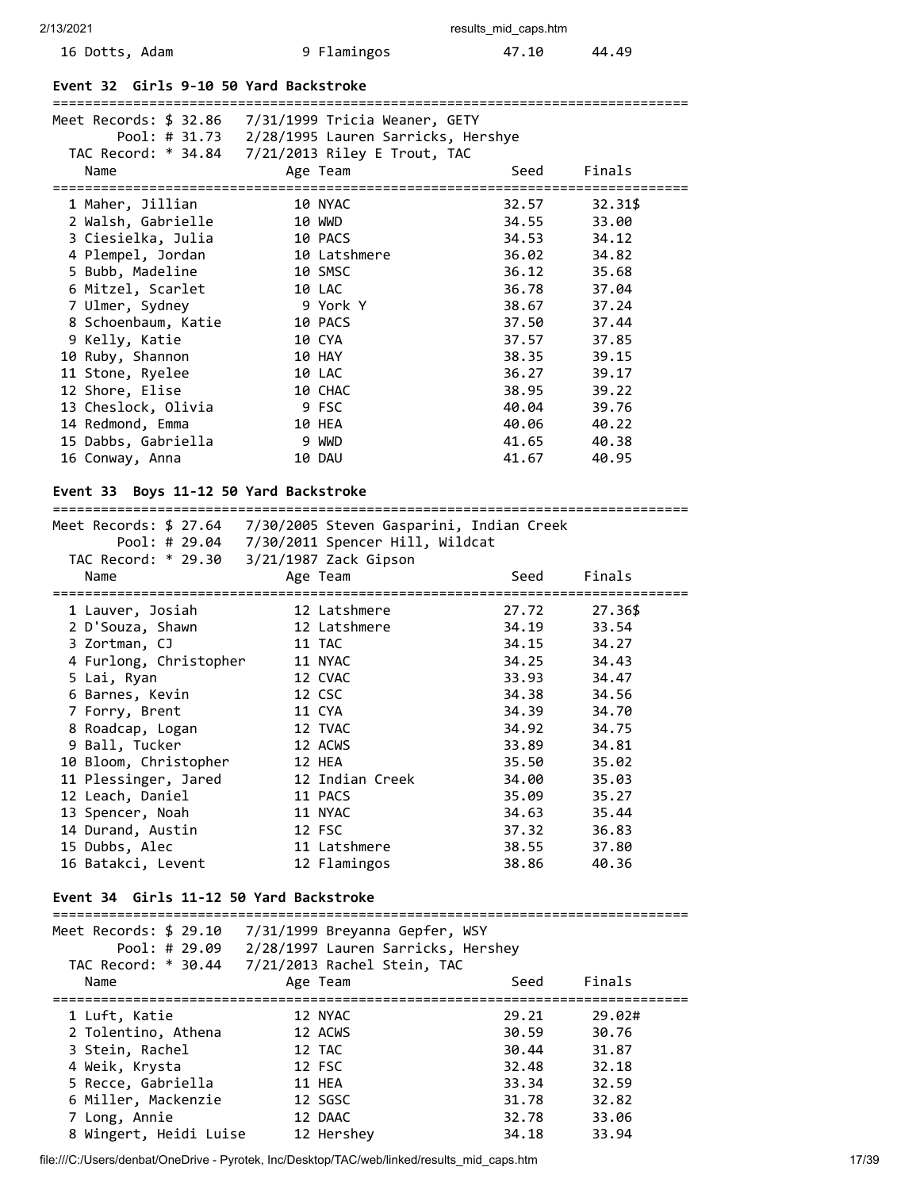| | Name | Age | Team | Seed | Finals |
|---|---|---|---|---|---|
| 16 | Dotts, Adam | 9 | Flamingos | 47.10 | 44.49 |

### Event 32 Girls 9-10 50 Yard Backstroke

Meet Records: $ 32.86 7/31/1999 Tricia Weaner, GETY
Pool: # 31.73 2/28/1995 Lauren Sarricks, Hershye
TAC Record: * 34.84 7/21/2013 Riley E Trout, TAC

| | Name | Age | Team | Seed | Finals |
|---|---|---|---|---|---|
| 1 | Maher, Jillian | 10 | NYAC | 32.57 | 32.31$ |
| 2 | Walsh, Gabrielle | 10 | WWD | 34.55 | 33.00 |
| 3 | Ciesielka, Julia | 10 | PACS | 34.53 | 34.12 |
| 4 | Plempel, Jordan | 10 | Latshmere | 36.02 | 34.82 |
| 5 | Bubb, Madeline | 10 | SMSC | 36.12 | 35.68 |
| 6 | Mitzel, Scarlet | 10 | LAC | 36.78 | 37.04 |
| 7 | Ulmer, Sydney | 9 | York Y | 38.67 | 37.24 |
| 8 | Schoenbaum, Katie | 10 | PACS | 37.50 | 37.44 |
| 9 | Kelly, Katie | 10 | CYA | 37.57 | 37.85 |
| 10 | Ruby, Shannon | 10 | HAY | 38.35 | 39.15 |
| 11 | Stone, Ryelee | 10 | LAC | 36.27 | 39.17 |
| 12 | Shore, Elise | 10 | CHAC | 38.95 | 39.22 |
| 13 | Cheslock, Olivia | 9 | FSC | 40.04 | 39.76 |
| 14 | Redmond, Emma | 10 | HEA | 40.06 | 40.22 |
| 15 | Dabbs, Gabriella | 9 | WWD | 41.65 | 40.38 |
| 16 | Conway, Anna | 10 | DAU | 41.67 | 40.95 |

### Event 33 Boys 11-12 50 Yard Backstroke

Meet Records: $ 27.64 7/30/2005 Steven Gasparini, Indian Creek
Pool: # 29.04 7/30/2011 Spencer Hill, Wildcat
TAC Record: * 29.30 3/21/1987 Zack Gipson

| | Name | Age | Team | Seed | Finals |
|---|---|---|---|---|---|
| 1 | Lauver, Josiah | 12 | Latshmere | 27.72 | 27.36$ |
| 2 | D'Souza, Shawn | 12 | Latshmere | 34.19 | 33.54 |
| 3 | Zortman, CJ | 11 | TAC | 34.15 | 34.27 |
| 4 | Furlong, Christopher | 11 | NYAC | 34.25 | 34.43 |
| 5 | Lai, Ryan | 12 | CVAC | 33.93 | 34.47 |
| 6 | Barnes, Kevin | 12 | CSC | 34.38 | 34.56 |
| 7 | Forry, Brent | 11 | CYA | 34.39 | 34.70 |
| 8 | Roadcap, Logan | 12 | TVAC | 34.92 | 34.75 |
| 9 | Ball, Tucker | 12 | ACWS | 33.89 | 34.81 |
| 10 | Bloom, Christopher | 12 | HEA | 35.50 | 35.02 |
| 11 | Plessinger, Jared | 12 | Indian Creek | 34.00 | 35.03 |
| 12 | Leach, Daniel | 11 | PACS | 35.09 | 35.27 |
| 13 | Spencer, Noah | 11 | NYAC | 34.63 | 35.44 |
| 14 | Durand, Austin | 12 | FSC | 37.32 | 36.83 |
| 15 | Dubbs, Alec | 11 | Latshmere | 38.55 | 37.80 |
| 16 | Batakci, Levent | 12 | Flamingos | 38.86 | 40.36 |

### Event 34 Girls 11-12 50 Yard Backstroke

Meet Records: $ 29.10 7/31/1999 Breyanna Gepfer, WSY
Pool: # 29.09 2/28/1997 Lauren Sarricks, Hershey
TAC Record: * 30.44 7/21/2013 Rachel Stein, TAC

| | Name | Age | Team | Seed | Finals |
|---|---|---|---|---|---|
| 1 | Luft, Katie | 12 | NYAC | 29.21 | 29.02# |
| 2 | Tolentino, Athena | 12 | ACWS | 30.59 | 30.76 |
| 3 | Stein, Rachel | 12 | TAC | 30.44 | 31.87 |
| 4 | Weik, Krysta | 12 | FSC | 32.48 | 32.18 |
| 5 | Recce, Gabriella | 11 | HEA | 33.34 | 32.59 |
| 6 | Miller, Mackenzie | 12 | SGSC | 31.78 | 32.82 |
| 7 | Long, Annie | 12 | DAAC | 32.78 | 33.06 |
| 8 | Wingert, Heidi Luise | 12 | Hershey | 34.18 | 33.94 |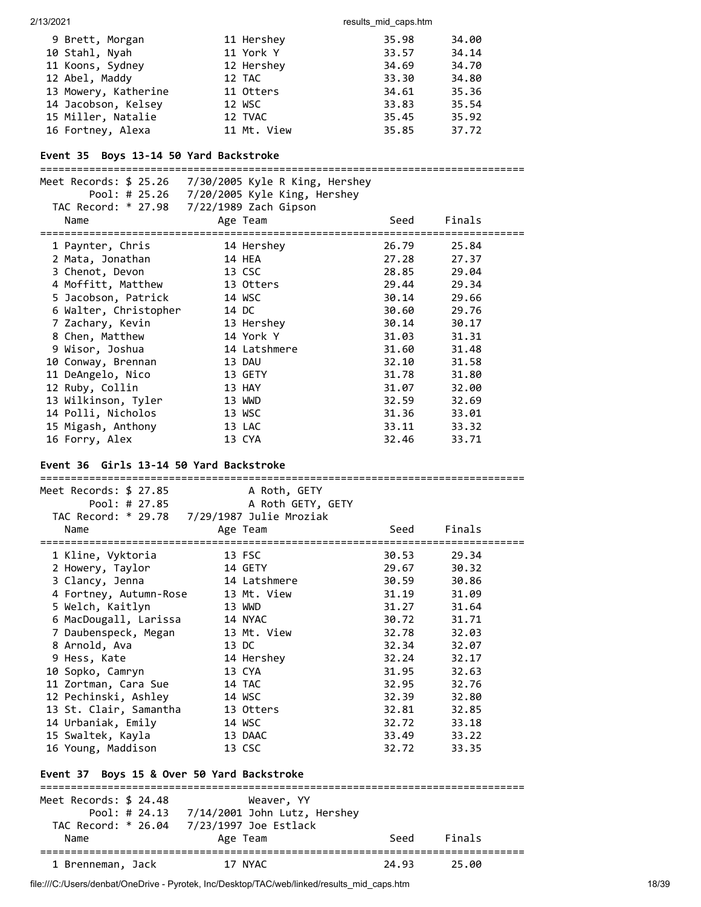| Place | Name | Age | Team | Seed | Finals |
|---|---|---|---|---|---|
| 9 | Brett, Morgan | 11 | Hershey | 35.98 | 34.00 |
| 10 | Stahl, Nyah | 11 | York Y | 33.57 | 34.14 |
| 11 | Koons, Sydney | 12 | Hershey | 34.69 | 34.70 |
| 12 | Abel, Maddy | 12 | TAC | 33.30 | 34.80 |
| 13 | Mowery, Katherine | 11 | Otters | 34.61 | 35.36 |
| 14 | Jacobson, Kelsey | 12 | WSC | 33.83 | 35.54 |
| 15 | Miller, Natalie | 12 | TVAC | 35.45 | 35.92 |
| 16 | Fortney, Alexa | 11 | Mt. View | 35.85 | 37.72 |

**Event 35 Boys 13-14 50 Yard Backstroke**

Meet Records: $ 25.26 7/30/2005 Kyle R King, Hershey
Pool: # 25.26 7/20/2005 Kyle King, Hershey
TAC Record: * 27.98 7/22/1989 Zach Gipson

| Place | Name | Age | Team | Seed | Finals |
|---|---|---|---|---|---|
| 1 | Paynter, Chris | 14 | Hershey | 26.79 | 25.84 |
| 2 | Mata, Jonathan | 14 | HEA | 27.28 | 27.37 |
| 3 | Chenot, Devon | 13 | CSC | 28.85 | 29.04 |
| 4 | Moffitt, Matthew | 13 | Otters | 29.44 | 29.34 |
| 5 | Jacobson, Patrick | 14 | WSC | 30.14 | 29.66 |
| 6 | Walter, Christopher | 14 | DC | 30.60 | 29.76 |
| 7 | Zachary, Kevin | 13 | Hershey | 30.14 | 30.17 |
| 8 | Chen, Matthew | 14 | York Y | 31.03 | 31.31 |
| 9 | Wisor, Joshua | 14 | Latshmere | 31.60 | 31.48 |
| 10 | Conway, Brennan | 13 | DAU | 32.10 | 31.58 |
| 11 | DeAngelo, Nico | 13 | GETY | 31.78 | 31.80 |
| 12 | Ruby, Collin | 13 | HAY | 31.07 | 32.00 |
| 13 | Wilkinson, Tyler | 13 | WWD | 32.59 | 32.69 |
| 14 | Polli, Nicholos | 13 | WSC | 31.36 | 33.01 |
| 15 | Migash, Anthony | 13 | LAC | 33.11 | 33.32 |
| 16 | Forry, Alex | 13 | CYA | 32.46 | 33.71 |

**Event 36 Girls 13-14 50 Yard Backstroke**

Meet Records: $ 27.85 A Roth, GETY
Pool: # 27.85 A Roth GETY, GETY
TAC Record: * 29.78 7/29/1987 Julie Mroziak

| Place | Name | Age | Team | Seed | Finals |
|---|---|---|---|---|---|
| 1 | Kline, Vyktoria | 13 | FSC | 30.53 | 29.34 |
| 2 | Howery, Taylor | 14 | GETY | 29.67 | 30.32 |
| 3 | Clancy, Jenna | 14 | Latshmere | 30.59 | 30.86 |
| 4 | Fortney, Autumn-Rose | 13 | Mt. View | 31.19 | 31.09 |
| 5 | Welch, Kaitlyn | 13 | WWD | 31.27 | 31.64 |
| 6 | MacDougall, Larissa | 14 | NYAC | 30.72 | 31.71 |
| 7 | Daubenspeck, Megan | 13 | Mt. View | 32.78 | 32.03 |
| 8 | Arnold, Ava | 13 | DC | 32.34 | 32.07 |
| 9 | Hess, Kate | 14 | Hershey | 32.24 | 32.17 |
| 10 | Sopko, Camryn | 13 | CYA | 31.95 | 32.63 |
| 11 | Zortman, Cara Sue | 14 | TAC | 32.95 | 32.76 |
| 12 | Pechinski, Ashley | 14 | WSC | 32.39 | 32.80 |
| 13 | St. Clair, Samantha | 13 | Otters | 32.81 | 32.85 |
| 14 | Urbaniak, Emily | 14 | WSC | 32.72 | 33.18 |
| 15 | Swaltek, Kayla | 13 | DAAC | 33.49 | 33.22 |
| 16 | Young, Maddison | 13 | CSC | 32.72 | 33.35 |

**Event 37 Boys 15 & Over 50 Yard Backstroke**

Meet Records: $ 24.48 Weaver, YY
Pool: # 24.13 7/14/2001 John Lutz, Hershey
TAC Record: * 26.04 7/23/1997 Joe Estlack

| Place | Name | Age | Team | Seed | Finals |
|---|---|---|---|---|---|
| 1 | Brenneman, Jack | 17 | NYAC | 24.93 | 25.00 |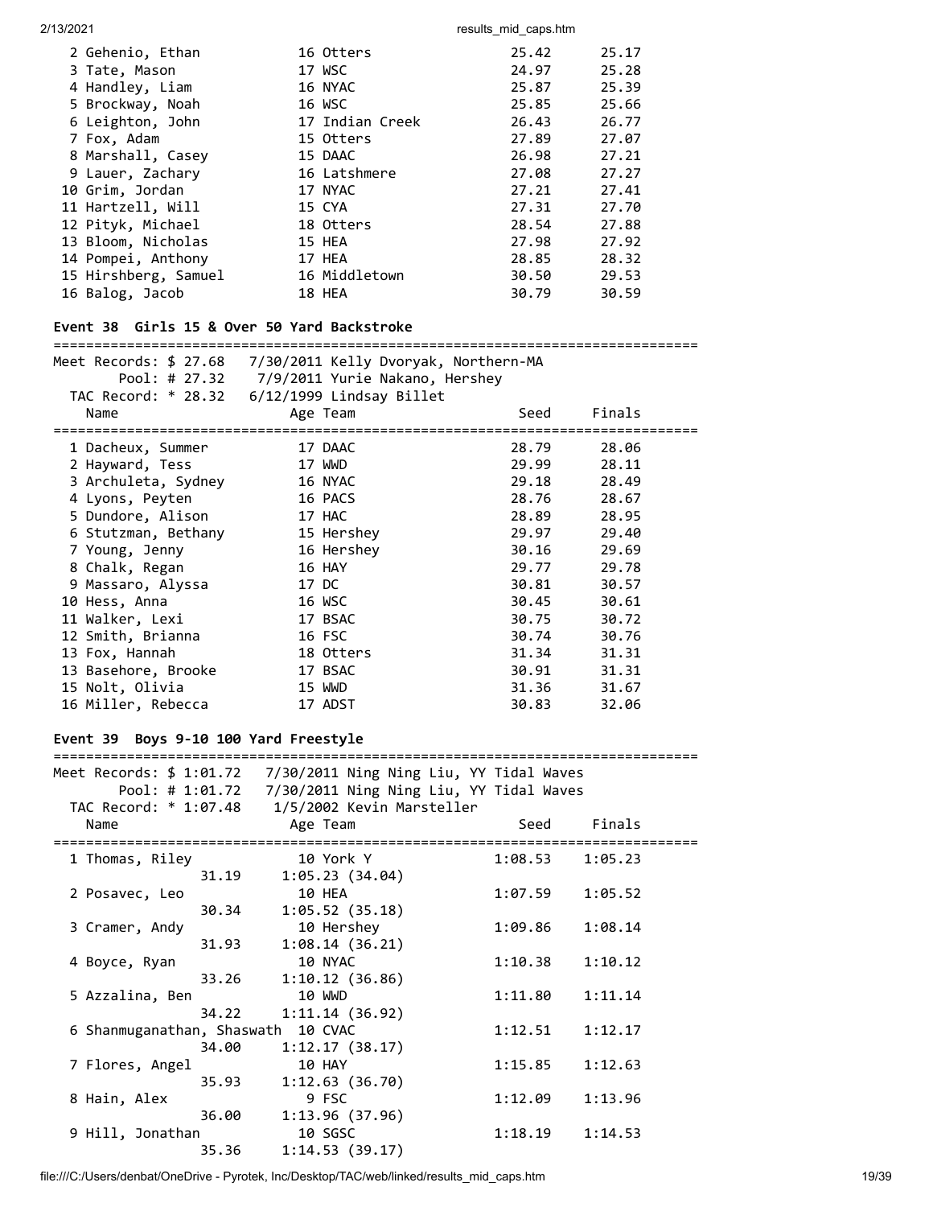| Place | Name | Age | Team | Seed | Finals |
|---|---|---|---|---|---|
| 2 | Gehenio, Ethan | 16 | Otters | 25.42 | 25.17 |
| 3 | Tate, Mason | 17 | WSC | 24.97 | 25.28 |
| 4 | Handley, Liam | 16 | NYAC | 25.87 | 25.39 |
| 5 | Brockway, Noah | 16 | WSC | 25.85 | 25.66 |
| 6 | Leighton, John | 17 | Indian Creek | 26.43 | 26.77 |
| 7 | Fox, Adam | 15 | Otters | 27.89 | 27.07 |
| 8 | Marshall, Casey | 15 | DAAC | 26.98 | 27.21 |
| 9 | Lauer, Zachary | 16 | Latshmere | 27.08 | 27.27 |
| 10 | Grim, Jordan | 17 | NYAC | 27.21 | 27.41 |
| 11 | Hartzell, Will | 15 | CYA | 27.31 | 27.70 |
| 12 | Pityk, Michael | 18 | Otters | 28.54 | 27.88 |
| 13 | Bloom, Nicholas | 15 | HEA | 27.98 | 27.92 |
| 14 | Pompei, Anthony | 17 | HEA | 28.85 | 28.32 |
| 15 | Hirshberg, Samuel | 16 | Middletown | 30.50 | 29.53 |
| 16 | Balog, Jacob | 18 | HEA | 30.79 | 30.59 |

## Event 38 Girls 15 & Over 50 Yard Backstroke

Meet Records: $ 27.68 7/30/2011 Kelly Dvoryak, Northern-MA
Pool: # 27.32 7/9/2011 Yurie Nakano, Hershey
TAC Record: * 28.32 6/12/1999 Lindsay Billet

| Place | Name | Age | Team | Seed | Finals |
|---|---|---|---|---|---|
| 1 | Dacheux, Summer | 17 | DAAC | 28.79 | 28.06 |
| 2 | Hayward, Tess | 17 | WWD | 29.99 | 28.11 |
| 3 | Archuleta, Sydney | 16 | NYAC | 29.18 | 28.49 |
| 4 | Lyons, Peyten | 16 | PACS | 28.76 | 28.67 |
| 5 | Dundore, Alison | 17 | HAC | 28.89 | 28.95 |
| 6 | Stutzman, Bethany | 15 | Hershey | 29.97 | 29.40 |
| 7 | Young, Jenny | 16 | Hershey | 30.16 | 29.69 |
| 8 | Chalk, Regan | 16 | HAY | 29.77 | 29.78 |
| 9 | Massaro, Alyssa | 17 | DC | 30.81 | 30.57 |
| 10 | Hess, Anna | 16 | WSC | 30.45 | 30.61 |
| 11 | Walker, Lexi | 17 | BSAC | 30.75 | 30.72 |
| 12 | Smith, Brianna | 16 | FSC | 30.74 | 30.76 |
| 13 | Fox, Hannah | 18 | Otters | 31.34 | 31.31 |
| 13 | Basehore, Brooke | 17 | BSAC | 30.91 | 31.31 |
| 15 | Nolt, Olivia | 15 | WWD | 31.36 | 31.67 |
| 16 | Miller, Rebecca | 17 | ADST | 30.83 | 32.06 |

## Event 39 Boys 9-10 100 Yard Freestyle

Meet Records: $ 1:01.72 7/30/2011 Ning Ning Liu, YY Tidal Waves
Pool: # 1:01.72 7/30/2011 Ning Ning Liu, YY Tidal Waves
TAC Record: * 1:07.48 1/5/2002 Kevin Marsteller

| Place | Name | Age | Team | Seed | Finals | Splits |
|---|---|---|---|---|---|---|
| 1 | Thomas, Riley | 10 | York Y | 1:08.53 | 1:05.23 | 31.19, 1:05.23 (34.04) |
| 2 | Posavec, Leo | 10 | HEA | 1:07.59 | 1:05.52 | 30.34, 1:05.52 (35.18) |
| 3 | Cramer, Andy | 10 | Hershey | 1:09.86 | 1:08.14 | 31.93, 1:08.14 (36.21) |
| 4 | Boyce, Ryan | 10 | NYAC | 1:10.38 | 1:10.12 | 33.26, 1:10.12 (36.86) |
| 5 | Azzalina, Ben | 10 | WWD | 1:11.80 | 1:11.14 | 34.22, 1:11.14 (36.92) |
| 6 | Shanmuganathan, Shaswath | 10 | CVAC | 1:12.51 | 1:12.17 | 34.00, 1:12.17 (38.17) |
| 7 | Flores, Angel | 10 | HAY | 1:15.85 | 1:12.63 | 35.93, 1:12.63 (36.70) |
| 8 | Hain, Alex | 9 | FSC | 1:12.09 | 1:13.96 | 36.00, 1:13.96 (37.96) |
| 9 | Hill, Jonathan | 10 | SGSC | 1:18.19 | 1:14.53 | 35.36, 1:14.53 (39.17) |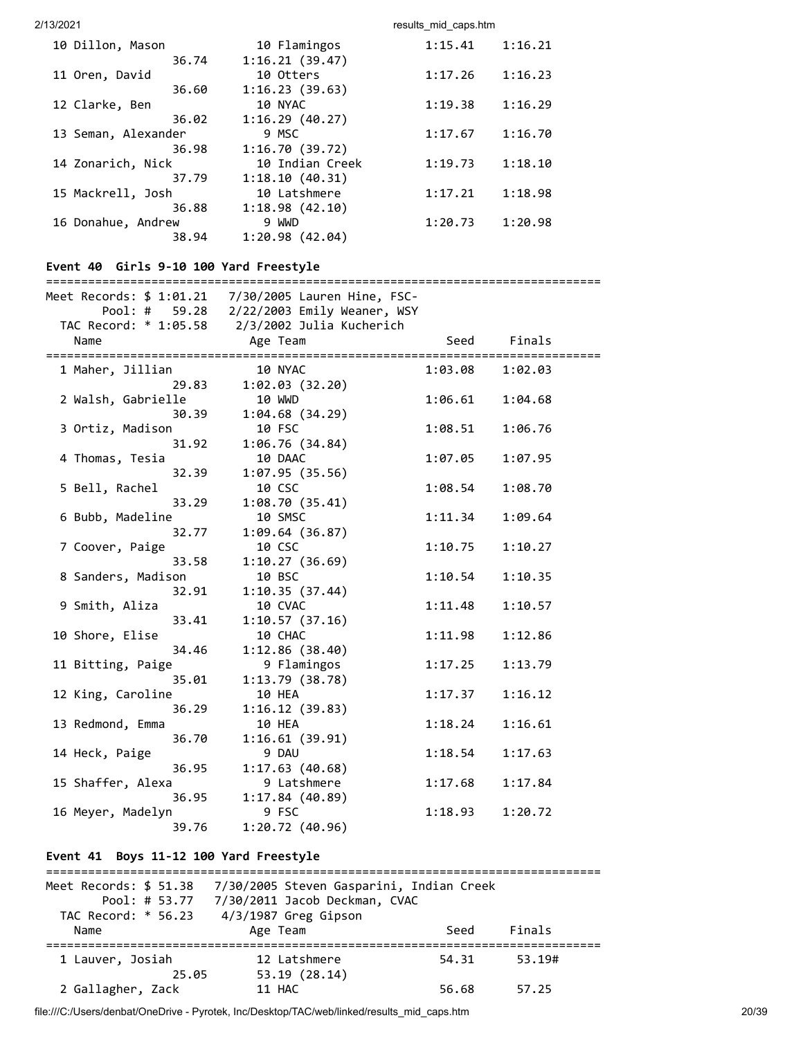| Name | Age | Team | Seed | Finals |
|---|---|---|---|---|
| 10 Dillon, Mason | 10 | Flamingos | 1:15.41 | 1:16.21 |
| 36.74 | 1:16.21 (39.47) | | | |
| 11 Oren, David | 10 | Otters | 1:17.26 | 1:16.23 |
| 36.60 | 1:16.23 (39.63) | | | |
| 12 Clarke, Ben | 10 | NYAC | 1:19.38 | 1:16.29 |
| 36.02 | 1:16.29 (40.27) | | | |
| 13 Seman, Alexander | 9 | MSC | 1:17.67 | 1:16.70 |
| 36.98 | 1:16.70 (39.72) | | | |
| 14 Zonarich, Nick | 10 | Indian Creek | 1:19.73 | 1:18.10 |
| 37.79 | 1:18.10 (40.31) | | | |
| 15 Mackrell, Josh | 10 | Latshmere | 1:17.21 | 1:18.98 |
| 36.88 | 1:18.98 (42.10) | | | |
| 16 Donahue, Andrew | 9 | WWD | 1:20.73 | 1:20.98 |
| 38.94 | 1:20.98 (42.04) | | | |

### Event 40 Girls 9-10 100 Yard Freestyle

Meet Records: $ 1:01.21 7/30/2005 Lauren Hine, FSC-
Pool: # 59.28 2/22/2003 Emily Weaner, WSY
TAC Record: * 1:05.58 2/3/2002 Julia Kucherich

| Name | Age | Team | Seed | Finals |
|---|---|---|---|---|
| 1 Maher, Jillian | 10 | NYAC | 1:03.08 | 1:02.03 |
| 29.83 | 1:02.03 (32.20) | | | |
| 2 Walsh, Gabrielle | 10 | WWD | 1:06.61 | 1:04.68 |
| 30.39 | 1:04.68 (34.29) | | | |
| 3 Ortiz, Madison | 10 | FSC | 1:08.51 | 1:06.76 |
| 31.92 | 1:06.76 (34.84) | | | |
| 4 Thomas, Tesia | 10 | DAAC | 1:07.05 | 1:07.95 |
| 32.39 | 1:07.95 (35.56) | | | |
| 5 Bell, Rachel | 10 | CSC | 1:08.54 | 1:08.70 |
| 33.29 | 1:08.70 (35.41) | | | |
| 6 Bubb, Madeline | 10 | SMSC | 1:11.34 | 1:09.64 |
| 32.77 | 1:09.64 (36.87) | | | |
| 7 Coover, Paige | 10 | CSC | 1:10.75 | 1:10.27 |
| 33.58 | 1:10.27 (36.69) | | | |
| 8 Sanders, Madison | 10 | BSC | 1:10.54 | 1:10.35 |
| 32.91 | 1:10.35 (37.44) | | | |
| 9 Smith, Aliza | 10 | CVAC | 1:11.48 | 1:10.57 |
| 33.41 | 1:10.57 (37.16) | | | |
| 10 Shore, Elise | 10 | CHAC | 1:11.98 | 1:12.86 |
| 34.46 | 1:12.86 (38.40) | | | |
| 11 Bitting, Paige | 9 | Flamingos | 1:17.25 | 1:13.79 |
| 35.01 | 1:13.79 (38.78) | | | |
| 12 King, Caroline | 10 | HEA | 1:17.37 | 1:16.12 |
| 36.29 | 1:16.12 (39.83) | | | |
| 13 Redmond, Emma | 10 | HEA | 1:18.24 | 1:16.61 |
| 36.70 | 1:16.61 (39.91) | | | |
| 14 Heck, Paige | 9 | DAU | 1:18.54 | 1:17.63 |
| 36.95 | 1:17.63 (40.68) | | | |
| 15 Shaffer, Alexa | 9 | Latshmere | 1:17.68 | 1:17.84 |
| 36.95 | 1:17.84 (40.89) | | | |
| 16 Meyer, Madelyn | 9 | FSC | 1:18.93 | 1:20.72 |
| 39.76 | 1:20.72 (40.96) | | | |

### Event 41 Boys 11-12 100 Yard Freestyle

Meet Records: $ 51.38 7/30/2005 Steven Gasparini, Indian Creek
Pool: # 53.77 7/30/2011 Jacob Deckman, CVAC
TAC Record: * 56.23 4/3/1987 Greg Gipson

| Name | Age | Team | Seed | Finals |
|---|---|---|---|---|
| 1 Lauver, Josiah | 12 | Latshmere | 54.31 | 53.19# |
| 25.05 | 53.19 (28.14) | | | |
| 2 Gallagher, Zack | 11 | HAC | 56.68 | 57.25 |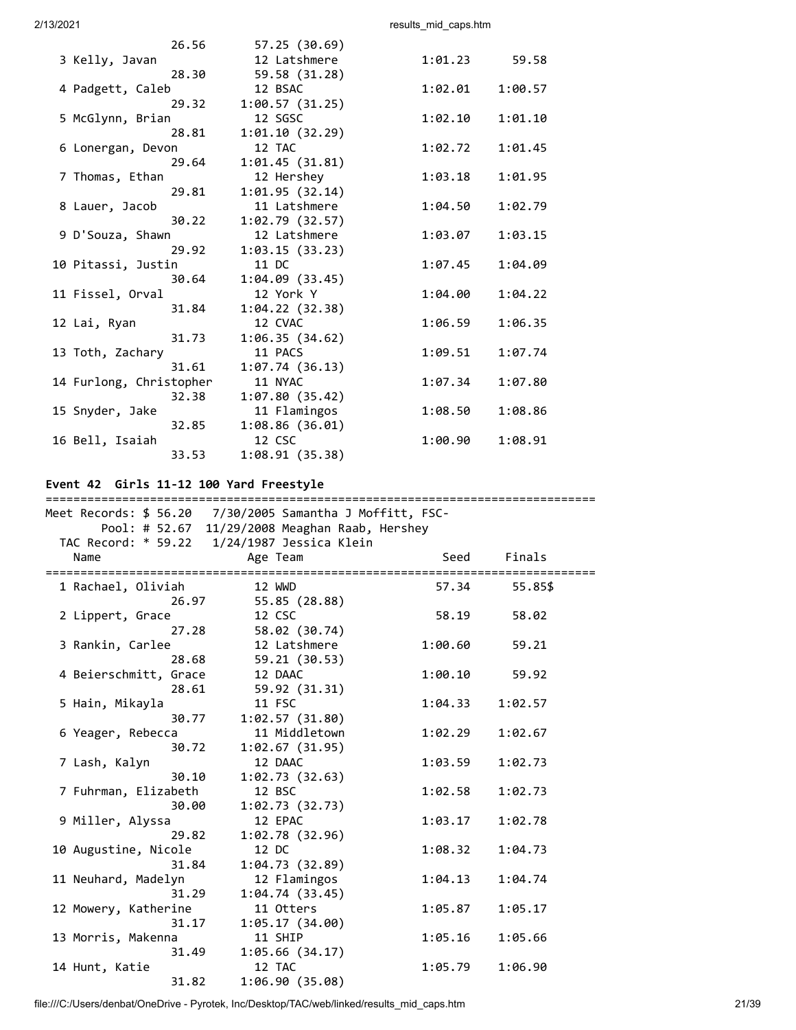| Name | Age Team | Seed | Finals |
|---|---|---|---|
| | 26.56 57.25 (30.69) | | |
| 3 Kelly, Javan | 12 Latshmere | 1:01.23 | 59.58 |
| | 28.30 59.58 (31.28) | | |
| 4 Padgett, Caleb | 12 BSAC | 1:02.01 | 1:00.57 |
| | 29.32 1:00.57 (31.25) | | |
| 5 McGlynn, Brian | 12 SGSC | 1:02.10 | 1:01.10 |
| | 28.81 1:01.10 (32.29) | | |
| 6 Lonergan, Devon | 12 TAC | 1:02.72 | 1:01.45 |
| | 29.64 1:01.45 (31.81) | | |
| 7 Thomas, Ethan | 12 Hershey | 1:03.18 | 1:01.95 |
| | 29.81 1:01.95 (32.14) | | |
| 8 Lauer, Jacob | 11 Latshmere | 1:04.50 | 1:02.79 |
| | 30.22 1:02.79 (32.57) | | |
| 9 D'Souza, Shawn | 12 Latshmere | 1:03.07 | 1:03.15 |
| | 29.92 1:03.15 (33.23) | | |
| 10 Pitassi, Justin | 11 DC | 1:07.45 | 1:04.09 |
| | 30.64 1:04.09 (33.45) | | |
| 11 Fissel, Orval | 12 York Y | 1:04.00 | 1:04.22 |
| | 31.84 1:04.22 (32.38) | | |
| 12 Lai, Ryan | 12 CVAC | 1:06.59 | 1:06.35 |
| | 31.73 1:06.35 (34.62) | | |
| 13 Toth, Zachary | 11 PACS | 1:09.51 | 1:07.74 |
| | 31.61 1:07.74 (36.13) | | |
| 14 Furlong, Christopher | 11 NYAC | 1:07.34 | 1:07.80 |
| | 32.38 1:07.80 (35.42) | | |
| 15 Snyder, Jake | 11 Flamingos | 1:08.50 | 1:08.86 |
| | 32.85 1:08.86 (36.01) | | |
| 16 Bell, Isaiah | 12 CSC | 1:00.90 | 1:08.91 |
| | 33.53 1:08.91 (35.38) | | |

### Event 42 Girls 11-12 100 Yard Freestyle

Meet Records: $ 56.20 7/30/2005 Samantha J Moffitt, FSC-
Pool: # 52.67 11/29/2008 Meaghan Raab, Hershey
TAC Record: * 59.22 1/24/1987 Jessica Klein

| Name | Age Team | Seed | Finals |
|---|---|---|---|
| 1 Rachael, Oliviah | 12 WWD | 57.34 | 55.85$ |
| | 26.97 55.85 (28.88) | | |
| 2 Lippert, Grace | 12 CSC | 58.19 | 58.02 |
| | 27.28 58.02 (30.74) | | |
| 3 Rankin, Carlee | 12 Latshmere | 1:00.60 | 59.21 |
| | 28.68 59.21 (30.53) | | |
| 4 Beierschmitt, Grace | 12 DAAC | 1:00.10 | 59.92 |
| | 28.61 59.92 (31.31) | | |
| 5 Hain, Mikayla | 11 FSC | 1:04.33 | 1:02.57 |
| | 30.77 1:02.57 (31.80) | | |
| 6 Yeager, Rebecca | 11 Middletown | 1:02.29 | 1:02.67 |
| | 30.72 1:02.67 (31.95) | | |
| 7 Lash, Kalyn | 12 DAAC | 1:03.59 | 1:02.73 |
| | 30.10 1:02.73 (32.63) | | |
| 7 Fuhrman, Elizabeth | 12 BSC | 1:02.58 | 1:02.73 |
| | 30.00 1:02.73 (32.73) | | |
| 9 Miller, Alyssa | 12 EPAC | 1:03.17 | 1:02.78 |
| | 29.82 1:02.78 (32.96) | | |
| 10 Augustine, Nicole | 12 DC | 1:08.32 | 1:04.73 |
| | 31.84 1:04.73 (32.89) | | |
| 11 Neuhard, Madelyn | 12 Flamingos | 1:04.13 | 1:04.74 |
| | 31.29 1:04.74 (33.45) | | |
| 12 Mowery, Katherine | 11 Otters | 1:05.87 | 1:05.17 |
| | 31.17 1:05.17 (34.00) | | |
| 13 Morris, Makenna | 11 SHIP | 1:05.16 | 1:05.66 |
| | 31.49 1:05.66 (34.17) | | |
| 14 Hunt, Katie | 12 TAC | 1:05.79 | 1:06.90 |
| | 31.82 1:06.90 (35.08) | | |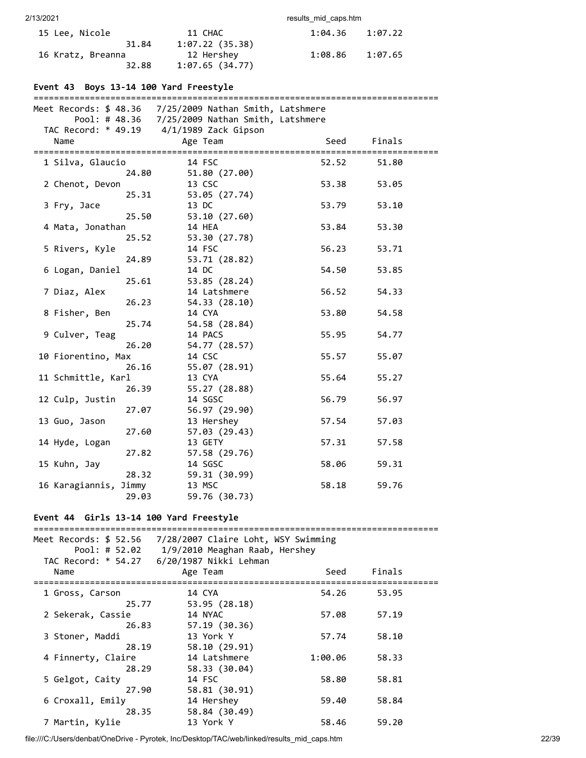| Name | Age | Team | Seed | Finals |
|---|---|---|---|---|
| 15 Lee, Nicole | 11 | CHAC | 1:04.36 | 1:07.22 |
| 31.84 1:07.22 (35.38) | | | | |
| 16 Kratz, Breanna | 12 | Hershey | 1:08.86 | 1:07.65 |
| 32.88 1:07.65 (34.77) | | | | |

## Event 43 Boys 13-14 100 Yard Freestyle

Meet Records: $ 48.36 7/25/2009 Nathan Smith, Latshmere
Pool: # 48.36 7/25/2009 Nathan Smith, Latshmere
TAC Record: * 49.19 4/1/1989 Zack Gipson

| Name | Age | Team | Seed | Finals |
|---|---|---|---|---|
| 1 Silva, Glaucio | 14 | FSC | 52.52 | 51.80 |
| 24.80 51.80 (27.00) | | | | |
| 2 Chenot, Devon | 13 | CSC | 53.38 | 53.05 |
| 25.31 53.05 (27.74) | | | | |
| 3 Fry, Jace | 13 | DC | 53.79 | 53.10 |
| 25.50 53.10 (27.60) | | | | |
| 4 Mata, Jonathan | 14 | HEA | 53.84 | 53.30 |
| 25.52 53.30 (27.78) | | | | |
| 5 Rivers, Kyle | 14 | FSC | 56.23 | 53.71 |
| 24.89 53.71 (28.82) | | | | |
| 6 Logan, Daniel | 14 | DC | 54.50 | 53.85 |
| 25.61 53.85 (28.24) | | | | |
| 7 Diaz, Alex | 14 | Latshmere | 56.52 | 54.33 |
| 26.23 54.33 (28.10) | | | | |
| 8 Fisher, Ben | 14 | CYA | 53.80 | 54.58 |
| 25.74 54.58 (28.84) | | | | |
| 9 Culver, Teag | 14 | PACS | 55.95 | 54.77 |
| 26.20 54.77 (28.57) | | | | |
| 10 Fiorentino, Max | 14 | CSC | 55.57 | 55.07 |
| 26.16 55.07 (28.91) | | | | |
| 11 Schmittle, Karl | 13 | CYA | 55.64 | 55.27 |
| 26.39 55.27 (28.88) | | | | |
| 12 Culp, Justin | 14 | SGSC | 56.79 | 56.97 |
| 27.07 56.97 (29.90) | | | | |
| 13 Guo, Jason | 13 | Hershey | 57.54 | 57.03 |
| 27.60 57.03 (29.43) | | | | |
| 14 Hyde, Logan | 13 | GETY | 57.31 | 57.58 |
| 27.82 57.58 (29.76) | | | | |
| 15 Kuhn, Jay | 14 | SGSC | 58.06 | 59.31 |
| 28.32 59.31 (30.99) | | | | |
| 16 Karagiannis, Jimmy | 13 | MSC | 58.18 | 59.76 |
| 29.03 59.76 (30.73) | | | | |

## Event 44 Girls 13-14 100 Yard Freestyle

Meet Records: $ 52.56 7/28/2007 Claire Loht, WSY Swimming
Pool: # 52.02 1/9/2010 Meaghan Raab, Hershey
TAC Record: * 54.27 6/20/1987 Nikki Lehman

| Name | Age | Team | Seed | Finals |
|---|---|---|---|---|
| 1 Gross, Carson | 14 | CYA | 54.26 | 53.95 |
| 25.77 53.95 (28.18) | | | | |
| 2 Sekerak, Cassie | 14 | NYAC | 57.08 | 57.19 |
| 26.83 57.19 (30.36) | | | | |
| 3 Stoner, Maddi | 13 | York Y | 57.74 | 58.10 |
| 28.19 58.10 (29.91) | | | | |
| 4 Finnerty, Claire | 14 | Latshmere | 1:00.06 | 58.33 |
| 28.29 58.33 (30.04) | | | | |
| 5 Gelgot, Caity | 14 | FSC | 58.80 | 58.81 |
| 27.90 58.81 (30.91) | | | | |
| 6 Croxall, Emily | 14 | Hershey | 59.40 | 58.84 |
| 28.35 58.84 (30.49) | | | | |
| 7 Martin, Kylie | 13 | York Y | 58.46 | 59.20 |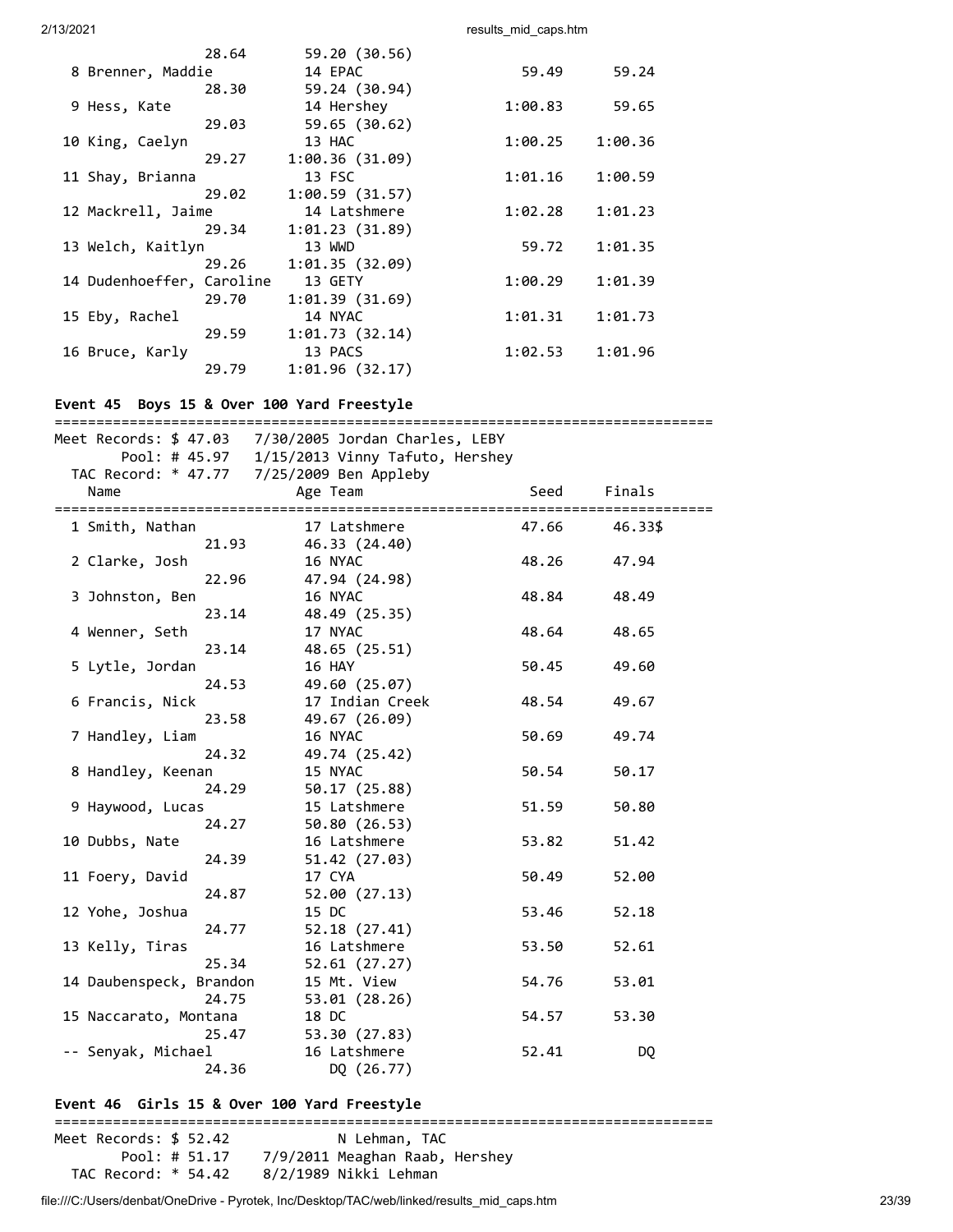```
              28.64        59.20 (30.56)
  8 Brenner, Maddie           14 EPAC                 59.49      59.24  
              28.30        59.24 (30.94)
  9 Hess, Kate                14 Hershey            1:00.83      59.65  
              29.03        59.65 (30.62)
 10 King, Caelyn              13 HAC                1:00.25    1:00.36  
              29.27      1:00.36 (31.09)
 11 Shay, Brianna             13 FSC                1:01.16    1:00.59  
              29.02      1:00.59 (31.57)
 12 Mackrell, Jaime           14 Latshmere          1:02.28    1:01.23  
              29.34      1:01.23 (31.89)
 13 Welch, Kaitlyn            13 WWD                  59.72    1:01.35  
              29.26      1:01.35 (32.09)
 14 Dudenhoeffer, Caroline    13 GETY               1:00.29    1:01.39  
              29.70      1:01.39 (31.69)
 15 Eby, Rachel               14 NYAC               1:01.31    1:01.73  
              29.59      1:01.73 (32.14)
 16 Bruce, Karly              13 PACS               1:02.53    1:01.96  
              29.79      1:01.96 (32.17)
```

**Event 45  Boys 15 & Over 100 Yard Freestyle**

```
===============================================================================
Meet Records: $ 47.03   7/30/2005 Jordan Charles, LEBY
       Pool: # 45.97   1/15/2013 Vinny Tafuto, Hershey
  TAC Record: * 47.77   7/25/2009 Ben Appleby
    Name                    Age Team                    Seed     Finals  
===============================================================================
  1 Smith, Nathan             17 Latshmere            47.66      46.33$ 
              21.93        46.33 (24.40)
  2 Clarke, Josh              16 NYAC                 48.26      47.94  
              22.96        47.94 (24.98)
  3 Johnston, Ben             16 NYAC                 48.84      48.49  
              23.14        48.49 (25.35)
  4 Wenner, Seth              17 NYAC                 48.64      48.65  
              23.14        48.65 (25.51)
  5 Lytle, Jordan             16 HAY                  50.45      49.60  
              24.53        49.60 (25.07)
  6 Francis, Nick             17 Indian Creek         48.54      49.67  
              23.58        49.67 (26.09)
  7 Handley, Liam             16 NYAC                 50.69      49.74  
              24.32        49.74 (25.42)
  8 Handley, Keenan           15 NYAC                 50.54      50.17  
              24.29        50.17 (25.88)
  9 Haywood, Lucas            15 Latshmere            51.59      50.80  
              24.27        50.80 (26.53)
 10 Dubbs, Nate               16 Latshmere            53.82      51.42  
              24.39        51.42 (27.03)
 11 Foery, David              17 CYA                  50.49      52.00  
              24.87        52.00 (27.13)
 12 Yohe, Joshua              15 DC                   53.46      52.18  
              24.77        52.18 (27.41)
 13 Kelly, Tiras              16 Latshmere            53.50      52.61  
              25.34        52.61 (27.27)
 14 Daubenspeck, Brandon      15 Mt. View             54.76      53.01  
              24.75        53.01 (28.26)
 15 Naccarato, Montana        18 DC                   54.57      53.30  
              25.47        53.30 (27.83)
 -- Senyak, Michael           16 Latshmere            52.41         DQ  
              24.36           DQ (26.77)
```

**Event 46  Girls 15 & Over 100 Yard Freestyle**

```
===============================================================================
Meet Records: $ 52.42             N Lehman, TAC
       Pool: # 51.17   7/9/2011 Meaghan Raab, Hershey
  TAC Record: * 54.42   8/2/1989 Nikki Lehman
```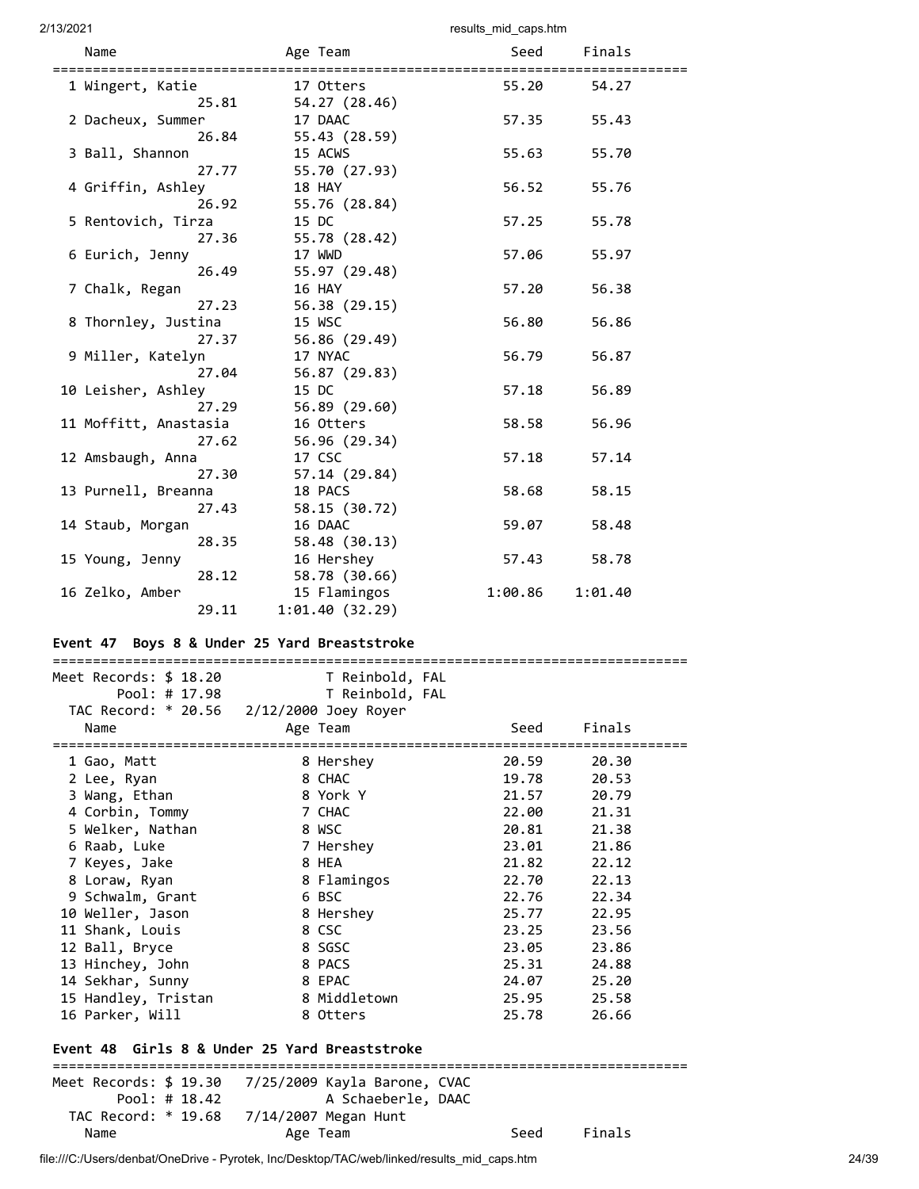| Name | Age | Team | Seed | Finals |
|---|---|---|---|---|
| 1 Wingert, Katie | 17 | Otters | 55.20 | 54.27 |
| 25.81 | | 54.27 (28.46) | | |
| 2 Dacheux, Summer | 17 | DAAC | 57.35 | 55.43 |
| 26.84 | | 55.43 (28.59) | | |
| 3 Ball, Shannon | 15 | ACWS | 55.63 | 55.70 |
| 27.77 | | 55.70 (27.93) | | |
| 4 Griffin, Ashley | 18 | HAY | 56.52 | 55.76 |
| 26.92 | | 55.76 (28.84) | | |
| 5 Rentovich, Tirza | 15 | DC | 57.25 | 55.78 |
| 27.36 | | 55.78 (28.42) | | |
| 6 Eurich, Jenny | 17 | WWD | 57.06 | 55.97 |
| 26.49 | | 55.97 (29.48) | | |
| 7 Chalk, Regan | 16 | HAY | 57.20 | 56.38 |
| 27.23 | | 56.38 (29.15) | | |
| 8 Thornley, Justina | 15 | WSC | 56.80 | 56.86 |
| 27.37 | | 56.86 (29.49) | | |
| 9 Miller, Katelyn | 17 | NYAC | 56.79 | 56.87 |
| 27.04 | | 56.87 (29.83) | | |
| 10 Leisher, Ashley | 15 | DC | 57.18 | 56.89 |
| 27.29 | | 56.89 (29.60) | | |
| 11 Moffitt, Anastasia | 16 | Otters | 58.58 | 56.96 |
| 27.62 | | 56.96 (29.34) | | |
| 12 Amsbaugh, Anna | 17 | CSC | 57.18 | 57.14 |
| 27.30 | | 57.14 (29.84) | | |
| 13 Purnell, Breanna | 18 | PACS | 58.68 | 58.15 |
| 27.43 | | 58.15 (30.72) | | |
| 14 Staub, Morgan | 16 | DAAC | 59.07 | 58.48 |
| 28.35 | | 58.48 (30.13) | | |
| 15 Young, Jenny | 16 | Hershey | 57.43 | 58.78 |
| 28.12 | | 58.78 (30.66) | | |
| 16 Zelko, Amber | 15 | Flamingos | 1:00.86 | 1:01.40 |
| 29.11 | | 1:01.40 (32.29) | | |

### Event 47 Boys 8 & Under 25 Yard Breaststroke

Meet Records: $ 18.20 T Reinbold, FAL
Pool: # 17.98 T Reinbold, FAL
TAC Record: * 20.56 2/12/2000 Joey Royer

| Name | Age | Team | Seed | Finals |
|---|---|---|---|---|
| 1 Gao, Matt | 8 | Hershey | 20.59 | 20.30 |
| 2 Lee, Ryan | 8 | CHAC | 19.78 | 20.53 |
| 3 Wang, Ethan | 8 | York Y | 21.57 | 20.79 |
| 4 Corbin, Tommy | 7 | CHAC | 22.00 | 21.31 |
| 5 Welker, Nathan | 8 | WSC | 20.81 | 21.38 |
| 6 Raab, Luke | 7 | Hershey | 23.01 | 21.86 |
| 7 Keyes, Jake | 8 | HEA | 21.82 | 22.12 |
| 8 Loraw, Ryan | 8 | Flamingos | 22.70 | 22.13 |
| 9 Schwalm, Grant | 6 | BSC | 22.76 | 22.34 |
| 10 Weller, Jason | 8 | Hershey | 25.77 | 22.95 |
| 11 Shank, Louis | 8 | CSC | 23.25 | 23.56 |
| 12 Ball, Bryce | 8 | SGSC | 23.05 | 23.86 |
| 13 Hinchey, John | 8 | PACS | 25.31 | 24.88 |
| 14 Sekhar, Sunny | 8 | EPAC | 24.07 | 25.20 |
| 15 Handley, Tristan | 8 | Middletown | 25.95 | 25.58 |
| 16 Parker, Will | 8 | Otters | 25.78 | 26.66 |

### Event 48 Girls 8 & Under 25 Yard Breaststroke

Meet Records: $ 19.30 7/25/2009 Kayla Barone, CVAC
Pool: # 18.42 A Schaeberle, DAAC
TAC Record: * 19.68 7/14/2007 Megan Hunt

| Name | Age | Team | Seed | Finals |
|---|---|---|---|---|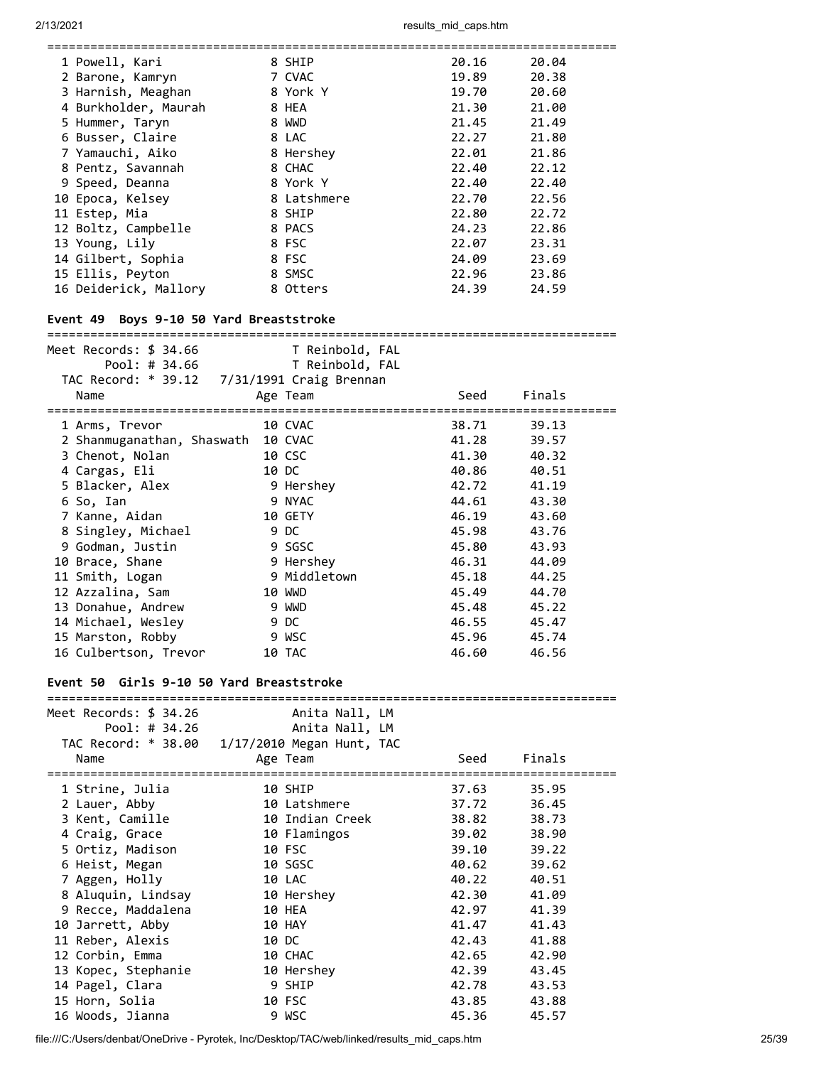| Name | Age | Team | Seed | Finals |
|---|---|---|---|---|
| 1 Powell, Kari | 8 | SHIP | 20.16 | 20.04 |
| 2 Barone, Kamryn | 7 | CVAC | 19.89 | 20.38 |
| 3 Harnish, Meaghan | 8 | York Y | 19.70 | 20.60 |
| 4 Burkholder, Maurah | 8 | HEA | 21.30 | 21.00 |
| 5 Hummer, Taryn | 8 | WWD | 21.45 | 21.49 |
| 6 Busser, Claire | 8 | LAC | 22.27 | 21.80 |
| 7 Yamauchi, Aiko | 8 | Hershey | 22.01 | 21.86 |
| 8 Pentz, Savannah | 8 | CHAC | 22.40 | 22.12 |
| 9 Speed, Deanna | 8 | York Y | 22.40 | 22.40 |
| 10 Epoca, Kelsey | 8 | Latshmere | 22.70 | 22.56 |
| 11 Estep, Mia | 8 | SHIP | 22.80 | 22.72 |
| 12 Boltz, Campbelle | 8 | PACS | 24.23 | 22.86 |
| 13 Young, Lily | 8 | FSC | 22.07 | 23.31 |
| 14 Gilbert, Sophia | 8 | FSC | 24.09 | 23.69 |
| 15 Ellis, Peyton | 8 | SMSC | 22.96 | 23.86 |
| 16 Deiderick, Mallory | 8 | Otters | 24.39 | 24.59 |

**Event 49 Boys 9-10 50 Yard Breaststroke**

Meet Records: $ 34.66 T Reinbold, FAL
Pool: # 34.66 T Reinbold, FAL
TAC Record: * 39.12 7/31/1991 Craig Brennan

| Name | Age | Team | Seed | Finals |
|---|---|---|---|---|
| 1 Arms, Trevor | 10 | CVAC | 38.71 | 39.13 |
| 2 Shanmuganathan, Shaswath | 10 | CVAC | 41.28 | 39.57 |
| 3 Chenot, Nolan | 10 | CSC | 41.30 | 40.32 |
| 4 Cargas, Eli | 10 | DC | 40.86 | 40.51 |
| 5 Blacker, Alex | 9 | Hershey | 42.72 | 41.19 |
| 6 So, Ian | 9 | NYAC | 44.61 | 43.30 |
| 7 Kanne, Aidan | 10 | GETY | 46.19 | 43.60 |
| 8 Singley, Michael | 9 | DC | 45.98 | 43.76 |
| 9 Godman, Justin | 9 | SGSC | 45.80 | 43.93 |
| 10 Brace, Shane | 9 | Hershey | 46.31 | 44.09 |
| 11 Smith, Logan | 9 | Middletown | 45.18 | 44.25 |
| 12 Azzalina, Sam | 10 | WWD | 45.49 | 44.70 |
| 13 Donahue, Andrew | 9 | WWD | 45.48 | 45.22 |
| 14 Michael, Wesley | 9 | DC | 46.55 | 45.47 |
| 15 Marston, Robby | 9 | WSC | 45.96 | 45.74 |
| 16 Culbertson, Trevor | 10 | TAC | 46.60 | 46.56 |

**Event 50 Girls 9-10 50 Yard Breaststroke**

Meet Records: $ 34.26 Anita Nall, LM
Pool: # 34.26 Anita Nall, LM
TAC Record: * 38.00 1/17/2010 Megan Hunt, TAC

| Name | Age | Team | Seed | Finals |
|---|---|---|---|---|
| 1 Strine, Julia | 10 | SHIP | 37.63 | 35.95 |
| 2 Lauer, Abby | 10 | Latshmere | 37.72 | 36.45 |
| 3 Kent, Camille | 10 | Indian Creek | 38.82 | 38.73 |
| 4 Craig, Grace | 10 | Flamingos | 39.02 | 38.90 |
| 5 Ortiz, Madison | 10 | FSC | 39.10 | 39.22 |
| 6 Heist, Megan | 10 | SGSC | 40.62 | 39.62 |
| 7 Aggen, Holly | 10 | LAC | 40.22 | 40.51 |
| 8 Aluquin, Lindsay | 10 | Hershey | 42.30 | 41.09 |
| 9 Recce, Maddalena | 10 | HEA | 42.97 | 41.39 |
| 10 Jarrett, Abby | 10 | HAY | 41.47 | 41.43 |
| 11 Reber, Alexis | 10 | DC | 42.43 | 41.88 |
| 12 Corbin, Emma | 10 | CHAC | 42.65 | 42.90 |
| 13 Kopec, Stephanie | 10 | Hershey | 42.39 | 43.45 |
| 14 Pagel, Clara | 9 | SHIP | 42.78 | 43.53 |
| 15 Horn, Solia | 10 | FSC | 43.85 | 43.88 |
| 16 Woods, Jianna | 9 | WSC | 45.36 | 45.57 |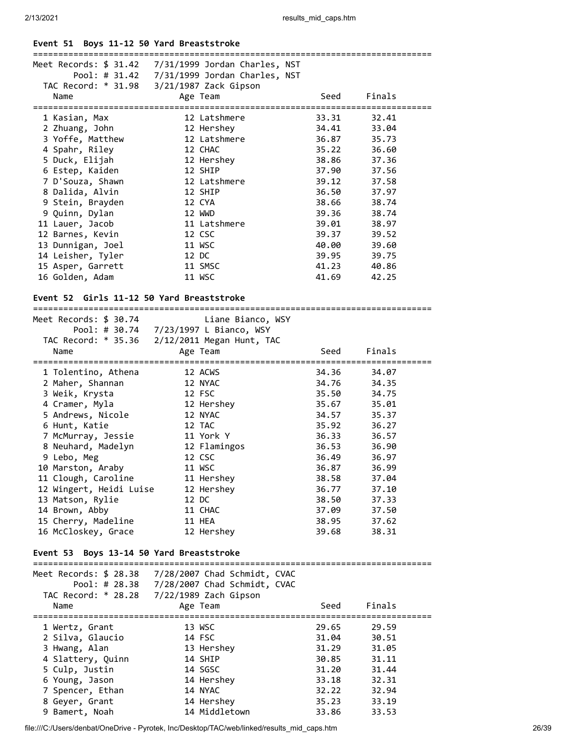### Event 51 Boys 11-12 50 Yard Breaststroke

Meet Records: $ 31.42 7/31/1999 Jordan Charles, NST
Pool: # 31.42 7/31/1999 Jordan Charles, NST
TAC Record: * 31.98 3/21/1987 Zack Gipson

| Place | Name | Age | Team | Seed | Finals |
|---|---|---|---|---|---|
| 1 | Kasian, Max | 12 | Latshmere | 33.31 | 32.41 |
| 2 | Zhuang, John | 12 | Hershey | 34.41 | 33.04 |
| 3 | Yoffe, Matthew | 12 | Latshmere | 36.87 | 35.73 |
| 4 | Spahr, Riley | 12 | CHAC | 35.22 | 36.60 |
| 5 | Duck, Elijah | 12 | Hershey | 38.86 | 37.36 |
| 6 | Estep, Kaiden | 12 | SHIP | 37.90 | 37.56 |
| 7 | D'Souza, Shawn | 12 | Latshmere | 39.12 | 37.58 |
| 8 | Dalida, Alvin | 12 | SHIP | 36.50 | 37.97 |
| 9 | Stein, Brayden | 12 | CYA | 38.66 | 38.74 |
| 9 | Quinn, Dylan | 12 | WWD | 39.36 | 38.74 |
| 11 | Lauer, Jacob | 11 | Latshmere | 39.01 | 38.97 |
| 12 | Barnes, Kevin | 12 | CSC | 39.37 | 39.52 |
| 13 | Dunnigan, Joel | 11 | WSC | 40.00 | 39.60 |
| 14 | Leisher, Tyler | 12 | DC | 39.95 | 39.75 |
| 15 | Asper, Garrett | 11 | SMSC | 41.23 | 40.86 |
| 16 | Golden, Adam | 11 | WSC | 41.69 | 42.25 |

### Event 52 Girls 11-12 50 Yard Breaststroke

Meet Records: $ 30.74 Liane Bianco, WSY
Pool: # 30.74 7/23/1997 L Bianco, WSY
TAC Record: * 35.36 2/12/2011 Megan Hunt, TAC

| Place | Name | Age | Team | Seed | Finals |
|---|---|---|---|---|---|
| 1 | Tolentino, Athena | 12 | ACWS | 34.36 | 34.07 |
| 2 | Maher, Shannan | 12 | NYAC | 34.76 | 34.35 |
| 3 | Weik, Krysta | 12 | FSC | 35.50 | 34.75 |
| 4 | Cramer, Myla | 12 | Hershey | 35.67 | 35.01 |
| 5 | Andrews, Nicole | 12 | NYAC | 34.57 | 35.37 |
| 6 | Hunt, Katie | 12 | TAC | 35.92 | 36.27 |
| 7 | McMurray, Jessie | 11 | York Y | 36.33 | 36.57 |
| 8 | Neuhard, Madelyn | 12 | Flamingos | 36.53 | 36.90 |
| 9 | Lebo, Meg | 12 | CSC | 36.49 | 36.97 |
| 10 | Marston, Araby | 11 | WSC | 36.87 | 36.99 |
| 11 | Clough, Caroline | 11 | Hershey | 38.58 | 37.04 |
| 12 | Wingert, Heidi Luise | 12 | Hershey | 36.77 | 37.10 |
| 13 | Matson, Rylie | 12 | DC | 38.50 | 37.33 |
| 14 | Brown, Abby | 11 | CHAC | 37.09 | 37.50 |
| 15 | Cherry, Madeline | 11 | HEA | 38.95 | 37.62 |
| 16 | McCloskey, Grace | 12 | Hershey | 39.68 | 38.31 |

### Event 53 Boys 13-14 50 Yard Breaststroke

Meet Records: $ 28.38 7/28/2007 Chad Schmidt, CVAC
Pool: # 28.38 7/28/2007 Chad Schmidt, CVAC
TAC Record: * 28.28 7/22/1989 Zach Gipson

| Place | Name | Age | Team | Seed | Finals |
|---|---|---|---|---|---|
| 1 | Wertz, Grant | 13 | WSC | 29.65 | 29.59 |
| 2 | Silva, Glaucio | 14 | FSC | 31.04 | 30.51 |
| 3 | Hwang, Alan | 13 | Hershey | 31.29 | 31.05 |
| 4 | Slattery, Quinn | 14 | SHIP | 30.85 | 31.11 |
| 5 | Culp, Justin | 14 | SGSC | 31.20 | 31.44 |
| 6 | Young, Jason | 14 | Hershey | 33.18 | 32.31 |
| 7 | Spencer, Ethan | 14 | NYAC | 32.22 | 32.94 |
| 8 | Geyer, Grant | 14 | Hershey | 35.23 | 33.19 |
| 9 | Bamert, Noah | 14 | Middletown | 33.86 | 33.53 |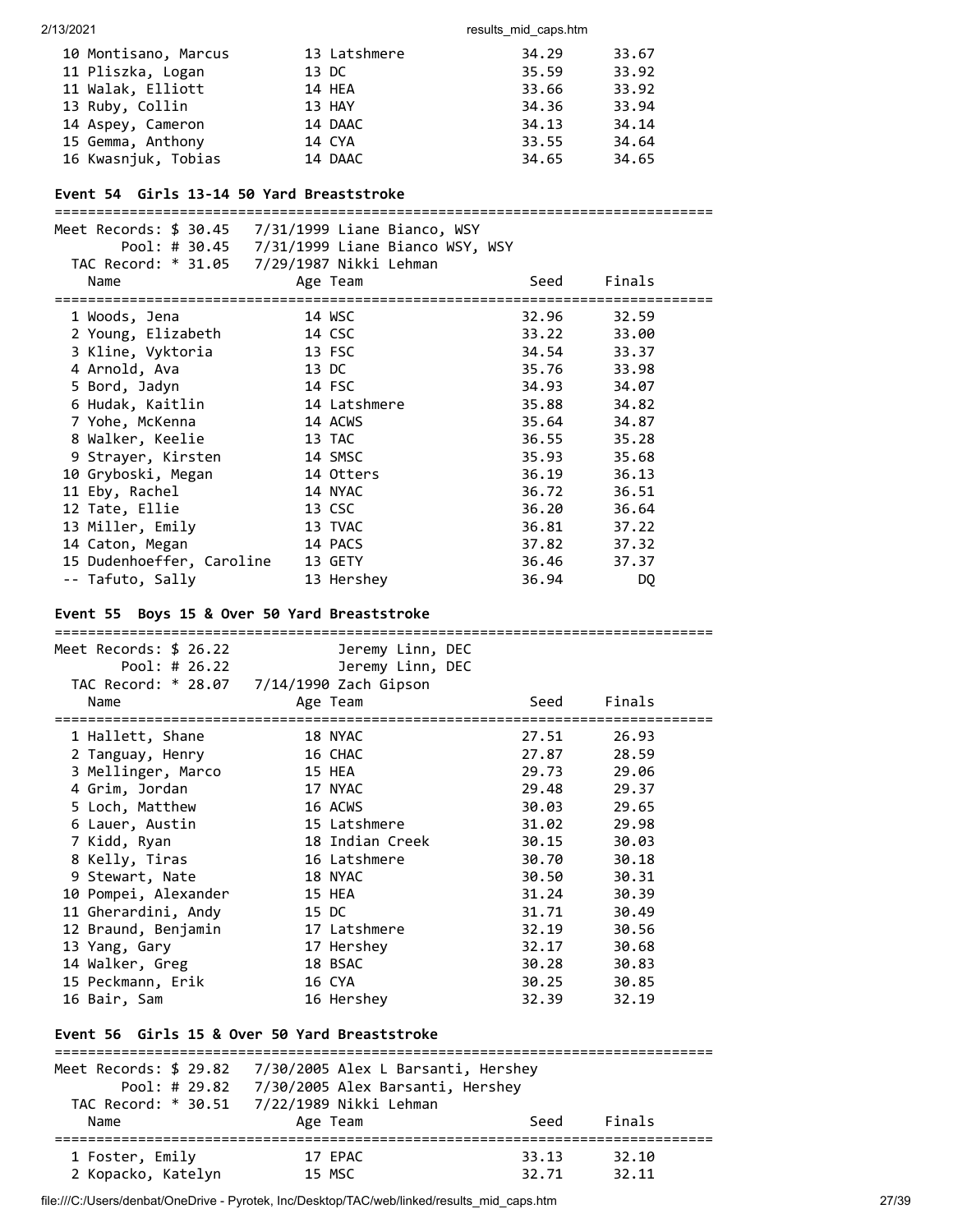| Name | Age | Team | Seed | Finals |
|---|---|---|---|---|
| 10 Montisano, Marcus | 13 | Latshmere | 34.29 | 33.67 |
| 11 Pliszka, Logan | 13 | DC | 35.59 | 33.92 |
| 11 Walak, Elliott | 14 | HEA | 33.66 | 33.92 |
| 13 Ruby, Collin | 13 | HAY | 34.36 | 33.94 |
| 14 Aspey, Cameron | 14 | DAAC | 34.13 | 34.14 |
| 15 Gemma, Anthony | 14 | CYA | 33.55 | 34.64 |
| 16 Kwasnjuk, Tobias | 14 | DAAC | 34.65 | 34.65 |

### Event 54 Girls 13-14 50 Yard Breaststroke

Meet Records: $ 30.45 7/31/1999 Liane Bianco, WSY
Pool: # 30.45 7/31/1999 Liane Bianco WSY, WSY
TAC Record: * 31.05 7/29/1987 Nikki Lehman

| Name | Age | Team | Seed | Finals |
|---|---|---|---|---|
| 1 Woods, Jena | 14 | WSC | 32.96 | 32.59 |
| 2 Young, Elizabeth | 14 | CSC | 33.22 | 33.00 |
| 3 Kline, Vyktoria | 13 | FSC | 34.54 | 33.37 |
| 4 Arnold, Ava | 13 | DC | 35.76 | 33.98 |
| 5 Bord, Jadyn | 14 | FSC | 34.93 | 34.07 |
| 6 Hudak, Kaitlin | 14 | Latshmere | 35.88 | 34.82 |
| 7 Yohe, McKenna | 14 | ACWS | 35.64 | 34.87 |
| 8 Walker, Keelie | 13 | TAC | 36.55 | 35.28 |
| 9 Strayer, Kirsten | 14 | SMSC | 35.93 | 35.68 |
| 10 Gryboski, Megan | 14 | Otters | 36.19 | 36.13 |
| 11 Eby, Rachel | 14 | NYAC | 36.72 | 36.51 |
| 12 Tate, Ellie | 13 | CSC | 36.20 | 36.64 |
| 13 Miller, Emily | 13 | TVAC | 36.81 | 37.22 |
| 14 Caton, Megan | 14 | PACS | 37.82 | 37.32 |
| 15 Dudenhoeffer, Caroline | 13 | GETY | 36.46 | 37.37 |
| -- Tafuto, Sally | 13 | Hershey | 36.94 | DQ |

### Event 55 Boys 15 & Over 50 Yard Breaststroke

Meet Records: $ 26.22 Jeremy Linn, DEC
Pool: # 26.22 Jeremy Linn, DEC
TAC Record: * 28.07 7/14/1990 Zach Gipson

| Name | Age | Team | Seed | Finals |
|---|---|---|---|---|
| 1 Hallett, Shane | 18 | NYAC | 27.51 | 26.93 |
| 2 Tanguay, Henry | 16 | CHAC | 27.87 | 28.59 |
| 3 Mellinger, Marco | 15 | HEA | 29.73 | 29.06 |
| 4 Grim, Jordan | 17 | NYAC | 29.48 | 29.37 |
| 5 Loch, Matthew | 16 | ACWS | 30.03 | 29.65 |
| 6 Lauer, Austin | 15 | Latshmere | 31.02 | 29.98 |
| 7 Kidd, Ryan | 18 | Indian Creek | 30.15 | 30.03 |
| 8 Kelly, Tiras | 16 | Latshmere | 30.70 | 30.18 |
| 9 Stewart, Nate | 18 | NYAC | 30.50 | 30.31 |
| 10 Pompei, Alexander | 15 | HEA | 31.24 | 30.39 |
| 11 Gherardini, Andy | 15 | DC | 31.71 | 30.49 |
| 12 Braund, Benjamin | 17 | Latshmere | 32.19 | 30.56 |
| 13 Yang, Gary | 17 | Hershey | 32.17 | 30.68 |
| 14 Walker, Greg | 18 | BSAC | 30.28 | 30.83 |
| 15 Peckmann, Erik | 16 | CYA | 30.25 | 30.85 |
| 16 Bair, Sam | 16 | Hershey | 32.39 | 32.19 |

### Event 56 Girls 15 & Over 50 Yard Breaststroke

Meet Records: $ 29.82 7/30/2005 Alex L Barsanti, Hershey
Pool: # 29.82 7/30/2005 Alex Barsanti, Hershey
TAC Record: * 30.51 7/22/1989 Nikki Lehman

| Name | Age | Team | Seed | Finals |
|---|---|---|---|---|
| 1 Foster, Emily | 17 | EPAC | 33.13 | 32.10 |
| 2 Kopacko, Katelyn | 15 | MSC | 32.71 | 32.11 |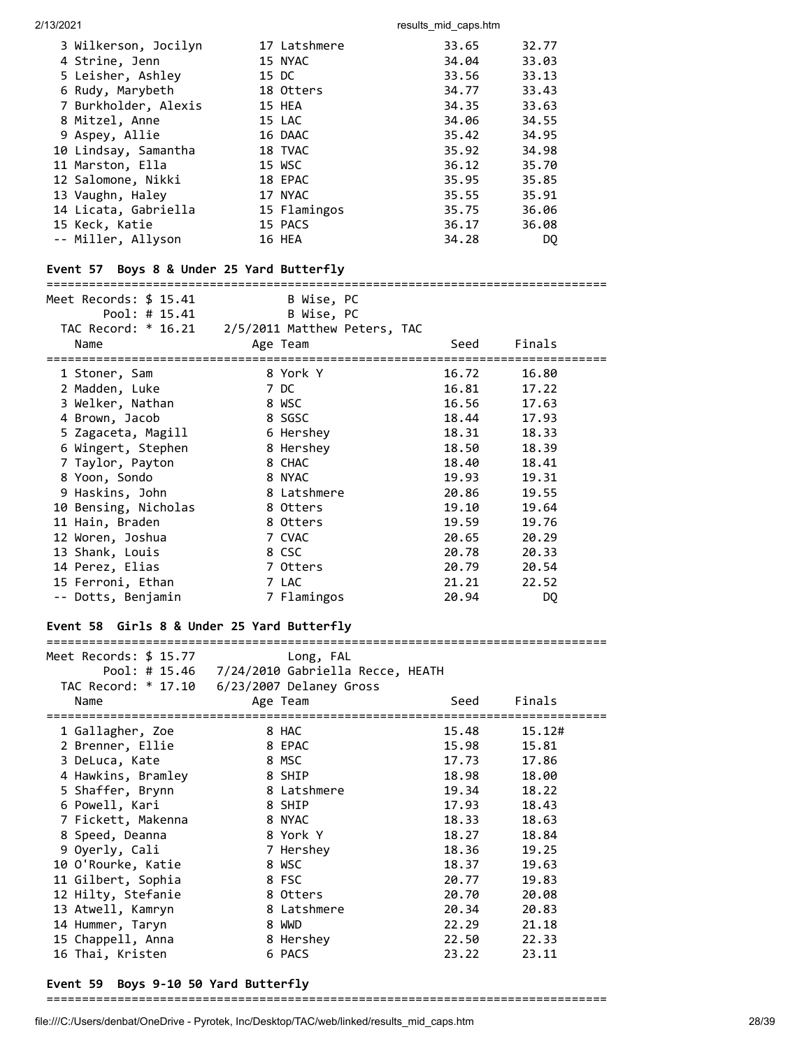| Place | Name | Age | Team | Seed | Finals |
|---|---|---|---|---|---|
| 3 | Wilkerson, Jocilyn | 17 | Latshmere | 33.65 | 32.77 |
| 4 | Strine, Jenn | 15 | NYAC | 34.04 | 33.03 |
| 5 | Leisher, Ashley | 15 | DC | 33.56 | 33.13 |
| 6 | Rudy, Marybeth | 18 | Otters | 34.77 | 33.43 |
| 7 | Burkholder, Alexis | 15 | HEA | 34.35 | 33.63 |
| 8 | Mitzel, Anne | 15 | LAC | 34.06 | 34.55 |
| 9 | Aspey, Allie | 16 | DAAC | 35.42 | 34.95 |
| 10 | Lindsay, Samantha | 18 | TVAC | 35.92 | 34.98 |
| 11 | Marston, Ella | 15 | WSC | 36.12 | 35.70 |
| 12 | Salomone, Nikki | 18 | EPAC | 35.95 | 35.85 |
| 13 | Vaughn, Haley | 17 | NYAC | 35.55 | 35.91 |
| 14 | Licata, Gabriella | 15 | Flamingos | 35.75 | 36.06 |
| 15 | Keck, Katie | 15 | PACS | 36.17 | 36.08 |
| -- | Miller, Allyson | 16 | HEA | 34.28 | DQ |

## Event 57 Boys 8 & Under 25 Yard Butterfly

Meet Records: $ 15.41 B Wise, PC
Pool: # 15.41 B Wise, PC
TAC Record: * 16.21 2/5/2011 Matthew Peters, TAC

| Place | Name | Age | Team | Seed | Finals |
|---|---|---|---|---|---|
| 1 | Stoner, Sam | 8 | York Y | 16.72 | 16.80 |
| 2 | Madden, Luke | 7 | DC | 16.81 | 17.22 |
| 3 | Welker, Nathan | 8 | WSC | 16.56 | 17.63 |
| 4 | Brown, Jacob | 8 | SGSC | 18.44 | 17.93 |
| 5 | Zagaceta, Magill | 6 | Hershey | 18.31 | 18.33 |
| 6 | Wingert, Stephen | 8 | Hershey | 18.50 | 18.39 |
| 7 | Taylor, Payton | 8 | CHAC | 18.40 | 18.41 |
| 8 | Yoon, Sondo | 8 | NYAC | 19.93 | 19.31 |
| 9 | Haskins, John | 8 | Latshmere | 20.86 | 19.55 |
| 10 | Bensing, Nicholas | 8 | Otters | 19.10 | 19.64 |
| 11 | Hain, Braden | 8 | Otters | 19.59 | 19.76 |
| 12 | Woren, Joshua | 7 | CVAC | 20.65 | 20.29 |
| 13 | Shank, Louis | 8 | CSC | 20.78 | 20.33 |
| 14 | Perez, Elias | 7 | Otters | 20.79 | 20.54 |
| 15 | Ferroni, Ethan | 7 | LAC | 21.21 | 22.52 |
| -- | Dotts, Benjamin | 7 | Flamingos | 20.94 | DQ |

## Event 58 Girls 8 & Under 25 Yard Butterfly

Meet Records: $ 15.77 Long, FAL
Pool: # 15.46 7/24/2010 Gabriella Recce, HEATH
TAC Record: * 17.10 6/23/2007 Delaney Gross

| Place | Name | Age | Team | Seed | Finals |
|---|---|---|---|---|---|
| 1 | Gallagher, Zoe | 8 | HAC | 15.48 | 15.12# |
| 2 | Brenner, Ellie | 8 | EPAC | 15.98 | 15.81 |
| 3 | DeLuca, Kate | 8 | MSC | 17.73 | 17.86 |
| 4 | Hawkins, Bramley | 8 | SHIP | 18.98 | 18.00 |
| 5 | Shaffer, Brynn | 8 | Latshmere | 19.34 | 18.22 |
| 6 | Powell, Kari | 8 | SHIP | 17.93 | 18.43 |
| 7 | Fickett, Makenna | 8 | NYAC | 18.33 | 18.63 |
| 8 | Speed, Deanna | 8 | York Y | 18.27 | 18.84 |
| 9 | Oyerly, Cali | 7 | Hershey | 18.36 | 19.25 |
| 10 | O'Rourke, Katie | 8 | WSC | 18.37 | 19.63 |
| 11 | Gilbert, Sophia | 8 | FSC | 20.77 | 19.83 |
| 12 | Hilty, Stefanie | 8 | Otters | 20.70 | 20.08 |
| 13 | Atwell, Kamryn | 8 | Latshmere | 20.34 | 20.83 |
| 14 | Hummer, Taryn | 8 | WWD | 22.29 | 21.18 |
| 15 | Chappell, Anna | 8 | Hershey | 22.50 | 22.33 |
| 16 | Thai, Kristen | 6 | PACS | 23.22 | 23.11 |

## Event 59 Boys 9-10 50 Yard Butterfly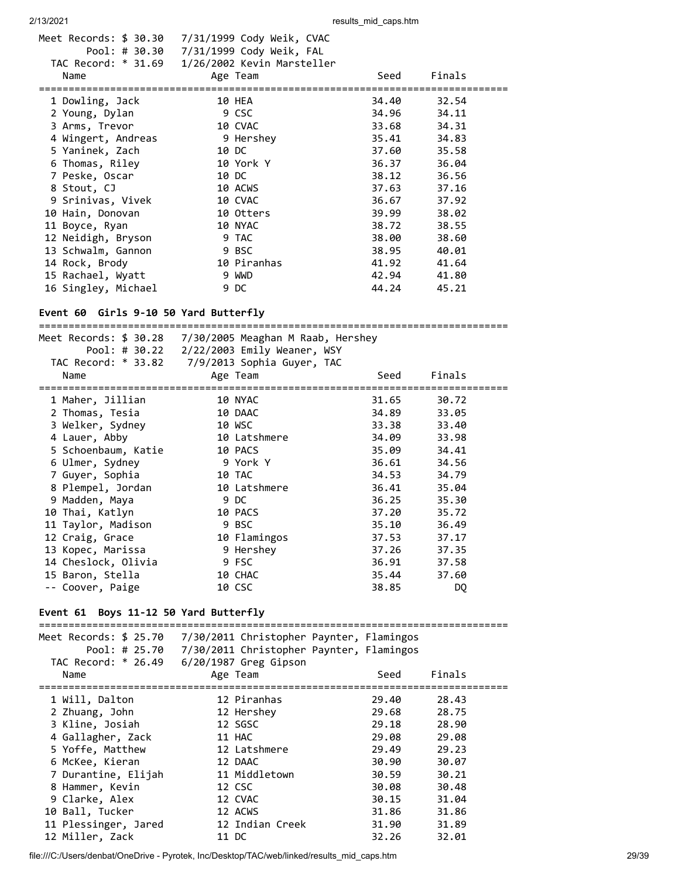Meet Records: $ 30.30 7/31/1999 Cody Weik, CVAC
Pool: # 30.30 7/31/1999 Cody Weik, FAL
TAC Record: * 31.69 1/26/2002 Kevin Marsteller

| Name | Age | Team | Seed | Finals |
|---|---|---|---|---|
| 1 Dowling, Jack | 10 | HEA | 34.40 | 32.54 |
| 2 Young, Dylan | 9 | CSC | 34.96 | 34.11 |
| 3 Arms, Trevor | 10 | CVAC | 33.68 | 34.31 |
| 4 Wingert, Andreas | 9 | Hershey | 35.41 | 34.83 |
| 5 Yaninek, Zach | 10 | DC | 37.60 | 35.58 |
| 6 Thomas, Riley | 10 | York Y | 36.37 | 36.04 |
| 7 Peske, Oscar | 10 | DC | 38.12 | 36.56 |
| 8 Stout, CJ | 10 | ACWS | 37.63 | 37.16 |
| 9 Srinivas, Vivek | 10 | CVAC | 36.67 | 37.92 |
| 10 Hain, Donovan | 10 | Otters | 39.99 | 38.02 |
| 11 Boyce, Ryan | 10 | NYAC | 38.72 | 38.55 |
| 12 Neidigh, Bryson | 9 | TAC | 38.00 | 38.60 |
| 13 Schwalm, Gannon | 9 | BSC | 38.95 | 40.01 |
| 14 Rock, Brody | 10 | Piranhas | 41.92 | 41.64 |
| 15 Rachael, Wyatt | 9 | WWD | 42.94 | 41.80 |
| 16 Singley, Michael | 9 | DC | 44.24 | 45.21 |

**Event 60 Girls 9-10 50 Yard Butterfly**

Meet Records: $ 30.28 7/30/2005 Meaghan M Raab, Hershey
Pool: # 30.22 2/22/2003 Emily Weaner, WSY
TAC Record: * 33.82 7/9/2013 Sophia Guyer, TAC

| Name | Age | Team | Seed | Finals |
|---|---|---|---|---|
| 1 Maher, Jillian | 10 | NYAC | 31.65 | 30.72 |
| 2 Thomas, Tesia | 10 | DAAC | 34.89 | 33.05 |
| 3 Welker, Sydney | 10 | WSC | 33.38 | 33.40 |
| 4 Lauer, Abby | 10 | Latshmere | 34.09 | 33.98 |
| 5 Schoenbaum, Katie | 10 | PACS | 35.09 | 34.41 |
| 6 Ulmer, Sydney | 9 | York Y | 36.61 | 34.56 |
| 7 Guyer, Sophia | 10 | TAC | 34.53 | 34.79 |
| 8 Plempel, Jordan | 10 | Latshmere | 36.41 | 35.04 |
| 9 Madden, Maya | 9 | DC | 36.25 | 35.30 |
| 10 Thai, Katlyn | 10 | PACS | 37.20 | 35.72 |
| 11 Taylor, Madison | 9 | BSC | 35.10 | 36.49 |
| 12 Craig, Grace | 10 | Flamingos | 37.53 | 37.17 |
| 13 Kopec, Marissa | 9 | Hershey | 37.26 | 37.35 |
| 14 Cheslock, Olivia | 9 | FSC | 36.91 | 37.58 |
| 15 Baron, Stella | 10 | CHAC | 35.44 | 37.60 |
| -- Coover, Paige | 10 | CSC | 38.85 | DQ |

**Event 61 Boys 11-12 50 Yard Butterfly**

Meet Records: $ 25.70 7/30/2011 Christopher Paynter, Flamingos
Pool: # 25.70 7/30/2011 Christopher Paynter, Flamingos
TAC Record: * 26.49 6/20/1987 Greg Gipson

| Name | Age | Team | Seed | Finals |
|---|---|---|---|---|
| 1 Will, Dalton | 12 | Piranhas | 29.40 | 28.43 |
| 2 Zhuang, John | 12 | Hershey | 29.68 | 28.75 |
| 3 Kline, Josiah | 12 | SGSC | 29.18 | 28.90 |
| 4 Gallagher, Zack | 11 | HAC | 29.08 | 29.08 |
| 5 Yoffe, Matthew | 12 | Latshmere | 29.49 | 29.23 |
| 6 McKee, Kieran | 12 | DAAC | 30.90 | 30.07 |
| 7 Durantine, Elijah | 11 | Middletown | 30.59 | 30.21 |
| 8 Hammer, Kevin | 12 | CSC | 30.08 | 30.48 |
| 9 Clarke, Alex | 12 | CVAC | 30.15 | 31.04 |
| 10 Ball, Tucker | 12 | ACWS | 31.86 | 31.86 |
| 11 Plessinger, Jared | 12 | Indian Creek | 31.90 | 31.89 |
| 12 Miller, Zack | 11 | DC | 32.26 | 32.01 |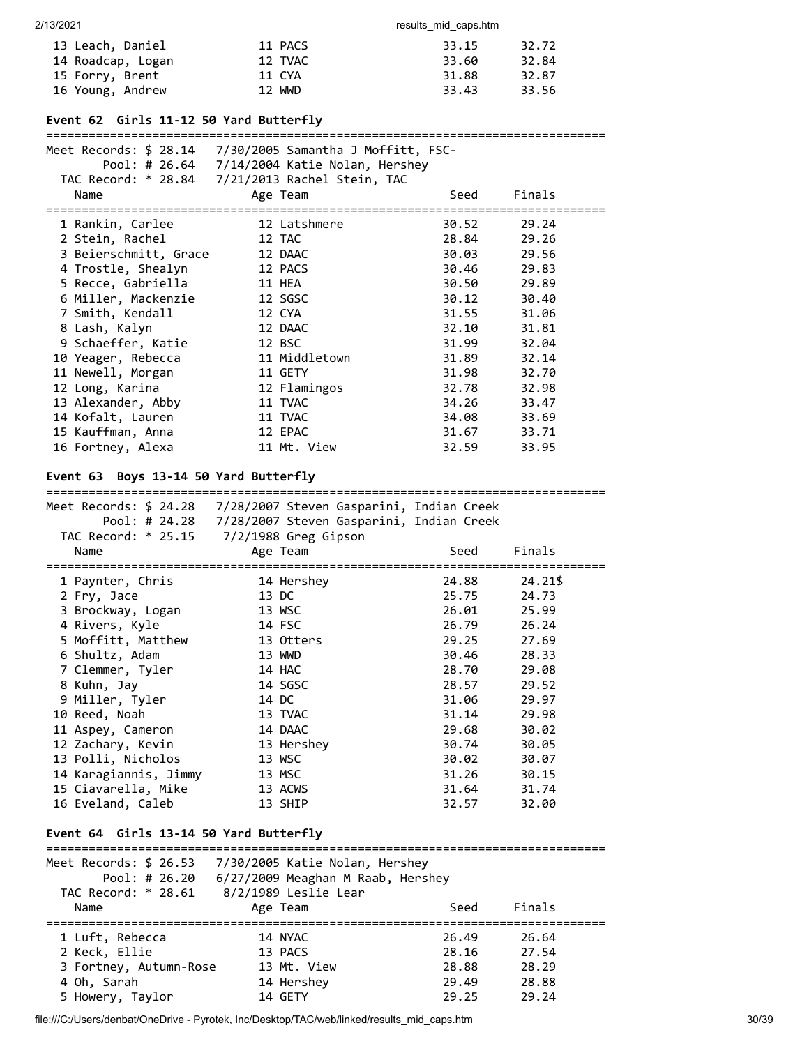| Name | Age | Team | Seed | Finals |
|---|---|---|---|---|
| 13 Leach, Daniel | 11 | PACS | 33.15 | 32.72 |
| 14 Roadcap, Logan | 12 | TVAC | 33.60 | 32.84 |
| 15 Forry, Brent | 11 | CYA | 31.88 | 32.87 |
| 16 Young, Andrew | 12 | WWD | 33.43 | 33.56 |

### Event 62 Girls 11-12 50 Yard Butterfly

Meet Records: $ 28.14 7/30/2005 Samantha J Moffitt, FSC-
Pool: # 26.64 7/14/2004 Katie Nolan, Hershey
TAC Record: * 28.84 7/21/2013 Rachel Stein, TAC

| Name | Age | Team | Seed | Finals |
|---|---|---|---|---|
| 1 Rankin, Carlee | 12 | Latshmere | 30.52 | 29.24 |
| 2 Stein, Rachel | 12 | TAC | 28.84 | 29.26 |
| 3 Beierschmitt, Grace | 12 | DAAC | 30.03 | 29.56 |
| 4 Trostle, Shealyn | 12 | PACS | 30.46 | 29.83 |
| 5 Recce, Gabriella | 11 | HEA | 30.50 | 29.89 |
| 6 Miller, Mackenzie | 12 | SGSC | 30.12 | 30.40 |
| 7 Smith, Kendall | 12 | CYA | 31.55 | 31.06 |
| 8 Lash, Kalyn | 12 | DAAC | 32.10 | 31.81 |
| 9 Schaeffer, Katie | 12 | BSC | 31.99 | 32.04 |
| 10 Yeager, Rebecca | 11 | Middletown | 31.89 | 32.14 |
| 11 Newell, Morgan | 11 | GETY | 31.98 | 32.70 |
| 12 Long, Karina | 12 | Flamingos | 32.78 | 32.98 |
| 13 Alexander, Abby | 11 | TVAC | 34.26 | 33.47 |
| 14 Kofalt, Lauren | 11 | TVAC | 34.08 | 33.69 |
| 15 Kauffman, Anna | 12 | EPAC | 31.67 | 33.71 |
| 16 Fortney, Alexa | 11 | Mt. View | 32.59 | 33.95 |

### Event 63 Boys 13-14 50 Yard Butterfly

Meet Records: $ 24.28 7/28/2007 Steven Gasparini, Indian Creek
Pool: # 24.28 7/28/2007 Steven Gasparini, Indian Creek
TAC Record: * 25.15 7/2/1988 Greg Gipson

| Name | Age | Team | Seed | Finals |
|---|---|---|---|---|
| 1 Paynter, Chris | 14 | Hershey | 24.88 | 24.21$ |
| 2 Fry, Jace | 13 | DC | 25.75 | 24.73 |
| 3 Brockway, Logan | 13 | WSC | 26.01 | 25.99 |
| 4 Rivers, Kyle | 14 | FSC | 26.79 | 26.24 |
| 5 Moffitt, Matthew | 13 | Otters | 29.25 | 27.69 |
| 6 Shultz, Adam | 13 | WWD | 30.46 | 28.33 |
| 7 Clemmer, Tyler | 14 | HAC | 28.70 | 29.08 |
| 8 Kuhn, Jay | 14 | SGSC | 28.57 | 29.52 |
| 9 Miller, Tyler | 14 | DC | 31.06 | 29.97 |
| 10 Reed, Noah | 13 | TVAC | 31.14 | 29.98 |
| 11 Aspey, Cameron | 14 | DAAC | 29.68 | 30.02 |
| 12 Zachary, Kevin | 13 | Hershey | 30.74 | 30.05 |
| 13 Polli, Nicholos | 13 | WSC | 30.02 | 30.07 |
| 14 Karagiannis, Jimmy | 13 | MSC | 31.26 | 30.15 |
| 15 Ciavarella, Mike | 13 | ACWS | 31.64 | 31.74 |
| 16 Eveland, Caleb | 13 | SHIP | 32.57 | 32.00 |

### Event 64 Girls 13-14 50 Yard Butterfly

Meet Records: $ 26.53 7/30/2005 Katie Nolan, Hershey
Pool: # 26.20 6/27/2009 Meaghan M Raab, Hershey
TAC Record: * 28.61 8/2/1989 Leslie Lear

| Name | Age | Team | Seed | Finals |
|---|---|---|---|---|
| 1 Luft, Rebecca | 14 | NYAC | 26.49 | 26.64 |
| 2 Keck, Ellie | 13 | PACS | 28.16 | 27.54 |
| 3 Fortney, Autumn-Rose | 13 | Mt. View | 28.88 | 28.29 |
| 4 Oh, Sarah | 14 | Hershey | 29.49 | 28.88 |
| 5 Howery, Taylor | 14 | GETY | 29.25 | 29.24 |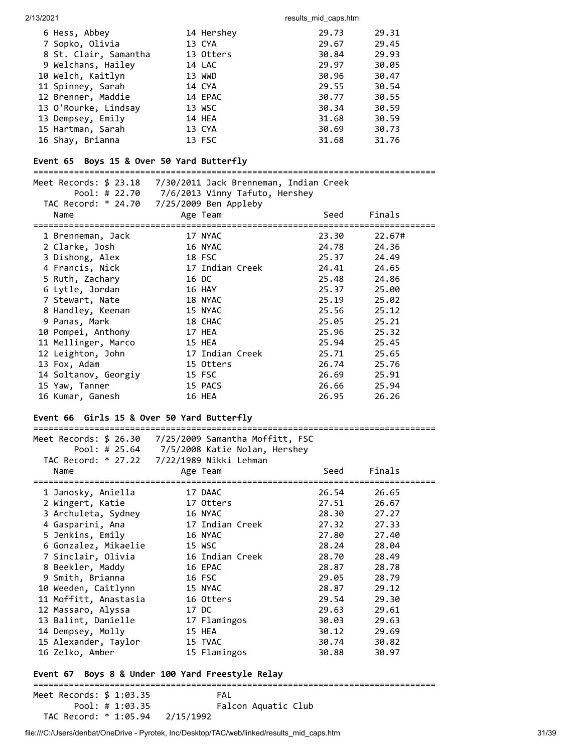| Place | Name | Age | Team | Seed | Finals |
|---|---|---|---|---|---|
| 6 | Hess, Abbey | 14 | Hershey | 29.73 | 29.31 |
| 7 | Sopko, Olivia | 13 | CYA | 29.67 | 29.45 |
| 8 | St. Clair, Samantha | 13 | Otters | 30.84 | 29.93 |
| 9 | Welchans, Hailey | 14 | LAC | 29.97 | 30.05 |
| 10 | Welch, Kaitlyn | 13 | WWD | 30.96 | 30.47 |
| 11 | Spinney, Sarah | 14 | CYA | 29.55 | 30.54 |
| 12 | Brenner, Maddie | 14 | EPAC | 30.77 | 30.55 |
| 13 | O'Rourke, Lindsay | 13 | WSC | 30.34 | 30.59 |
| 13 | Dempsey, Emily | 14 | HEA | 31.68 | 30.59 |
| 15 | Hartman, Sarah | 13 | CYA | 30.69 | 30.73 |
| 16 | Shay, Brianna | 13 | FSC | 31.68 | 31.76 |

### Event 65 Boys 15 & Over 50 Yard Butterfly

Meet Records: $ 23.18 — 7/30/2011 Jack Brenneman, Indian Creek
Pool: # 22.70 — 7/6/2013 Vinny Tafuto, Hershey
TAC Record: * 24.70 — 7/25/2009 Ben Appleby

| Place | Name | Age | Team | Seed | Finals |
|---|---|---|---|---|---|
| 1 | Brenneman, Jack | 17 | NYAC | 23.30 | 22.67# |
| 2 | Clarke, Josh | 16 | NYAC | 24.78 | 24.36 |
| 3 | Dishong, Alex | 18 | FSC | 25.37 | 24.49 |
| 4 | Francis, Nick | 17 | Indian Creek | 24.41 | 24.65 |
| 5 | Ruth, Zachary | 16 | DC | 25.48 | 24.86 |
| 6 | Lytle, Jordan | 16 | HAY | 25.37 | 25.00 |
| 7 | Stewart, Nate | 18 | NYAC | 25.19 | 25.02 |
| 8 | Handley, Keenan | 15 | NYAC | 25.56 | 25.12 |
| 9 | Panas, Mark | 18 | CHAC | 25.05 | 25.21 |
| 10 | Pompei, Anthony | 17 | HEA | 25.96 | 25.32 |
| 11 | Mellinger, Marco | 15 | HEA | 25.94 | 25.45 |
| 12 | Leighton, John | 17 | Indian Creek | 25.71 | 25.65 |
| 13 | Fox, Adam | 15 | Otters | 26.74 | 25.76 |
| 14 | Soltanov, Georgiy | 15 | FSC | 26.69 | 25.91 |
| 15 | Yaw, Tanner | 15 | PACS | 26.66 | 25.94 |
| 16 | Kumar, Ganesh | 16 | HEA | 26.95 | 26.26 |

### Event 66 Girls 15 & Over 50 Yard Butterfly

Meet Records: $ 26.30 — 7/25/2009 Samantha Moffitt, FSC
Pool: # 25.64 — 7/5/2008 Katie Nolan, Hershey
TAC Record: * 27.22 — 7/22/1989 Nikki Lehman

| Place | Name | Age | Team | Seed | Finals |
|---|---|---|---|---|---|
| 1 | Janosky, Aniella | 17 | DAAC | 26.54 | 26.65 |
| 2 | Wingert, Katie | 17 | Otters | 27.51 | 26.67 |
| 3 | Archuleta, Sydney | 16 | NYAC | 28.30 | 27.27 |
| 4 | Gasparini, Ana | 17 | Indian Creek | 27.32 | 27.33 |
| 5 | Jenkins, Emily | 16 | NYAC | 27.80 | 27.40 |
| 6 | Gonzalez, Mikaelie | 15 | WSC | 28.24 | 28.04 |
| 7 | Sinclair, Olivia | 16 | Indian Creek | 28.70 | 28.49 |
| 8 | Beekler, Maddy | 16 | EPAC | 28.87 | 28.78 |
| 9 | Smith, Brianna | 16 | FSC | 29.05 | 28.79 |
| 10 | Weeden, Caitlynn | 15 | NYAC | 28.87 | 29.12 |
| 11 | Moffitt, Anastasia | 16 | Otters | 29.54 | 29.30 |
| 12 | Massaro, Alyssa | 17 | DC | 29.63 | 29.61 |
| 13 | Balint, Danielle | 17 | Flamingos | 30.03 | 29.63 |
| 14 | Dempsey, Molly | 15 | HEA | 30.12 | 29.69 |
| 15 | Alexander, Taylor | 15 | TVAC | 30.74 | 30.82 |
| 16 | Zelko, Amber | 15 | Flamingos | 30.88 | 30.97 |

### Event 67 Boys 8 & Under 100 Yard Freestyle Relay

Meet Records: $ 1:03.35 — FAL
Pool: # 1:03.35 — Falcon Aquatic Club
TAC Record: * 1:05.94 — 2/15/1992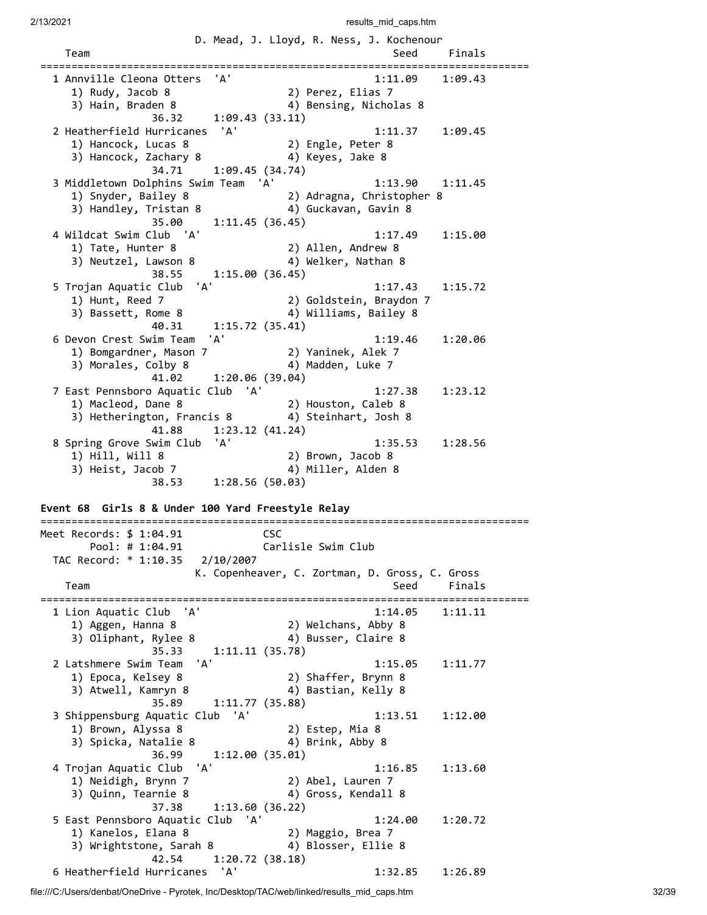```
                      D. Mead, J. Lloyd, R. Ness, J. Kochenour
    Team                                                Seed     Finals
===============================================================================
  1 Annville Cleona Otters  'A'                      1:11.09    1:09.43
     1) Rudy, Jacob 8                  2) Perez, Elias 7
     3) Hain, Braden 8                 4) Bensing, Nicholas 8
              36.32     1:09.43 (33.11)
  2 Heatherfield Hurricanes  'A'                     1:11.37    1:09.45
     1) Hancock, Lucas 8               2) Engle, Peter 8
     3) Hancock, Zachary 8             4) Keyes, Jake 8
              34.71     1:09.45 (34.74)
  3 Middletown Dolphins Swim Team  'A'               1:13.90    1:11.45
     1) Snyder, Bailey 8               2) Adragna, Christopher 8
     3) Handley, Tristan 8             4) Guckavan, Gavin 8
              35.00     1:11.45 (36.45)
  4 Wildcat Swim Club  'A'                           1:17.49    1:15.00
     1) Tate, Hunter 8                 2) Allen, Andrew 8
     3) Neutzel, Lawson 8              4) Welker, Nathan 8
              38.55     1:15.00 (36.45)
  5 Trojan Aquatic Club  'A'                         1:17.43    1:15.72
     1) Hunt, Reed 7                   2) Goldstein, Braydon 7
     3) Bassett, Rome 8                4) Williams, Bailey 8
              40.31     1:15.72 (35.41)
  6 Devon Crest Swim Team  'A'                       1:19.46    1:20.06
     1) Bomgardner, Mason 7            2) Yaninek, Alek 7
     3) Morales, Colby 8               4) Madden, Luke 7
              41.02     1:20.06 (39.04)
  7 East Pennsboro Aquatic Club  'A'                 1:27.38    1:23.12
     1) Macleod, Dane 8                2) Houston, Caleb 8
     3) Hetherington, Francis 8        4) Steinhart, Josh 8
              41.88     1:23.12 (41.24)
  8 Spring Grove Swim Club  'A'                      1:35.53    1:28.56
     1) Hill, Will 8                   2) Brown, Jacob 8
     3) Heist, Jacob 7                 4) Miller, Alden 8
              38.53     1:28.56 (50.03)
```

**Event 68  Girls 8 & Under 100 Yard Freestyle Relay**

```
===============================================================================
Meet Records: $ 1:04.91              CSC
        Pool: # 1:04.91              Carlisle Swim Club
  TAC Record: * 1:10.35   2/10/2007
                      K. Copenheaver, C. Zortman, D. Gross, C. Gross
    Team                                                Seed     Finals
===============================================================================
  1 Lion Aquatic Club  'A'                           1:14.05    1:11.11
     1) Aggen, Hanna 8                 2) Welchans, Abby 8
     3) Oliphant, Rylee 8              4) Busser, Claire 8
              35.33     1:11.11 (35.78)
  2 Latshmere Swim Team  'A'                         1:15.05    1:11.77
     1) Epoca, Kelsey 8                2) Shaffer, Brynn 8
     3) Atwell, Kamryn 8               4) Bastian, Kelly 8
              35.89     1:11.77 (35.88)
  3 Shippensburg Aquatic Club  'A'                   1:13.51    1:12.00
     1) Brown, Alyssa 8                2) Estep, Mia 8
     3) Spicka, Natalie 8              4) Brink, Abby 8
              36.99     1:12.00 (35.01)
  4 Trojan Aquatic Club  'A'                         1:16.85    1:13.60
     1) Neidigh, Brynn 7               2) Abel, Lauren 7
     3) Quinn, Tearnie 8               4) Gross, Kendall 8
              37.38     1:13.60 (36.22)
  5 East Pennsboro Aquatic Club  'A'                 1:24.00    1:20.72
     1) Kanelos, Elana 8               2) Maggio, Brea 7
     3) Wrightstone, Sarah 8           4) Blosser, Ellie 8
              42.54     1:20.72 (38.18)
  6 Heatherfield Hurricanes  'A'                     1:32.85    1:26.89
```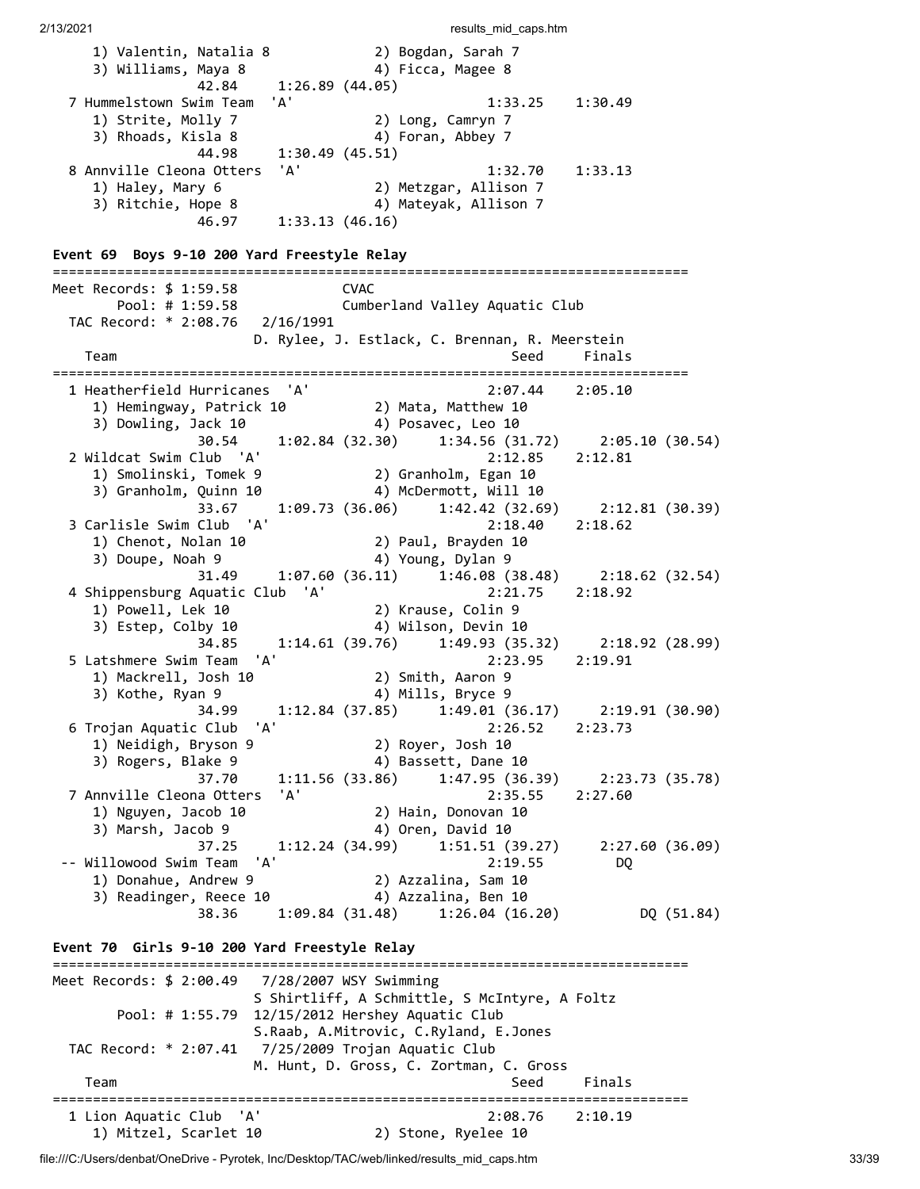```
    1) Valentin, Natalia 8            2) Bogdan, Sarah 7
    3) Williams, Maya 8               4) Ficca, Magee 8
              42.84     1:26.89 (44.05)
  7 Hummelstown Swim Team  'A'                       1:33.25    1:30.49
    1) Strite, Molly 7                2) Long, Camryn 7
    3) Rhoads, Kisla 8                4) Foran, Abbey 7
              44.98     1:30.49 (45.51)
  8 Annville Cleona Otters  'A'                      1:32.70    1:33.13
    1) Haley, Mary 6                  2) Metzgar, Allison 7
    3) Ritchie, Hope 8                4) Mateyak, Allison 7
              46.97     1:33.13 (46.16)
```

**Event 69 Boys 9-10 200 Yard Freestyle Relay**

```
===============================================================================
Meet Records: $ 1:59.58              CVAC
       Pool: # 1:59.58              Cumberland Valley Aquatic Club
  TAC Record: * 2:08.76   2/16/1991
                       D. Rylee, J. Estlack, C. Brennan, R. Meerstein
    Team                                                Seed     Finals
===============================================================================
  1 Heatherfield Hurricanes  'A'                     2:07.44    2:05.10
    1) Hemingway, Patrick 10          2) Mata, Matthew 10
    3) Dowling, Jack 10               4) Posavec, Leo 10
              30.54     1:02.84 (32.30)     1:34.56 (31.72)     2:05.10 (30.54)
  2 Wildcat Swim Club  'A'                           2:12.85    2:12.81
    1) Smolinski, Tomek 9             2) Granholm, Egan 10
    3) Granholm, Quinn 10             4) McDermott, Will 10
              33.67     1:09.73 (36.06)     1:42.42 (32.69)     2:12.81 (30.39)
  3 Carlisle Swim Club  'A'                          2:18.40    2:18.62
    1) Chenot, Nolan 10               2) Paul, Brayden 10
    3) Doupe, Noah 9                  4) Young, Dylan 9
              31.49     1:07.60 (36.11)     1:46.08 (38.48)     2:18.62 (32.54)
  4 Shippensburg Aquatic Club  'A'                   2:21.75    2:18.92
    1) Powell, Lek 10                 2) Krause, Colin 9
    3) Estep, Colby 10                4) Wilson, Devin 10
              34.85     1:14.61 (39.76)     1:49.93 (35.32)     2:18.92 (28.99)
  5 Latshmere Swim Team  'A'                         2:23.95    2:19.91
    1) Mackrell, Josh 10              2) Smith, Aaron 9
    3) Kothe, Ryan 9                  4) Mills, Bryce 9
              34.99     1:12.84 (37.85)     1:49.01 (36.17)     2:19.91 (30.90)
  6 Trojan Aquatic Club  'A'                         2:26.52    2:23.73
    1) Neidigh, Bryson 9              2) Royer, Josh 10
    3) Rogers, Blake 9                4) Bassett, Dane 10
              37.70     1:11.56 (33.86)     1:47.95 (36.39)     2:23.73 (35.78)
  7 Annville Cleona Otters  'A'                      2:35.55    2:27.60
    1) Nguyen, Jacob 10               2) Hain, Donovan 10
    3) Marsh, Jacob 9                 4) Oren, David 10
              37.25     1:12.24 (34.99)     1:51.51 (39.27)     2:27.60 (36.09)
 -- Willowood Swim Team  'A'                         2:19.55         DQ
    1) Donahue, Andrew 9              2) Azzalina, Sam 10
    3) Readinger, Reece 10            4) Azzalina, Ben 10
              38.36     1:09.84 (31.48)     1:26.04 (16.20)          DQ (51.84)
```

**Event 70 Girls 9-10 200 Yard Freestyle Relay**

```
===============================================================================
Meet Records: $ 2:00.49   7/28/2007 WSY Swimming
                       S Shirtliff, A Schmittle, S McIntyre, A Foltz
        Pool: # 1:55.79  12/15/2012 Hershey Aquatic Club
                       S.Raab, A.Mitrovic, C.Ryland, E.Jones
  TAC Record: * 2:07.41   7/25/2009 Trojan Aquatic Club
                       M. Hunt, D. Gross, C. Zortman, C. Gross
    Team                                                Seed     Finals
===============================================================================
  1 Lion Aquatic Club  'A'                           2:08.76    2:10.19
    1) Mitzel, Scarlet 10             2) Stone, Ryelee 10
```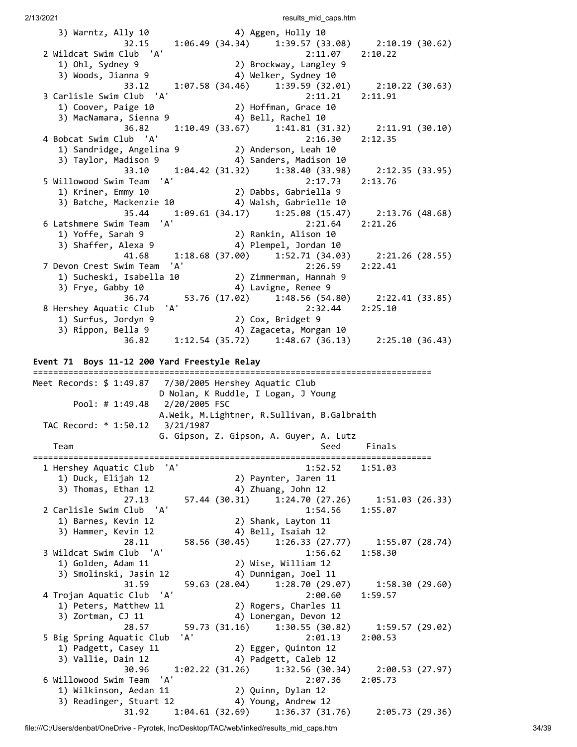```
    3) Warntz, Ally 10                4) Aggen, Holly 10
              32.15     1:06.49 (34.34)     1:39.57 (33.08)     2:10.19 (30.62)
  2 Wildcat Swim Club  'A'                              2:11.07    2:10.22
     1) Ohl, Sydney 9                  2) Brockway, Langley 9
     3) Woods, Jianna 9                4) Welker, Sydney 10
              33.12     1:07.58 (34.46)     1:39.59 (32.01)     2:10.22 (30.63)
  3 Carlisle Swim Club  'A'                             2:11.21    2:11.91
     1) Coover, Paige 10               2) Hoffman, Grace 10
     3) MacNamara, Sienna 9            4) Bell, Rachel 10
              36.82     1:10.49 (33.67)     1:41.81 (31.32)     2:11.91 (30.10)
  4 Bobcat Swim Club  'A'                               2:16.30    2:12.35
     1) Sandridge, Angelina 9          2) Anderson, Leah 10
     3) Taylor, Madison 9              4) Sanders, Madison 10
              33.10     1:04.42 (31.32)     1:38.40 (33.98)     2:12.35 (33.95)
  5 Willowood Swim Team  'A'                            2:17.73    2:13.76
     1) Kriner, Emmy 10                2) Dabbs, Gabriella 9
     3) Batche, Mackenzie 10           4) Walsh, Gabrielle 10
              35.44     1:09.61 (34.17)     1:25.08 (15.47)     2:13.76 (48.68)
  6 Latshmere Swim Team  'A'                            2:21.64    2:21.26
     1) Yoffe, Sarah 9                 2) Rankin, Alison 10
     3) Shaffer, Alexa 9               4) Plempel, Jordan 10
              41.68     1:18.68 (37.00)     1:52.71 (34.03)     2:21.26 (28.55)
  7 Devon Crest Swim Team  'A'                          2:26.59    2:22.41
     1) Sucheski, Isabella 10          2) Zimmerman, Hannah 9
     3) Frye, Gabby 10                 4) Lavigne, Renee 9
              36.74       53.76 (17.02)     1:48.56 (54.80)     2:22.41 (33.85)
  8 Hershey Aquatic Club  'A'                           2:32.44    2:25.10
     1) Surfus, Jordyn 9               2) Cox, Bridget 9
     3) Rippon, Bella 9                4) Zagaceta, Morgan 10
              36.82     1:12.54 (35.72)     1:48.67 (36.13)     2:25.10 (36.43)
```

**Event 71  Boys 11-12 200 Yard Freestyle Relay**

```
===============================================================================
Meet Records: $ 1:49.87   7/30/2005 Hershey Aquatic Club
                          D Nolan, K Ruddle, I Logan, J Young
       Pool: # 1:49.48   2/20/2005 FSC
                          A.Weik, M.Lightner, R.Sullivan, B.Galbraith
  TAC Record: * 1:50.12   3/21/1987
                          G. Gipson, Z. Gipson, A. Guyer, A. Lutz
    Team                                                  Seed     Finals
===============================================================================
  1 Hershey Aquatic Club  'A'                           1:52.52    1:51.03
     1) Duck, Elijah 12                2) Paynter, Jaren 11
     3) Thomas, Ethan 12               4) Zhuang, John 12
              27.13       57.44 (30.31)     1:24.70 (27.26)     1:51.03 (26.33)
  2 Carlisle Swim Club  'A'                             1:54.56    1:55.07
     1) Barnes, Kevin 12               2) Shank, Layton 11
     3) Hammer, Kevin 12               4) Bell, Isaiah 12
              28.11       58.56 (30.45)     1:26.33 (27.77)     1:55.07 (28.74)
  3 Wildcat Swim Club  'A'                              1:56.62    1:58.30
     1) Golden, Adam 11                2) Wise, William 12
     3) Smolinski, Jasin 12            4) Dunnigan, Joel 11
              31.59       59.63 (28.04)     1:28.70 (29.07)     1:58.30 (29.60)
  4 Trojan Aquatic Club  'A'                            2:00.60    1:59.57
     1) Peters, Matthew 11             2) Rogers, Charles 11
     3) Zortman, CJ 11                 4) Lonergan, Devon 12
              28.57       59.73 (31.16)     1:30.55 (30.82)     1:59.57 (29.02)
  5 Big Spring Aquatic Club  'A'                        2:01.13    2:00.53
     1) Padgett, Casey 11              2) Egger, Quinton 12
     3) Vallie, Dain 12                4) Padgett, Caleb 12
              30.96     1:02.22 (31.26)     1:32.56 (30.34)     2:00.53 (27.97)
  6 Willowood Swim Team  'A'                            2:07.36    2:05.73
     1) Wilkinson, Aedan 11            2) Quinn, Dylan 12
     3) Readinger, Stuart 12           4) Young, Andrew 12
              31.92     1:04.61 (32.69)     1:36.37 (31.76)     2:05.73 (29.36)
```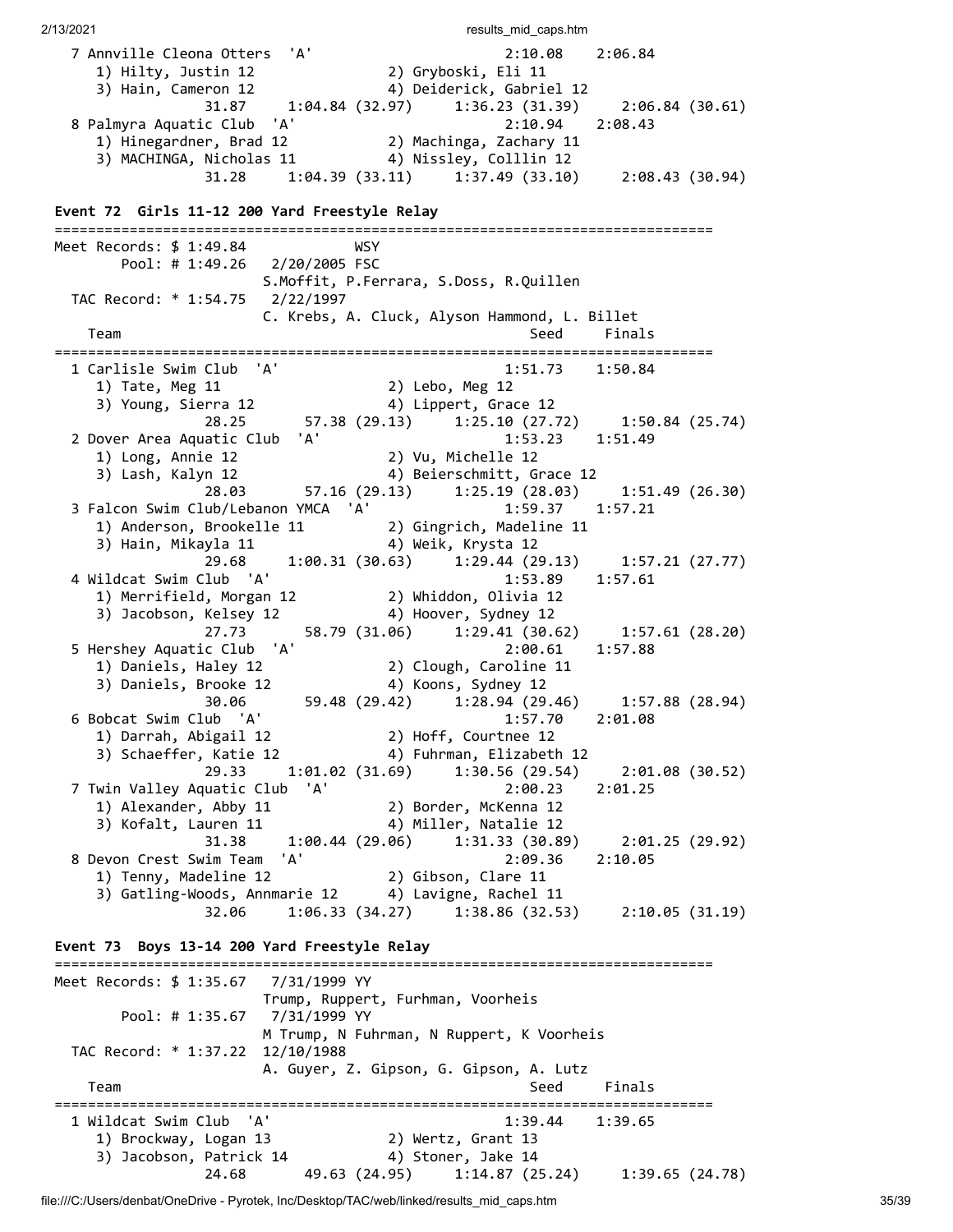```
  7 Annville Cleona Otters  'A'                       2:10.08    2:06.84
     1) Hilty, Justin 12                2) Gryboski, Eli 11
     3) Hain, Cameron 12                4) Deiderick, Gabriel 12
               31.87     1:04.84 (32.97)     1:36.23 (31.39)     2:06.84 (30.61)
  8 Palmyra Aquatic Club  'A'                         2:10.94    2:08.43
     1) Hinegardner, Brad 12            2) Machinga, Zachary 11
     3) MACHINGA, Nicholas 11           4) Nissley, Colllin 12
               31.28     1:04.39 (33.11)     1:37.49 (33.10)     2:08.43 (30.94)
```

**Event 72  Girls 11-12 200 Yard Freestyle Relay**

```
===============================================================================
Meet Records: $ 1:49.84             WSY
        Pool: # 1:49.26   2/20/2005 FSC
                         S.Moffit, P.Ferrara, S.Doss, R.Quillen
  TAC Record: * 1:54.75   2/22/1997
                         C. Krebs, A. Cluck, Alyson Hammond, L. Billet
    Team                                               Seed     Finals
===============================================================================
  1 Carlisle Swim Club  'A'                           1:51.73    1:50.84
     1) Tate, Meg 11                    2) Lebo, Meg 12
     3) Young, Sierra 12                4) Lippert, Grace 12
               28.25       57.38 (29.13)     1:25.10 (27.72)     1:50.84 (25.74)
  2 Dover Area Aquatic Club  'A'                      1:53.23    1:51.49
     1) Long, Annie 12                  2) Vu, Michelle 12
     3) Lash, Kalyn 12                  4) Beierschmitt, Grace 12
               28.03       57.16 (29.13)     1:25.19 (28.03)     1:51.49 (26.30)
  3 Falcon Swim Club/Lebanon YMCA  'A'                1:59.37    1:57.21
     1) Anderson, Brookelle 11          2) Gingrich, Madeline 11
     3) Hain, Mikayla 11                4) Weik, Krysta 12
               29.68     1:00.31 (30.63)     1:29.44 (29.13)     1:57.21 (27.77)
  4 Wildcat Swim Club  'A'                            1:53.89    1:57.61
     1) Merrifield, Morgan 12           2) Whiddon, Olivia 12
     3) Jacobson, Kelsey 12             4) Hoover, Sydney 12
               27.73       58.79 (31.06)     1:29.41 (30.62)     1:57.61 (28.20)
  5 Hershey Aquatic Club  'A'                         2:00.61    1:57.88
     1) Daniels, Haley 12               2) Clough, Caroline 11
     3) Daniels, Brooke 12              4) Koons, Sydney 12
               30.06       59.48 (29.42)     1:28.94 (29.46)     1:57.88 (28.94)
  6 Bobcat Swim Club  'A'                             1:57.70    2:01.08
     1) Darrah, Abigail 12              2) Hoff, Courtnee 12
     3) Schaeffer, Katie 12             4) Fuhrman, Elizabeth 12
               29.33     1:01.02 (31.69)     1:30.56 (29.54)     2:01.08 (30.52)
  7 Twin Valley Aquatic Club  'A'                     2:00.23    2:01.25
     1) Alexander, Abby 11              2) Border, McKenna 12
     3) Kofalt, Lauren 11               4) Miller, Natalie 12
               31.38     1:00.44 (29.06)     1:31.33 (30.89)     2:01.25 (29.92)
  8 Devon Crest Swim Team  'A'                        2:09.36    2:10.05
     1) Tenny, Madeline 12              2) Gibson, Clare 11
     3) Gatling-Woods, Annmarie 12      4) Lavigne, Rachel 11
               32.06     1:06.33 (34.27)     1:38.86 (32.53)     2:10.05 (31.19)
```

**Event 73  Boys 13-14 200 Yard Freestyle Relay**

```
===============================================================================
Meet Records: $ 1:35.67   7/31/1999 YY
                         Trump, Ruppert, Furhman, Voorheis
        Pool: # 1:35.67   7/31/1999 YY
                         M Trump, N Fuhrman, N Ruppert, K Voorheis
  TAC Record: * 1:37.22  12/10/1988
                         A. Guyer, Z. Gipson, G. Gipson, A. Lutz
    Team                                               Seed     Finals
===============================================================================
  1 Wildcat Swim Club  'A'                            1:39.44    1:39.65
     1) Brockway, Logan 13              2) Wertz, Grant 13
     3) Jacobson, Patrick 14            4) Stoner, Jake 14
               24.68       49.63 (24.95)     1:14.87 (25.24)     1:39.65 (24.78)
```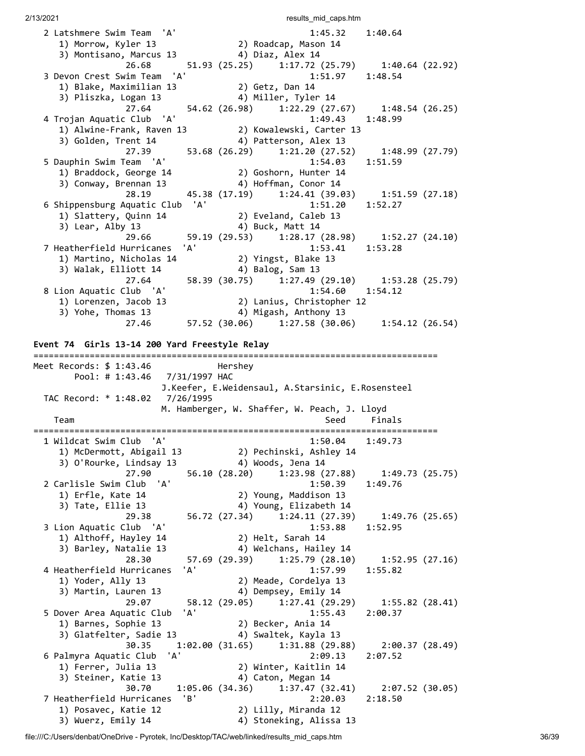```
  2 Latshmere Swim Team  'A'                           1:45.32    1:40.64  
     1) Morrow, Kyler 13               2) Roadcap, Mason 14              
     3) Montisano, Marcus 13           4) Diaz, Alex 14                  
               26.68       51.93 (25.25)     1:17.72 (25.79)     1:40.64 (22.92)
  3 Devon Crest Swim Team  'A'                         1:51.97    1:48.54  
     1) Blake, Maximilian 13           2) Getz, Dan 14                   
     3) Pliszka, Logan 13              4) Miller, Tyler 14               
               27.64       54.62 (26.98)     1:22.29 (27.67)     1:48.54 (26.25)
  4 Trojan Aquatic Club  'A'                           1:49.43    1:48.99  
     1) Alwine-Frank, Raven 13         2) Kowalewski, Carter 13          
     3) Golden, Trent 14               4) Patterson, Alex 13             
               27.39       53.68 (26.29)     1:21.20 (27.52)     1:48.99 (27.79)
  5 Dauphin Swim Team  'A'                             1:54.03    1:51.59  
     1) Braddock, George 14            2) Goshorn, Hunter 14             
     3) Conway, Brennan 13             4) Hoffman, Conor 14              
               28.19       45.38 (17.19)     1:24.41 (39.03)     1:51.59 (27.18)
  6 Shippensburg Aquatic Club  'A'                     1:51.20    1:52.27  
     1) Slattery, Quinn 14             2) Eveland, Caleb 13              
     3) Lear, Alby 13                  4) Buck, Matt 14                  
               29.66       59.19 (29.53)     1:28.17 (28.98)     1:52.27 (24.10)
  7 Heatherfield Hurricanes  'A'                       1:53.41    1:53.28  
     1) Martino, Nicholas 14           2) Yingst, Blake 13               
     3) Walak, Elliott 14              4) Balog, Sam 13                  
               27.64       58.39 (30.75)     1:27.49 (29.10)     1:53.28 (25.79)
  8 Lion Aquatic Club  'A'                             1:54.60    1:54.12  
     1) Lorenzen, Jacob 13             2) Lanius, Christopher 12         
     3) Yohe, Thomas 13                4) Migash, Anthony 13             
               27.46       57.52 (30.06)     1:27.58 (30.06)     1:54.12 (26.54)
```

**Event 74 Girls 13-14 200 Yard Freestyle Relay**

```
===============================================================================
Meet Records: $ 1:43.46              Hershey
        Pool: # 1:43.46   7/31/1997 HAC
                        J.Keefer, E.Weidensaul, A.Starsinic, E.Rosensteel
  TAC Record: * 1:48.02   7/26/1995
                        M. Hamberger, W. Shaffer, W. Peach, J. Lloyd
    Team                                            Seed     Finals 
===============================================================================
  1 Wildcat Swim Club  'A'                             1:50.04    1:49.73  
     1) McDermott, Abigail 13          2) Pechinski, Ashley 14           
     3) O'Rourke, Lindsay 13           4) Woods, Jena 14                 
               27.90       56.10 (28.20)     1:23.98 (27.88)     1:49.73 (25.75)
  2 Carlisle Swim Club  'A'                            1:50.39    1:49.76  
     1) Erfle, Kate 14                 2) Young, Maddison 13             
     3) Tate, Ellie 13                 4) Young, Elizabeth 14            
               29.38       56.72 (27.34)     1:24.11 (27.39)     1:49.76 (25.65)
  3 Lion Aquatic Club  'A'                             1:53.88    1:52.95  
     1) Althoff, Hayley 14             2) Helt, Sarah 14                 
     3) Barley, Natalie 13             4) Welchans, Hailey 14            
               28.30       57.69 (29.39)     1:25.79 (28.10)     1:52.95 (27.16)
  4 Heatherfield Hurricanes  'A'                       1:57.99    1:55.82  
     1) Yoder, Ally 13                 2) Meade, Cordelya 13             
     3) Martin, Lauren 13              4) Dempsey, Emily 14              
               29.07       58.12 (29.05)     1:27.41 (29.29)     1:55.82 (28.41)
  5 Dover Area Aquatic Club  'A'                       1:55.43    2:00.37  
     1) Barnes, Sophie 13              2) Becker, Ania 14                
     3) Glatfelter, Sadie 13           4) Swaltek, Kayla 13              
               30.35     1:02.00 (31.65)     1:31.88 (29.88)     2:00.37 (28.49)
  6 Palmyra Aquatic Club  'A'                          2:09.13    2:07.52  
     1) Ferrer, Julia 13               2) Winter, Kaitlin 14             
     3) Steiner, Katie 13              4) Caton, Megan 14                
               30.70     1:05.06 (34.36)     1:37.47 (32.41)     2:07.52 (30.05)
  7 Heatherfield Hurricanes  'B'                       2:20.03    2:18.50  
     1) Posavec, Katie 12              2) Lilly, Miranda 12              
     3) Wuerz, Emily 14                4) Stoneking, Alissa 13           
```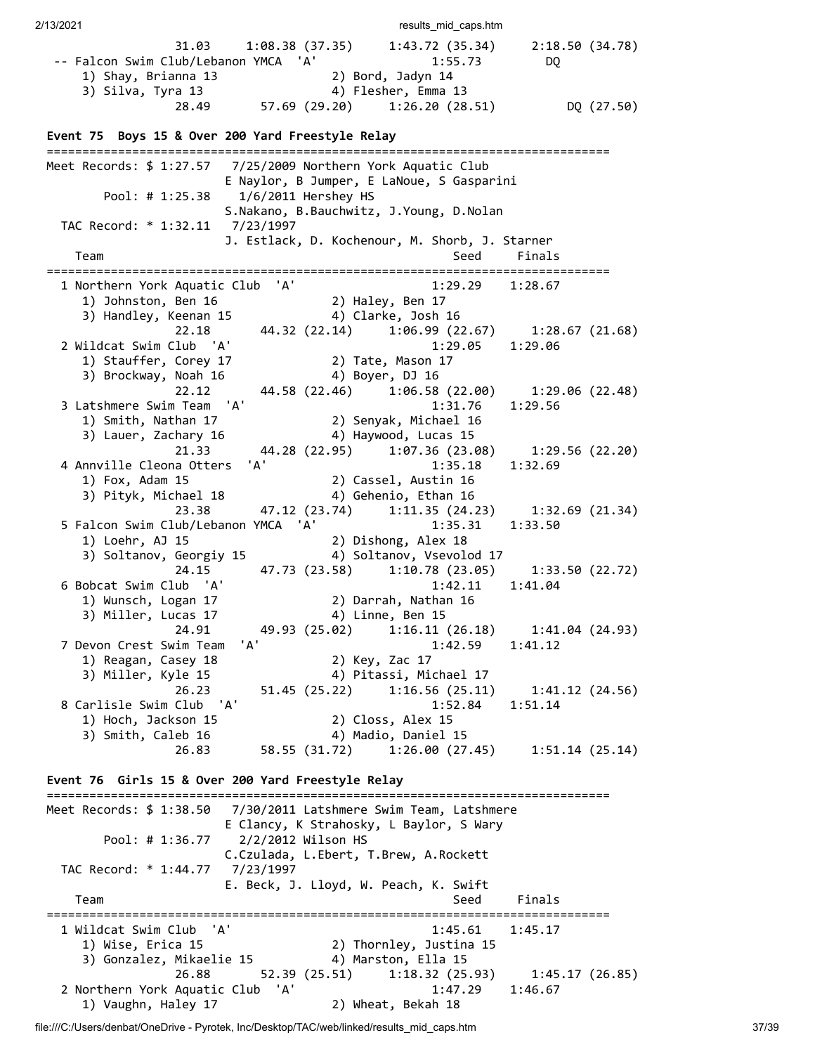```
               31.03     1:08.38 (37.35)     1:43.72 (35.34)     2:18.50 (34.78)
 -- Falcon Swim Club/Lebanon YMCA  'A'                 1:55.73          DQ
    1) Shay, Brianna 13               2) Bord, Jadyn 14
    3) Silva, Tyra 13                 4) Flesher, Emma 13
               28.49       57.69 (29.20)     1:26.20 (28.51)          DQ (27.50)
```

**Event 75  Boys 15 & Over 200 Yard Freestyle Relay**

```
===============================================================================
Meet Records: $ 1:27.57   7/25/2009 Northern York Aquatic Club
                        E Naylor, B Jumper, E LaNoue, S Gasparini
       Pool: # 1:25.38    1/6/2011 Hershey HS
                        S.Nakano, B.Bauchwitz, J.Young, D.Nolan
  TAC Record: * 1:32.11   7/23/1997
                        J. Estlack, D. Kochenour, M. Shorb, J. Starner
    Team                                               Seed     Finals
===============================================================================
  1 Northern York Aquatic Club  'A'                    1:29.29    1:28.67
     1) Johnston, Ben 16              2) Haley, Ben 17
     3) Handley, Keenan 15            4) Clarke, Josh 16
               22.18       44.32 (22.14)     1:06.99 (22.67)     1:28.67 (21.68)
  2 Wildcat Swim Club  'A'                             1:29.05    1:29.06
     1) Stauffer, Corey 17            2) Tate, Mason 17
     3) Brockway, Noah 16             4) Boyer, DJ 16
               22.12       44.58 (22.46)     1:06.58 (22.00)     1:29.06 (22.48)
  3 Latshmere Swim Team  'A'                           1:31.76    1:29.56
     1) Smith, Nathan 17              2) Senyak, Michael 16
     3) Lauer, Zachary 16             4) Haywood, Lucas 15
               21.33       44.28 (22.95)     1:07.36 (23.08)     1:29.56 (22.20)
  4 Annville Cleona Otters  'A'                        1:35.18    1:32.69
     1) Fox, Adam 15                  2) Cassel, Austin 16
     3) Pityk, Michael 18             4) Gehenio, Ethan 16
               23.38       47.12 (23.74)     1:11.35 (24.23)     1:32.69 (21.34)
  5 Falcon Swim Club/Lebanon YMCA  'A'                 1:35.31    1:33.50
     1) Loehr, AJ 15                  2) Dishong, Alex 18
     3) Soltanov, Georgiy 15          4) Soltanov, Vsevolod 17
               24.15       47.73 (23.58)     1:10.78 (23.05)     1:33.50 (22.72)
  6 Bobcat Swim Club  'A'                              1:42.11    1:41.04
     1) Wunsch, Logan 17              2) Darrah, Nathan 16
     3) Miller, Lucas 17              4) Linne, Ben 15
               24.91       49.93 (25.02)     1:16.11 (26.18)     1:41.04 (24.93)
  7 Devon Crest Swim Team  'A'                         1:42.59    1:41.12
     1) Reagan, Casey 18              2) Key, Zac 17
     3) Miller, Kyle 15               4) Pitassi, Michael 17
               26.23       51.45 (25.22)     1:16.56 (25.11)     1:41.12 (24.56)
  8 Carlisle Swim Club  'A'                            1:52.84    1:51.14
     1) Hoch, Jackson 15              2) Closs, Alex 15
     3) Smith, Caleb 16               4) Madio, Daniel 15
               26.83       58.55 (31.72)     1:26.00 (27.45)     1:51.14 (25.14)
```

**Event 76  Girls 15 & Over 200 Yard Freestyle Relay**

```
===============================================================================
Meet Records: $ 1:38.50   7/30/2011 Latshmere Swim Team, Latshmere
                        E Clancy, K Strahosky, L Baylor, S Wary
       Pool: # 1:36.77    2/2/2012 Wilson HS
                        C.Czulada, L.Ebert, T.Brew, A.Rockett
  TAC Record: * 1:44.77   7/23/1997
                        E. Beck, J. Lloyd, W. Peach, K. Swift
    Team                                               Seed     Finals
===============================================================================
  1 Wildcat Swim Club  'A'                             1:45.61    1:45.17
     1) Wise, Erica 15                2) Thornley, Justina 15
     3) Gonzalez, Mikaelie 15         4) Marston, Ella 15
               26.88       52.39 (25.51)     1:18.32 (25.93)     1:45.17 (26.85)
  2 Northern York Aquatic Club  'A'                    1:47.29    1:46.67
     1) Vaughn, Haley 17              2) Wheat, Bekah 18
```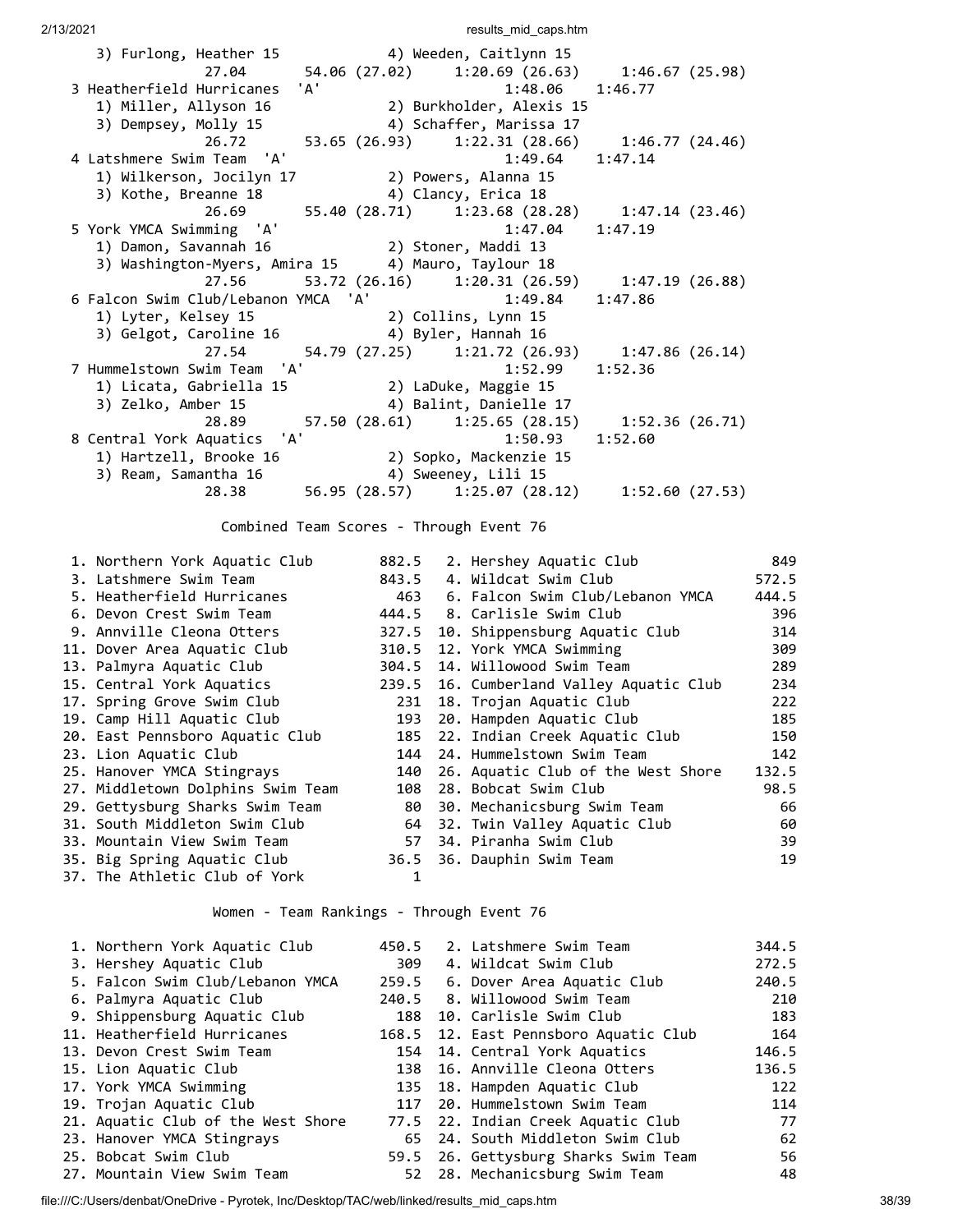```
   3) Furlong, Heather 15            4) Weeden, Caitlynn 15
             27.04       54.06 (27.02)     1:20.69 (26.63)     1:46.67 (25.98)
 3 Heatherfield Hurricanes  'A'                    1:48.06    1:46.77
   1) Miller, Allyson 16             2) Burkholder, Alexis 15
   3) Dempsey, Molly 15              4) Schaffer, Marissa 17
             26.72       53.65 (26.93)     1:22.31 (28.66)     1:46.77 (24.46)
 4 Latshmere Swim Team  'A'                        1:49.64    1:47.14
   1) Wilkerson, Jocilyn 17          2) Powers, Alanna 15
   3) Kothe, Breanne 18              4) Clancy, Erica 18
             26.69       55.40 (28.71)     1:23.68 (28.28)     1:47.14 (23.46)
 5 York YMCA Swimming  'A'                         1:47.04    1:47.19
   1) Damon, Savannah 16             2) Stoner, Maddi 13
   3) Washington-Myers, Amira 15     4) Mauro, Taylour 18
             27.56       53.72 (26.16)     1:20.31 (26.59)     1:47.19 (26.88)
 6 Falcon Swim Club/Lebanon YMCA  'A'              1:49.84    1:47.86
   1) Lyter, Kelsey 15               2) Collins, Lynn 15
   3) Gelgot, Caroline 16            4) Byler, Hannah 16
             27.54       54.79 (27.25)     1:21.72 (26.93)     1:47.86 (26.14)
 7 Hummelstown Swim Team  'A'                      1:52.99    1:52.36
   1) Licata, Gabriella 15           2) LaDuke, Maggie 15
   3) Zelko, Amber 15                4) Balint, Danielle 17
             28.89       57.50 (28.61)     1:25.65 (28.15)     1:52.36 (26.71)
 8 Central York Aquatics  'A'                      1:50.93    1:52.60
   1) Hartzell, Brooke 16            2) Sopko, Mackenzie 15
   3) Ream, Samantha 16              4) Sweeney, Lili 15
             28.38       56.95 (28.57)     1:25.07 (28.12)     1:52.60 (27.53)

                 Combined Team Scores - Through Event 76

  1. Northern York Aquatic Club       882.5   2. Hershey Aquatic Club               849
  3. Latshmere Swim Team              843.5   4. Wildcat Swim Club                572.5
  5. Heatherfield Hurricanes            463   6. Falcon Swim Club/Lebanon YMCA    444.5
  6. Devon Crest Swim Team            444.5   8. Carlisle Swim Club                 396
  9. Annville Cleona Otters           327.5  10. Shippensburg Aquatic Club          314
 11. Dover Area Aquatic Club          310.5  12. York YMCA Swimming                 309
 13. Palmyra Aquatic Club             304.5  14. Willowood Swim Team                289
 15. Central York Aquatics            239.5  16. Cumberland Valley Aquatic Club     234
 17. Spring Grove Swim Club             231  18. Trojan Aquatic Club                222
 19. Camp Hill Aquatic Club             193  20. Hampden Aquatic Club               185
 20. East Pennsboro Aquatic Club        185  22. Indian Creek Aquatic Club          150
 23. Lion Aquatic Club                  144  24. Hummelstown Swim Team              142
 25. Hanover YMCA Stingrays             140  26. Aquatic Club of the West Shore   132.5
 27. Middletown Dolphins Swim Team      108  28. Bobcat Swim Club                  98.5
 29. Gettysburg Sharks Swim Team         80  30. Mechanicsburg Swim Team             66
 31. South Middleton Swim Club           64  32. Twin Valley Aquatic Club           60
 33. Mountain View Swim Team             57  34. Piranha Swim Club                   39
 35. Big Spring Aquatic Club           36.5  36. Dauphin Swim Team                   19
 37. The Athletic Club of York            1

                Women - Team Rankings - Through Event 76

  1. Northern York Aquatic Club       450.5   2. Latshmere Swim Team              344.5
  3. Hershey Aquatic Club               309   4. Wildcat Swim Club                272.5
  5. Falcon Swim Club/Lebanon YMCA    259.5   6. Dover Area Aquatic Club          240.5
  6. Palmyra Aquatic Club             240.5   8. Willowood Swim Team                210
  9. Shippensburg Aquatic Club          188  10. Carlisle Swim Club                 183
 11. Heatherfield Hurricanes          168.5  12. East Pennsboro Aquatic Club        164
 13. Devon Crest Swim Team              154  14. Central York Aquatics            146.5
 15. Lion Aquatic Club                  138  16. Annville Cleona Otters           136.5
 17. York YMCA Swimming                 135  18. Hampden Aquatic Club               122
 19. Trojan Aquatic Club                117  20. Hummelstown Swim Team              114
 21. Aquatic Club of the West Shore    77.5  22. Indian Creek Aquatic Club           77
 23. Hanover YMCA Stingrays              65  24. South Middleton Swim Club           62
 25. Bobcat Swim Club                  59.5  26. Gettysburg Sharks Swim Team         56
 27. Mountain View Swim Team             52  28. Mechanicsburg Swim Team             48
```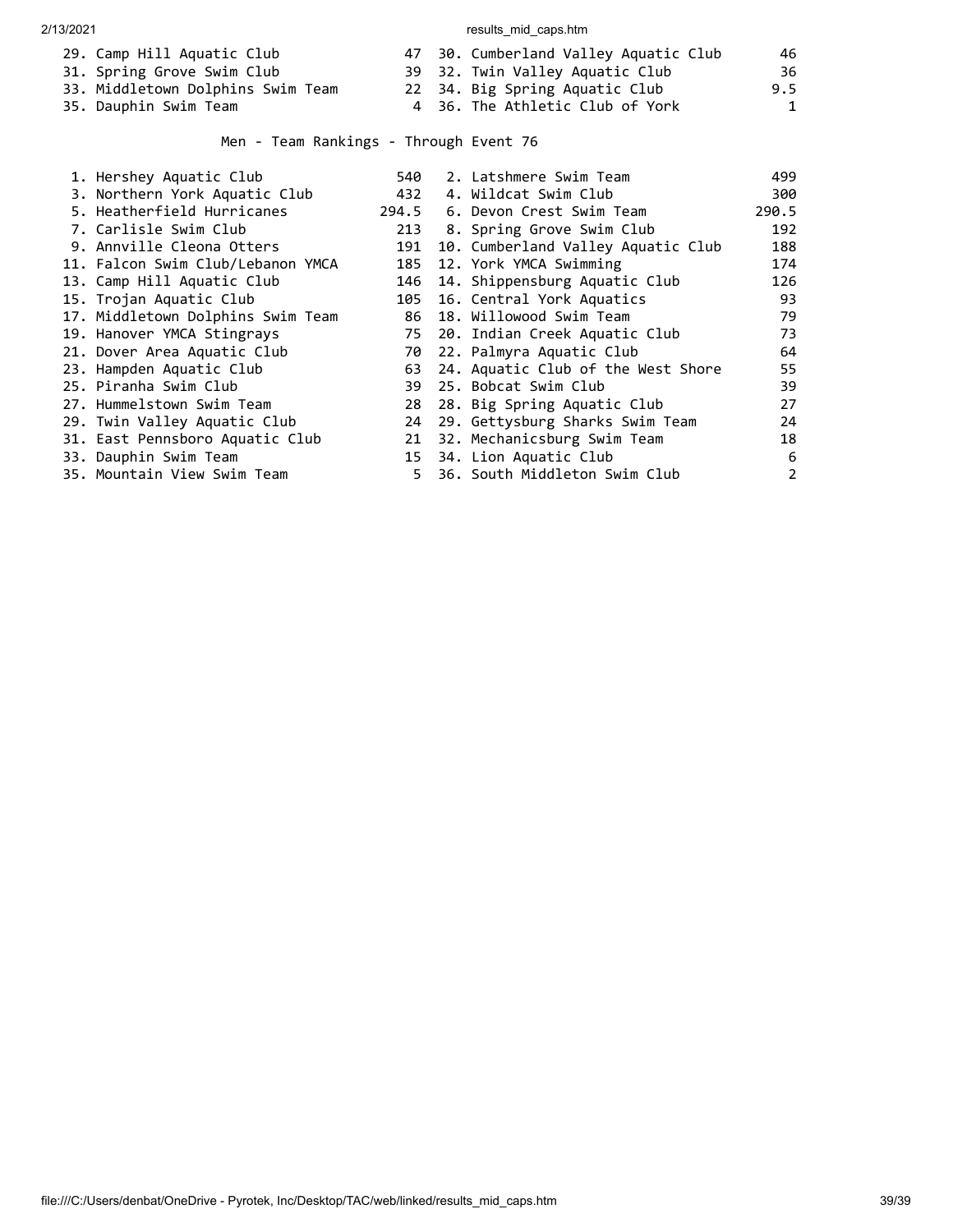| | | | |
|---|---|---|---|
| 29. Camp Hill Aquatic Club | 47 | 30. Cumberland Valley Aquatic Club | 46 |
| 31. Spring Grove Swim Club | 39 | 32. Twin Valley Aquatic Club | 36 |
| 33. Middletown Dolphins Swim Team | 22 | 34. Big Spring Aquatic Club | 9.5 |
| 35. Dauphin Swim Team | 4 | 36. The Athletic Club of York | 1 |

## Men - Team Rankings - Through Event 76

| | | | |
|---|---|---|---|
| 1. Hershey Aquatic Club | 540 | 2. Latshmere Swim Team | 499 |
| 3. Northern York Aquatic Club | 432 | 4. Wildcat Swim Club | 300 |
| 5. Heatherfield Hurricanes | 294.5 | 6. Devon Crest Swim Team | 290.5 |
| 7. Carlisle Swim Club | 213 | 8. Spring Grove Swim Club | 192 |
| 9. Annville Cleona Otters | 191 | 10. Cumberland Valley Aquatic Club | 188 |
| 11. Falcon Swim Club/Lebanon YMCA | 185 | 12. York YMCA Swimming | 174 |
| 13. Camp Hill Aquatic Club | 146 | 14. Shippensburg Aquatic Club | 126 |
| 15. Trojan Aquatic Club | 105 | 16. Central York Aquatics | 93 |
| 17. Middletown Dolphins Swim Team | 86 | 18. Willowood Swim Team | 79 |
| 19. Hanover YMCA Stingrays | 75 | 20. Indian Creek Aquatic Club | 73 |
| 21. Dover Area Aquatic Club | 70 | 22. Palmyra Aquatic Club | 64 |
| 23. Hampden Aquatic Club | 63 | 24. Aquatic Club of the West Shore | 55 |
| 25. Piranha Swim Club | 39 | 25. Bobcat Swim Club | 39 |
| 27. Hummelstown Swim Team | 28 | 28. Big Spring Aquatic Club | 27 |
| 29. Twin Valley Aquatic Club | 24 | 29. Gettysburg Sharks Swim Team | 24 |
| 31. East Pennsboro Aquatic Club | 21 | 32. Mechanicsburg Swim Team | 18 |
| 33. Dauphin Swim Team | 15 | 34. Lion Aquatic Club | 6 |
| 35. Mountain View Swim Team | 5 | 36. South Middleton Swim Club | 2 |